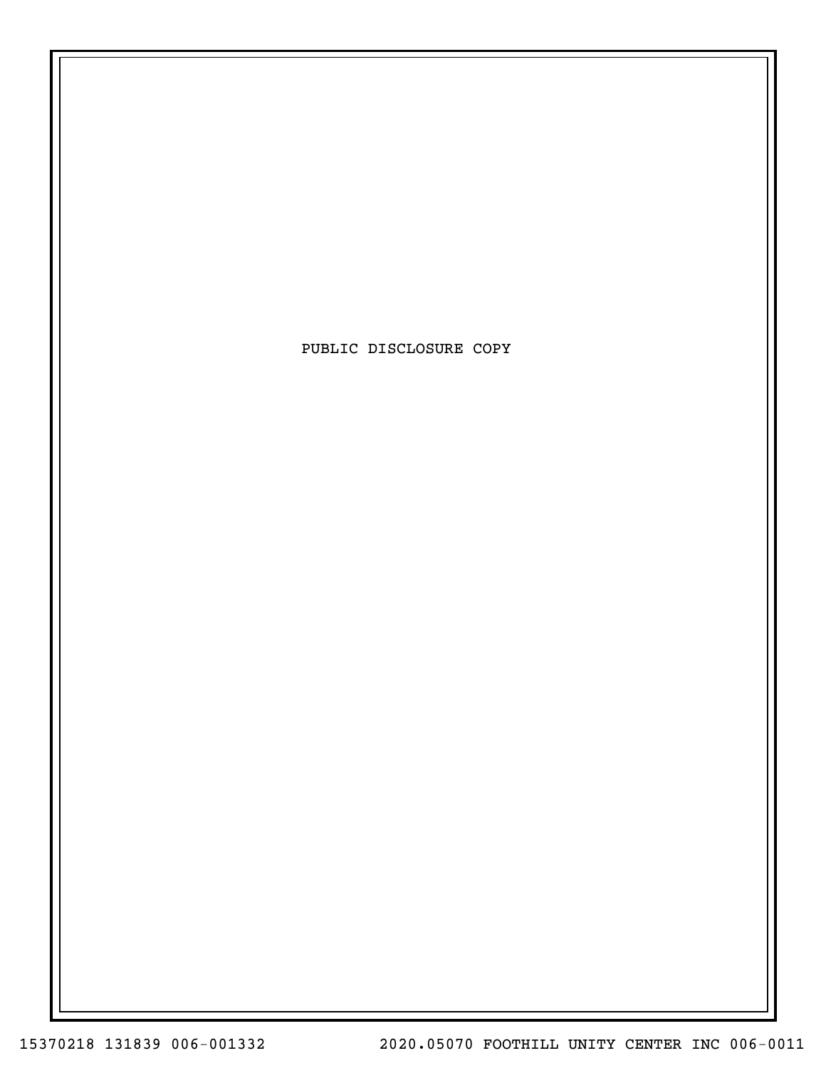PUBLIC DISCLOSURE COPY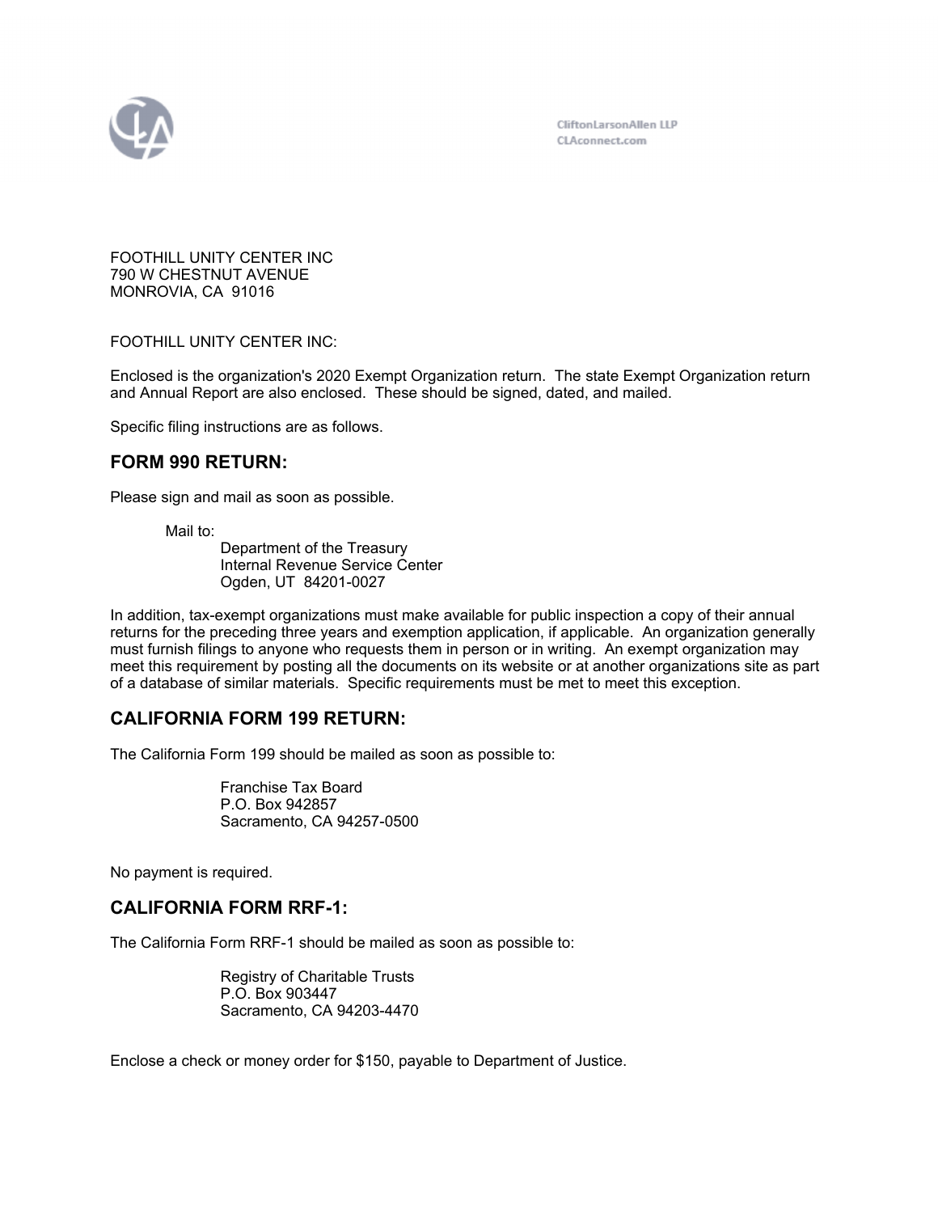CliftonLarsonAllen LLP
CLAconnect.com

FOOTHILL UNITY CENTER INC
790 W CHESTNUT AVENUE
MONROVIA, CA 91016

FOOTHILL UNITY CENTER INC:

Enclosed is the organization's 2020 Exempt Organization return. The state Exempt Organization return and Annual Report are also enclosed. These should be signed, dated, and mailed.

Specific filing instructions are as follows.

## FORM 990 RETURN:

Please sign and mail as soon as possible.

Mail to:
Department of the Treasury
Internal Revenue Service Center
Ogden, UT 84201-0027

In addition, tax-exempt organizations must make available for public inspection a copy of their annual returns for the preceding three years and exemption application, if applicable. An organization generally must furnish filings to anyone who requests them in person or in writing. An exempt organization may meet this requirement by posting all the documents on its website or at another organizations site as part of a database of similar materials. Specific requirements must be met to meet this exception.

## CALIFORNIA FORM 199 RETURN:

The California Form 199 should be mailed as soon as possible to:

Franchise Tax Board
P.O. Box 942857
Sacramento, CA 94257-0500

No payment is required.

## CALIFORNIA FORM RRF-1:

The California Form RRF-1 should be mailed as soon as possible to:

Registry of Charitable Trusts
P.O. Box 903447
Sacramento, CA 94203-4470

Enclose a check or money order for $150, payable to Department of Justice.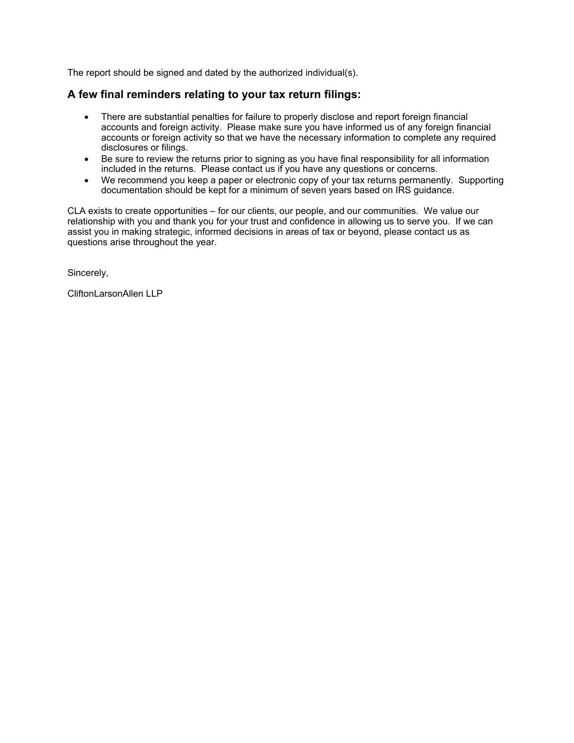The report should be signed and dated by the authorized individual(s).

### A few final reminders relating to your tax return filings:

- There are substantial penalties for failure to properly disclose and report foreign financial accounts and foreign activity. Please make sure you have informed us of any foreign financial accounts or foreign activity so that we have the necessary information to complete any required disclosures or filings.
- Be sure to review the returns prior to signing as you have final responsibility for all information included in the returns. Please contact us if you have any questions or concerns.
- We recommend you keep a paper or electronic copy of your tax returns permanently. Supporting documentation should be kept for a minimum of seven years based on IRS guidance.

CLA exists to create opportunities – for our clients, our people, and our communities. We value our relationship with you and thank you for your trust and confidence in allowing us to serve you. If we can assist you in making strategic, informed decisions in areas of tax or beyond, please contact us as questions arise throughout the year.

Sincerely,

CliftonLarsonAllen LLP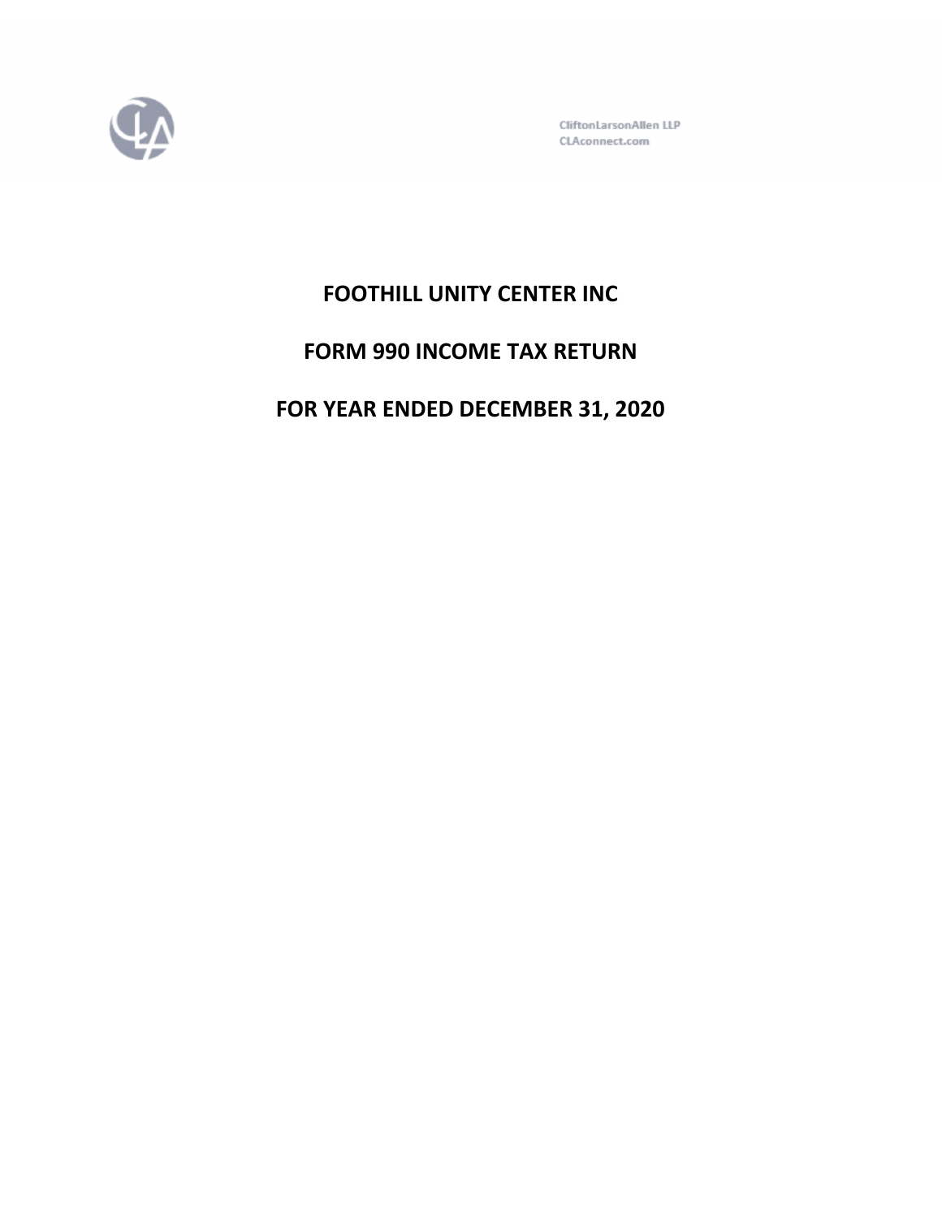CliftonLarsonAllen LLP
CLAconnect.com

# FOOTHILL UNITY CENTER INC

# FORM 990 INCOME TAX RETURN

# FOR YEAR ENDED DECEMBER 31, 2020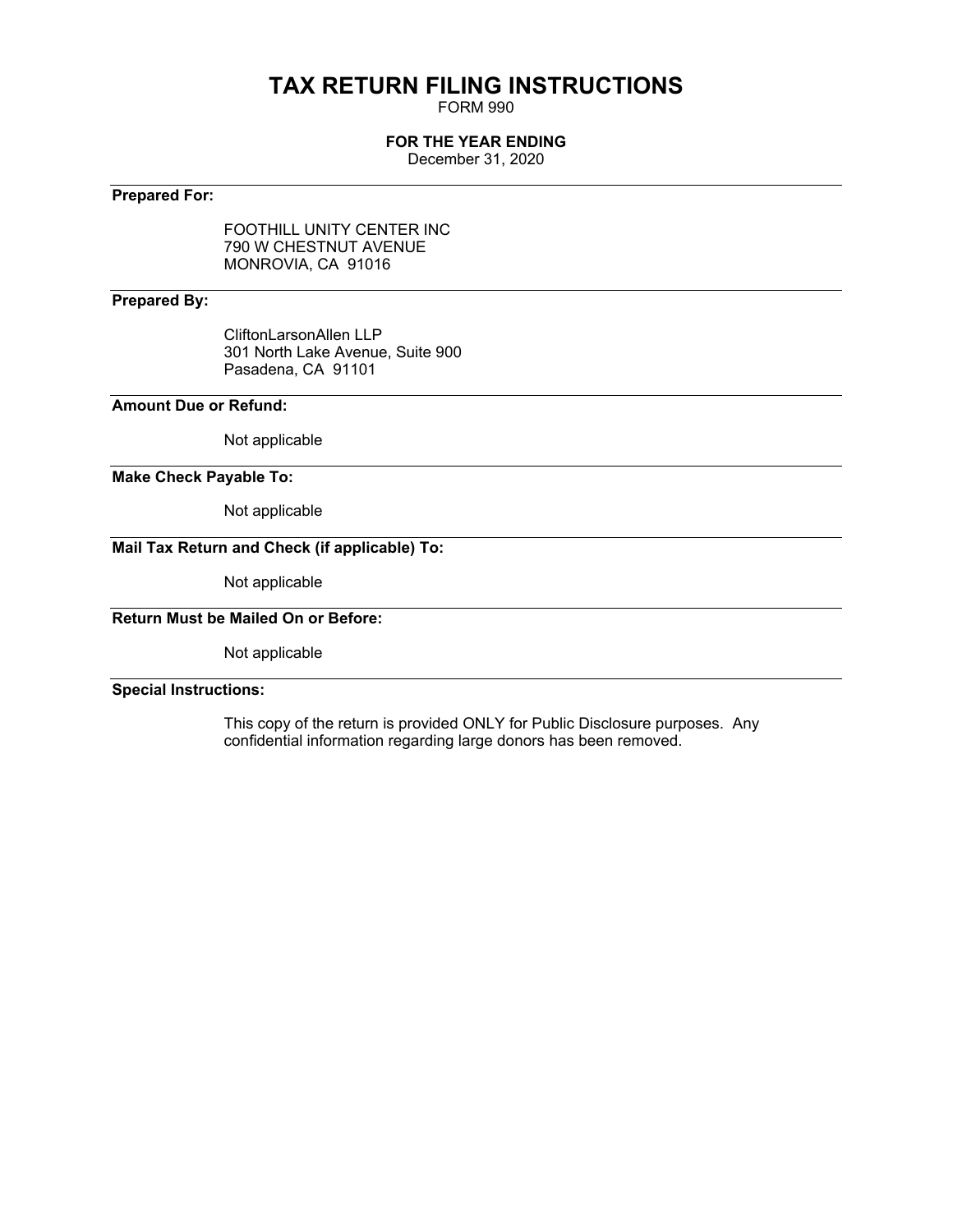# TAX RETURN FILING INSTRUCTIONS

FORM 990

**FOR THE YEAR ENDING**

December 31, 2020

---

**Prepared For:**

FOOTHILL UNITY CENTER INC
790 W CHESTNUT AVENUE
MONROVIA, CA 91016

---

**Prepared By:**

CliftonLarsonAllen LLP
301 North Lake Avenue, Suite 900
Pasadena, CA 91101

---

**Amount Due or Refund:**

Not applicable

---

**Make Check Payable To:**

Not applicable

---

**Mail Tax Return and Check (if applicable) To:**

Not applicable

---

**Return Must be Mailed On or Before:**

Not applicable

---

**Special Instructions:**

This copy of the return is provided ONLY for Public Disclosure purposes. Any confidential information regarding large donors has been removed.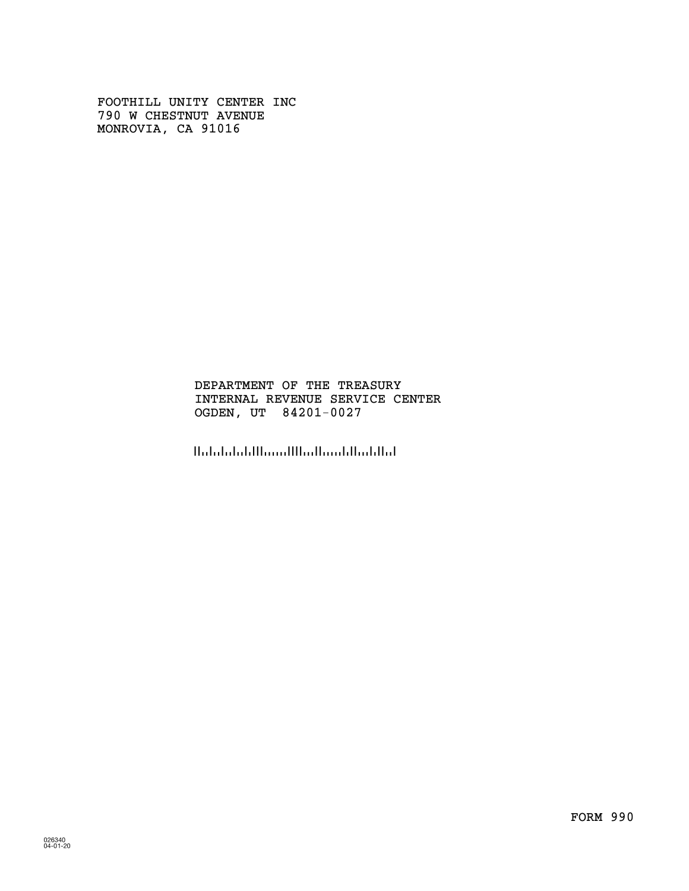FOOTHILL UNITY CENTER INC
790 W CHESTNUT AVENUE
MONROVIA, CA 91016

DEPARTMENT OF THE TREASURY
INTERNAL REVENUE SERVICE CENTER
OGDEN, UT 84201-0027

FORM 990

026340
04-01-20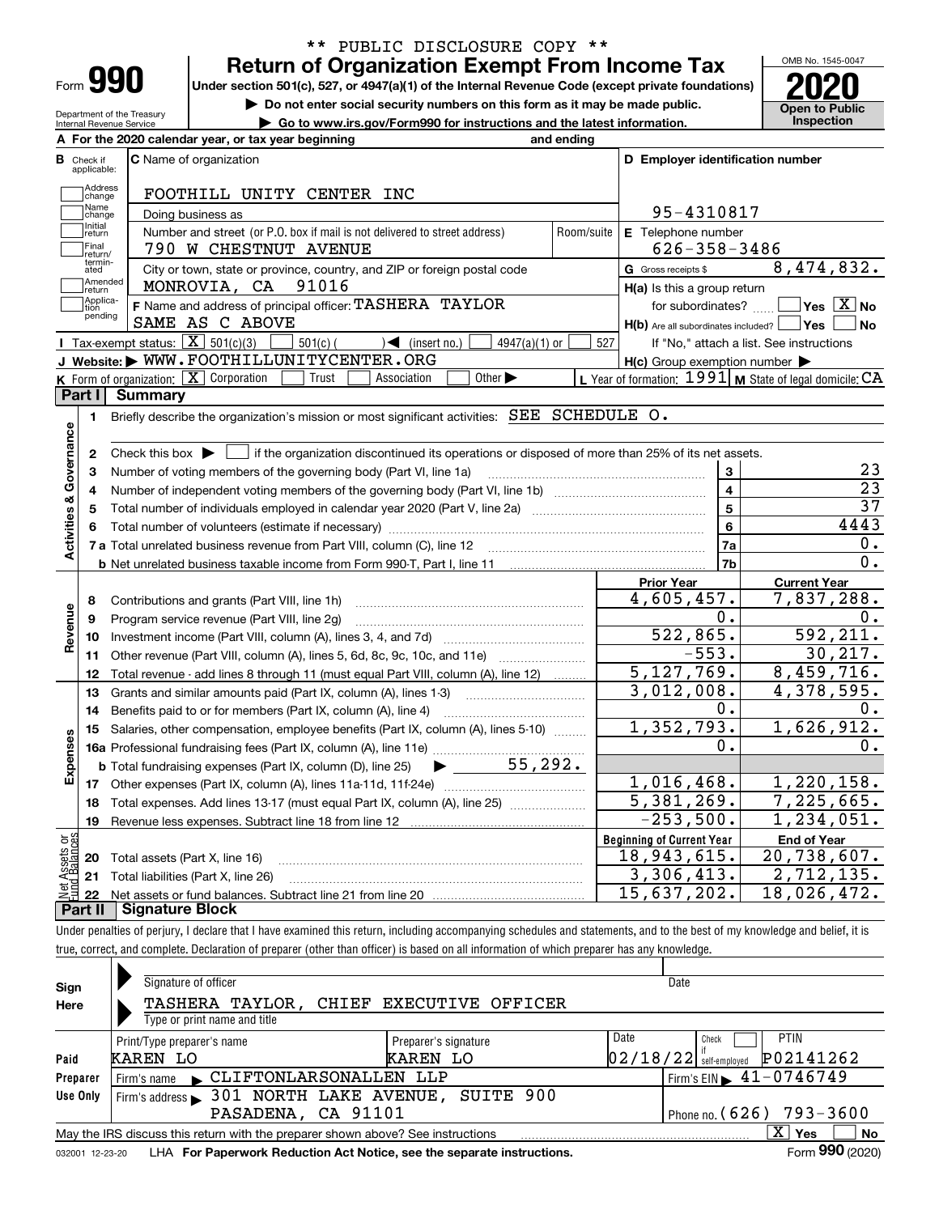\*\* PUBLIC DISCLOSURE COPY \*\*

# Form 990 — Return of Organization Exempt From Income Tax

**Under section 501(c), 527, or 4947(a)(1) of the Internal Revenue Code (except private foundations)**

▶ Do not enter social security numbers on this form as it may be made public.

▶ Go to www.irs.gov/Form990 for instructions and the latest information.

Department of the Treasury
Internal Revenue Service

OMB No. 1545-0047

**2020**

**Open to Public Inspection**

**A** For the 2020 calendar year, or tax year beginning and ending

**B** Check if applicable: Address change, Name change, Initial return, Final return/terminated, Amended return, Application pending

**C** Name of organization: FOOTHILL UNITY CENTER INC

Doing business as

Number and street (or P.O. box if mail is not delivered to street address): 790 W CHESTNUT AVENUE | Room/suite

City or town, state or province, country, and ZIP or foreign postal code: MONROVIA, CA 91016

**D** Employer identification number: 95-4310817

**E** Telephone number: 626-358-3486

**G** Gross receipts $ 8,474,832.

**F** Name and address of principal officer: TASHERA TAYLOR
SAME AS C ABOVE

**H(a)** Is this a group return for subordinates? ☐ Yes ☒ No

**H(b)** Are all subordinates included? ☐ Yes ☐ No
If "No," attach a list. See instructions

**H(c)** Group exemption number ▶

**I** Tax-exempt status: ☒ 501(c)(3) ☐ 501(c) ( ) ◀ (insert no.) ☐ 4947(a)(1) or ☐ 527

**J** Website: ▶ WWW.FOOTHILLUNITYCENTER.ORG

**K** Form of organization: ☒ Corporation ☐ Trust ☐ Association ☐ Other ▶

**L** Year of formation: 1991 **M** State of legal domicile: CA

## Part I Summary

**Activities & Governance**

1 Briefly describe the organization's mission or most significant activities: SEE SCHEDULE O.

2 Check this box ▶ ☐ if the organization discontinued its operations or disposed of more than 25% of its net assets.

| Line | Description | | Value |
|---|---|---|---|
| 3 | Number of voting members of the governing body (Part VI, line 1a) | 3 | 23 |
| 4 | Number of independent voting members of the governing body (Part VI, line 1b) | 4 | 23 |
| 5 | Total number of individuals employed in calendar year 2020 (Part V, line 2a) | 5 | 37 |
| 6 | Total number of volunteers (estimate if necessary) | 6 | 4443 |
| 7a | Total unrelated business revenue from Part VIII, column (C), line 12 | 7a | 0. |
| 7b | Net unrelated business taxable income from Form 990-T, Part I, line 11 | 7b | 0. |

| Line | Description | Prior Year | Current Year |
|---|---|---|---|
| **Revenue** | | | |
| 8 | Contributions and grants (Part VIII, line 1h) | 4,605,457. | 7,837,288. |
| 9 | Program service revenue (Part VIII, line 2g) | 0. | 0. |
| 10 | Investment income (Part VIII, column (A), lines 3, 4, and 7d) | 522,865. | 592,211. |
| 11 | Other revenue (Part VIII, column (A), lines 5, 6d, 8c, 9c, 10c, and 11e) | -553. | 30,217. |
| 12 | Total revenue - add lines 8 through 11 (must equal Part VIII, column (A), line 12) | 5,127,769. | 8,459,716. |
| **Expenses** | | | |
| 13 | Grants and similar amounts paid (Part IX, column (A), lines 1-3) | 3,012,008. | 4,378,595. |
| 14 | Benefits paid to or for members (Part IX, column (A), line 4) | 0. | 0. |
| 15 | Salaries, other compensation, employee benefits (Part IX, column (A), lines 5-10) | 1,352,793. | 1,626,912. |
| 16a | Professional fundraising fees (Part IX, column (A), line 11e) | 0. | 0. |
| b | Total fundraising expenses (Part IX, column (D), line 25) ▶ 55,292. | | |
| 17 | Other expenses (Part IX, column (A), lines 11a-11d, 11f-24e) | 1,016,468. | 1,220,158. |
| 18 | Total expenses. Add lines 13-17 (must equal Part IX, column (A), line 25) | 5,381,269. | 7,225,665. |
| 19 | Revenue less expenses. Subtract line 18 from line 12 | -253,500. | 1,234,051. |

| Line | Net Assets or Fund Balances | Beginning of Current Year | End of Year |
|---|---|---|---|
| 20 | Total assets (Part X, line 16) | 18,943,615. | 20,738,607. |
| 21 | Total liabilities (Part X, line 26) | 3,306,413. | 2,712,135. |
| 22 | Net assets or fund balances. Subtract line 21 from line 20 | 15,637,202. | 18,026,472. |

## Part II Signature Block

Under penalties of perjury, I declare that I have examined this return, including accompanying schedules and statements, and to the best of my knowledge and belief, it is true, correct, and complete. Declaration of preparer (other than officer) is based on all information of which preparer has any knowledge.

**Sign Here**

Signature of officer | Date

TASHERA TAYLOR, CHIEF EXECUTIVE OFFICER
Type or print name and title

**Paid Preparer Use Only**

| Print/Type preparer's name | Preparer's signature | Date | Check if self-employed | PTIN |
|---|---|---|---|---|
| KAREN LO | KAREN LO | 02/18/22 | ☐ | P02141262 |

Firm's name ▶ CLIFTONLARSONALLEN LLP | Firm's EIN ▶ 41-0746749

Firm's address ▶ 301 NORTH LAKE AVENUE, SUITE 900, PASADENA, CA 91101 | Phone no. (626) 793-3600

May the IRS discuss this return with the preparer shown above? See instructions ☒ Yes ☐ No

032001 12-23-20 LHA For Paperwork Reduction Act Notice, see the separate instructions. Form **990** (2020)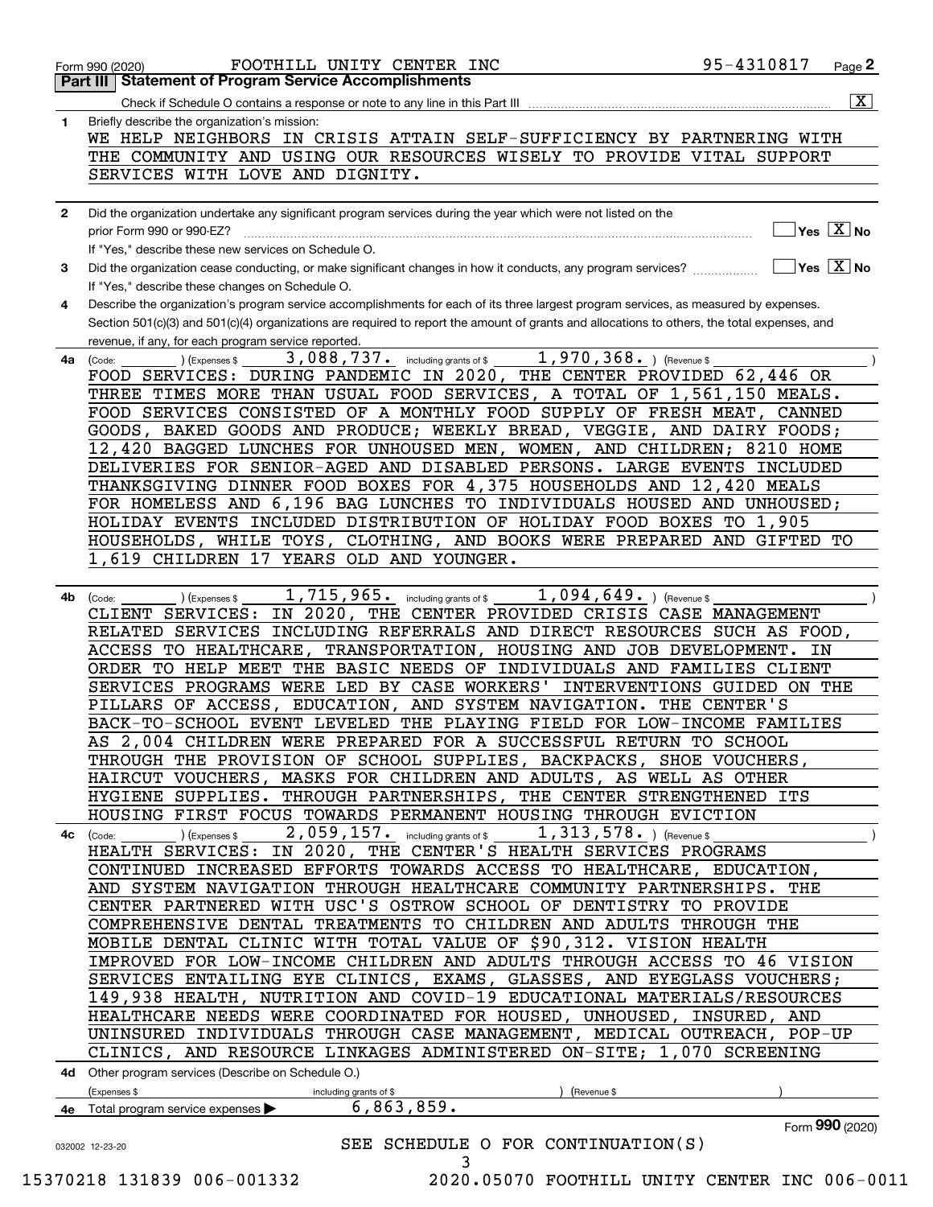Form 990 (2020) FOOTHILL UNITY CENTER INC 95-4310817

## Part III Statement of Program Service Accomplishments

Check if Schedule O contains a response or note to any line in this Part III [X]

**1** Briefly describe the organization's mission:

WE HELP NEIGHBORS IN CRISIS ATTAIN SELF-SUFFICIENCY BY PARTNERING WITH THE COMMUNITY AND USING OUR RESOURCES WISELY TO PROVIDE VITAL SUPPORT SERVICES WITH LOVE AND DIGNITY.

**2** Did the organization undertake any significant program services during the year which were not listed on the prior Form 990 or 990-EZ? [ ] Yes [X] No

If "Yes," describe these new services on Schedule O.

**3** Did the organization cease conducting, or make significant changes in how it conducts, any program services? [ ] Yes [X] No

If "Yes," describe these changes on Schedule O.

**4** Describe the organization's program service accomplishments for each of its three largest program services, as measured by expenses. Section 501(c)(3) and 501(c)(4) organizations are required to report the amount of grants and allocations to others, the total expenses, and revenue, if any, for each program service reported.

**4a** (Code: ) (Expenses $ 3,088,737. including grants of $ 1,970,368. ) (Revenue $ )

FOOD SERVICES: DURING PANDEMIC IN 2020, THE CENTER PROVIDED 62,446 OR THREE TIMES MORE THAN USUAL FOOD SERVICES, A TOTAL OF 1,561,150 MEALS. FOOD SERVICES CONSISTED OF A MONTHLY FOOD SUPPLY OF FRESH MEAT, CANNED GOODS, BAKED GOODS AND PRODUCE; WEEKLY BREAD, VEGGIE, AND DAIRY FOODS; 12,420 BAGGED LUNCHES FOR UNHOUSED MEN, WOMEN, AND CHILDREN; 8210 HOME DELIVERIES FOR SENIOR-AGED AND DISABLED PERSONS. LARGE EVENTS INCLUDED THANKSGIVING DINNER FOOD BOXES FOR 4,375 HOUSEHOLDS AND 12,420 MEALS FOR HOMELESS AND 6,196 BAG LUNCHES TO INDIVIDUALS HOUSED AND UNHOUSED; HOLIDAY EVENTS INCLUDED DISTRIBUTION OF HOLIDAY FOOD BOXES TO 1,905 HOUSEHOLDS, WHILE TOYS, CLOTHING, AND BOOKS WERE PREPARED AND GIFTED TO 1,619 CHILDREN 17 YEARS OLD AND YOUNGER.

**4b** (Code: ) (Expenses $ 1,715,965. including grants of $ 1,094,649. ) (Revenue $ )

CLIENT SERVICES: IN 2020, THE CENTER PROVIDED CRISIS CASE MANAGEMENT RELATED SERVICES INCLUDING REFERRALS AND DIRECT RESOURCES SUCH AS FOOD, ACCESS TO HEALTHCARE, TRANSPORTATION, HOUSING AND JOB DEVELOPMENT. IN ORDER TO HELP MEET THE BASIC NEEDS OF INDIVIDUALS AND FAMILIES CLIENT SERVICES PROGRAMS WERE LED BY CASE WORKERS' INTERVENTIONS GUIDED ON THE PILLARS OF ACCESS, EDUCATION, AND SYSTEM NAVIGATION. THE CENTER'S BACK-TO-SCHOOL EVENT LEVELED THE PLAYING FIELD FOR LOW-INCOME FAMILIES AS 2,004 CHILDREN WERE PREPARED FOR A SUCCESSFUL RETURN TO SCHOOL THROUGH THE PROVISION OF SCHOOL SUPPLIES, BACKPACKS, SHOE VOUCHERS, HAIRCUT VOUCHERS, MASKS FOR CHILDREN AND ADULTS, AS WELL AS OTHER HYGIENE SUPPLIES. THROUGH PARTNERSHIPS, THE CENTER STRENGTHENED ITS HOUSING FIRST FOCUS TOWARDS PERMANENT HOUSING THROUGH EVICTION

**4c** (Code: ) (Expenses $ 2,059,157. including grants of $ 1,313,578. ) (Revenue $ )

HEALTH SERVICES: IN 2020, THE CENTER'S HEALTH SERVICES PROGRAMS CONTINUED INCREASED EFFORTS TOWARDS ACCESS TO HEALTHCARE, EDUCATION, AND SYSTEM NAVIGATION THROUGH HEALTHCARE COMMUNITY PARTNERSHIPS. THE CENTER PARTNERED WITH USC'S OSTROW SCHOOL OF DENTISTRY TO PROVIDE COMPREHENSIVE DENTAL TREATMENTS TO CHILDREN AND ADULTS THROUGH THE MOBILE DENTAL CLINIC WITH TOTAL VALUE OF $90,312. VISION HEALTH IMPROVED FOR LOW-INCOME CHILDREN AND ADULTS THROUGH ACCESS TO 46 VISION SERVICES ENTAILING EYE CLINICS, EXAMS, GLASSES, AND EYEGLASS VOUCHERS; 149,938 HEALTH, NUTRITION AND COVID-19 EDUCATIONAL MATERIALS/RESOURCES HEALTHCARE NEEDS WERE COORDINATED FOR HOUSED, UNHOUSED, INSURED, AND UNINSURED INDIVIDUALS THROUGH CASE MANAGEMENT, MEDICAL OUTREACH, POP-UP CLINICS, AND RESOURCE LINKAGES ADMINISTERED ON-SITE; 1,070 SCREENING

**4d** Other program services (Describe on Schedule O.)

(Expenses $ including grants of $ ) (Revenue $ )

**4e** Total program service expenses ▶ 6,863,859.

Form **990** (2020)

032002 12-23-20

SEE SCHEDULE O FOR CONTINUATION(S)

15370218 131839 006-001332 2020.05070 FOOTHILL UNITY CENTER INC 006-0011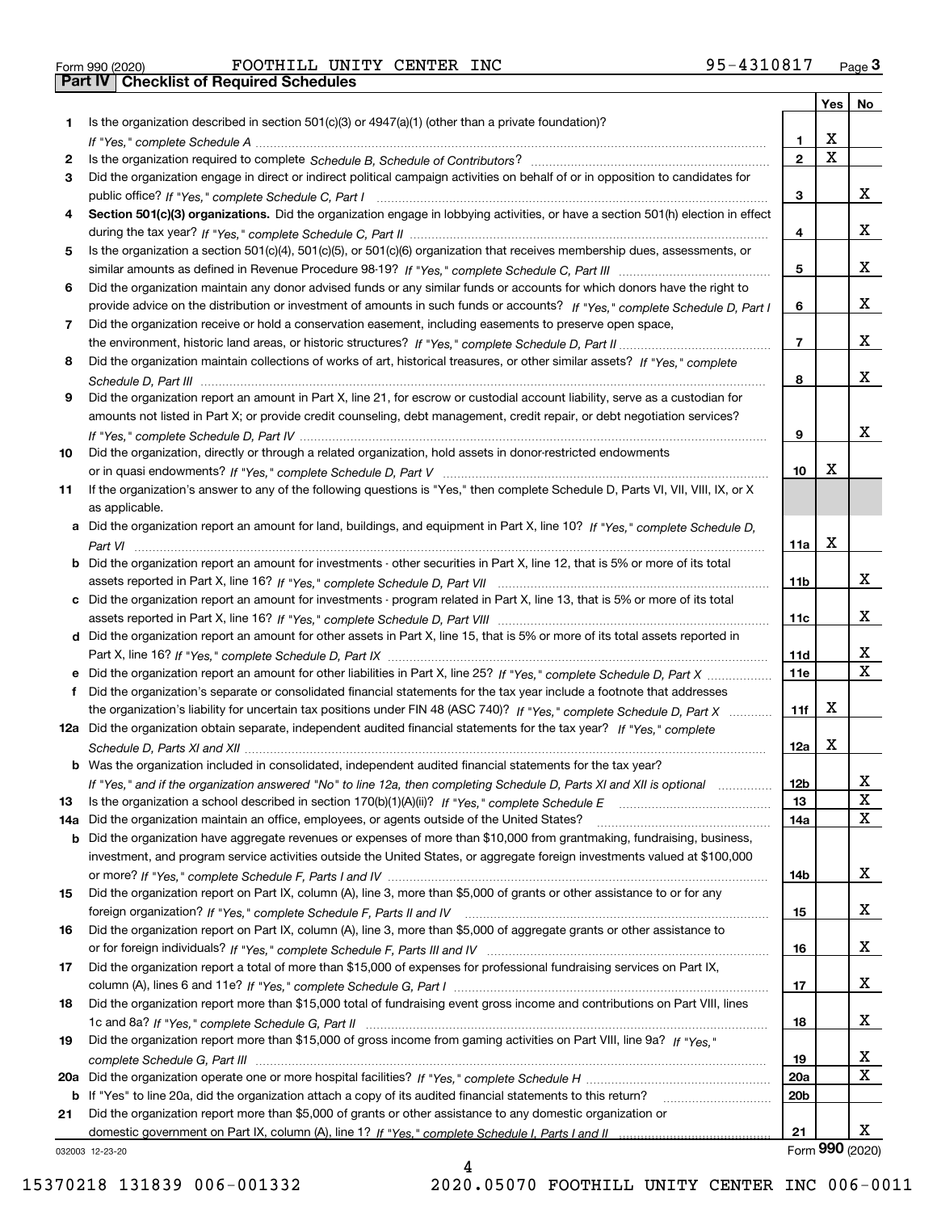Form 990 (2020) FOOTHILL UNITY CENTER INC 95-4310817 Page 3

**Part IV | Checklist of Required Schedules**

| | | | Yes | No |
|---|---|---|---|---|
| 1 | Is the organization described in section 501(c)(3) or 4947(a)(1) (other than a private foundation)? *If "Yes," complete Schedule A* | 1 | X | |
| 2 | Is the organization required to complete *Schedule B, Schedule of Contributors*? | 2 | X | |
| 3 | Did the organization engage in direct or indirect political campaign activities on behalf of or in opposition to candidates for public office? *If "Yes," complete Schedule C, Part I* | 3 | | X |
| 4 | **Section 501(c)(3) organizations.** Did the organization engage in lobbying activities, or have a section 501(h) election in effect during the tax year? *If "Yes," complete Schedule C, Part II* | 4 | | X |
| 5 | Is the organization a section 501(c)(4), 501(c)(5), or 501(c)(6) organization that receives membership dues, assessments, or similar amounts as defined in Revenue Procedure 98-19? *If "Yes," complete Schedule C, Part III* | 5 | | X |
| 6 | Did the organization maintain any donor advised funds or any similar funds or accounts for which donors have the right to provide advice on the distribution or investment of amounts in such funds or accounts? *If "Yes," complete Schedule D, Part I* | 6 | | X |
| 7 | Did the organization receive or hold a conservation easement, including easements to preserve open space, the environment, historic land areas, or historic structures? *If "Yes," complete Schedule D, Part II* | 7 | | X |
| 8 | Did the organization maintain collections of works of art, historical treasures, or other similar assets? *If "Yes," complete Schedule D, Part III* | 8 | | X |
| 9 | Did the organization report an amount in Part X, line 21, for escrow or custodial account liability, serve as a custodian for amounts not listed in Part X; or provide credit counseling, debt management, credit repair, or debt negotiation services? *If "Yes," complete Schedule D, Part IV* | 9 | | X |
| 10 | Did the organization, directly or through a related organization, hold assets in donor-restricted endowments or in quasi endowments? *If "Yes," complete Schedule D, Part V* | 10 | X | |
| 11 | If the organization's answer to any of the following questions is "Yes," then complete Schedule D, Parts VI, VII, VIII, IX, or X as applicable. | | | |
| a | Did the organization report an amount for land, buildings, and equipment in Part X, line 10? *If "Yes," complete Schedule D, Part VI* | 11a | X | |
| b | Did the organization report an amount for investments - other securities in Part X, line 12, that is 5% or more of its total assets reported in Part X, line 16? *If "Yes," complete Schedule D, Part VII* | 11b | | X |
| c | Did the organization report an amount for investments - program related in Part X, line 13, that is 5% or more of its total assets reported in Part X, line 16? *If "Yes," complete Schedule D, Part VIII* | 11c | | X |
| d | Did the organization report an amount for other assets in Part X, line 15, that is 5% or more of its total assets reported in Part X, line 16? *If "Yes," complete Schedule D, Part IX* | 11d | | X |
| e | Did the organization report an amount for other liabilities in Part X, line 25? *If "Yes," complete Schedule D, Part X* | 11e | | X |
| f | Did the organization's separate or consolidated financial statements for the tax year include a footnote that addresses the organization's liability for uncertain tax positions under FIN 48 (ASC 740)? *If "Yes," complete Schedule D, Part X* | 11f | X | |
| 12a | Did the organization obtain separate, independent audited financial statements for the tax year? *If "Yes," complete Schedule D, Parts XI and XII* | 12a | X | |
| b | Was the organization included in consolidated, independent audited financial statements for the tax year? *If "Yes," and if the organization answered "No" to line 12a, then completing Schedule D, Parts XI and XII is optional* | 12b | | X |
| 13 | Is the organization a school described in section 170(b)(1)(A)(ii)? *If "Yes," complete Schedule E* | 13 | | X |
| 14a | Did the organization maintain an office, employees, or agents outside of the United States? | 14a | | X |
| b | Did the organization have aggregate revenues or expenses of more than $10,000 from grantmaking, fundraising, business, investment, and program service activities outside the United States, or aggregate foreign investments valued at $100,000 or more? *If "Yes," complete Schedule F, Parts I and IV* | 14b | | X |
| 15 | Did the organization report on Part IX, column (A), line 3, more than $5,000 of grants or other assistance to or for any foreign organization? *If "Yes," complete Schedule F, Parts II and IV* | 15 | | X |
| 16 | Did the organization report on Part IX, column (A), line 3, more than $5,000 of aggregate grants or other assistance to or for foreign individuals? *If "Yes," complete Schedule F, Parts III and IV* | 16 | | X |
| 17 | Did the organization report a total of more than $15,000 of expenses for professional fundraising services on Part IX, column (A), lines 6 and 11e? *If "Yes," complete Schedule G, Part I* | 17 | | X |
| 18 | Did the organization report more than $15,000 total of fundraising event gross income and contributions on Part VIII, lines 1c and 8a? *If "Yes," complete Schedule G, Part II* | 18 | | X |
| 19 | Did the organization report more than $15,000 of gross income from gaming activities on Part VIII, line 9a? *If "Yes," complete Schedule G, Part III* | 19 | | X |
| 20a | Did the organization operate one or more hospital facilities? *If "Yes," complete Schedule H* | 20a | | X |
| b | If "Yes" to line 20a, did the organization attach a copy of its audited financial statements to this return? | 20b | | |
| 21 | Did the organization report more than $5,000 of grants or other assistance to any domestic organization or domestic government on Part IX, column (A), line 1? *If "Yes," complete Schedule I, Parts I and II* | 21 | | X |

032003 12-23-20 Form **990** (2020)

15370218 131839 006-001332 2020.05070 FOOTHILL UNITY CENTER INC 006-0011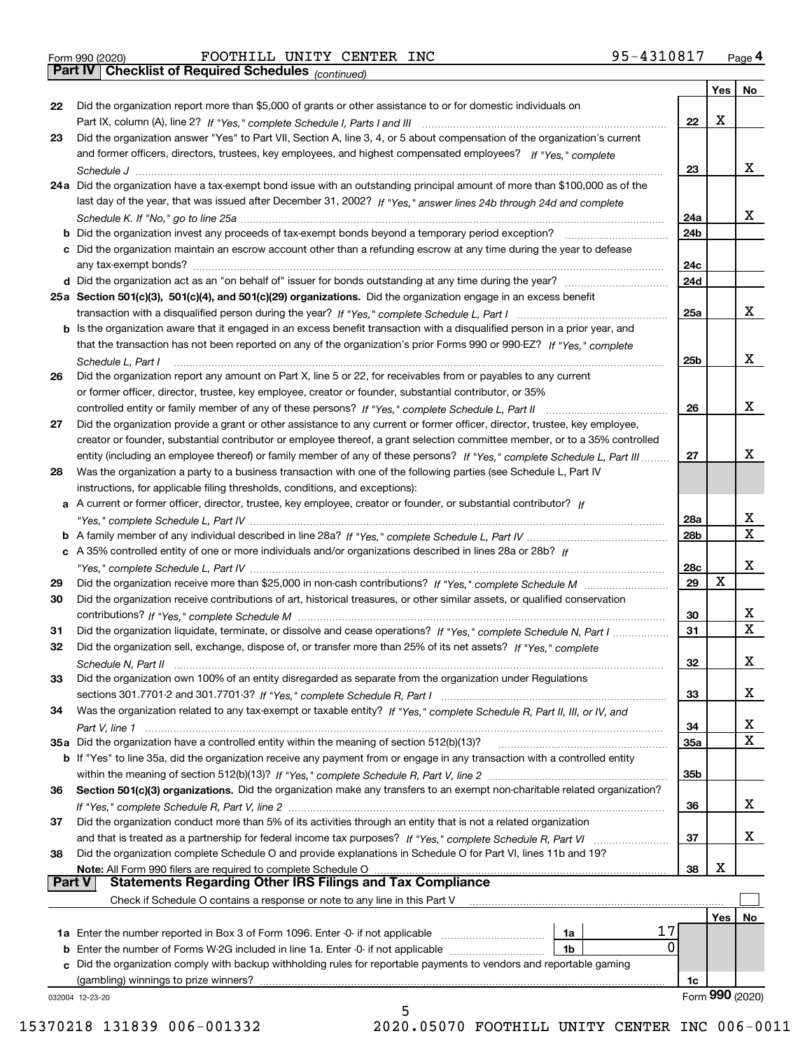Form 990 (2020) FOOTHILL UNITY CENTER INC 95-4310817 Page 4

**Part IV | Checklist of Required Schedules** *(continued)*

| | | | Yes | No |
|---|---|---|---|---|
| 22 | Did the organization report more than $5,000 of grants or other assistance to or for domestic individuals on Part IX, column (A), line 2? *If "Yes," complete Schedule I, Parts I and III* | 22 | X | |
| 23 | Did the organization answer "Yes" to Part VII, Section A, line 3, 4, or 5 about compensation of the organization's current and former officers, directors, trustees, key employees, and highest compensated employees? *If "Yes," complete Schedule J* | 23 | | X |
| 24a | Did the organization have a tax-exempt bond issue with an outstanding principal amount of more than $100,000 as of the last day of the year, that was issued after December 31, 2002? *If "Yes," answer lines 24b through 24d and complete Schedule K. If "No," go to line 25a* | 24a | | X |
| b | Did the organization invest any proceeds of tax-exempt bonds beyond a temporary period exception? | 24b | | |
| c | Did the organization maintain an escrow account other than a refunding escrow at any time during the year to defease any tax-exempt bonds? | 24c | | |
| d | Did the organization act as an "on behalf of" issuer for bonds outstanding at any time during the year? | 24d | | |
| 25a | **Section 501(c)(3), 501(c)(4), and 501(c)(29) organizations.** Did the organization engage in an excess benefit transaction with a disqualified person during the year? *If "Yes," complete Schedule L, Part I* | 25a | | X |
| b | Is the organization aware that it engaged in an excess benefit transaction with a disqualified person in a prior year, and that the transaction has not been reported on any of the organization's prior Forms 990 or 990-EZ? *If "Yes," complete Schedule L, Part I* | 25b | | X |
| 26 | Did the organization report any amount on Part X, line 5 or 22, for receivables from or payables to any current or former officer, director, trustee, key employee, creator or founder, substantial contributor, or 35% controlled entity or family member of any of these persons? *If "Yes," complete Schedule L, Part II* | 26 | | X |
| 27 | Did the organization provide a grant or other assistance to any current or former officer, director, trustee, key employee, creator or founder, substantial contributor or employee thereof, a grant selection committee member, or to a 35% controlled entity (including an employee thereof) or family member of any of these persons? *If "Yes," complete Schedule L, Part III* | 27 | | X |
| 28 | Was the organization a party to a business transaction with one of the following parties (see Schedule L, Part IV instructions, for applicable filing thresholds, conditions, and exceptions): | | | |
| a | A current or former officer, director, trustee, key employee, creator or founder, or substantial contributor? *If "Yes," complete Schedule L, Part IV* | 28a | | X |
| b | A family member of any individual described in line 28a? *If "Yes," complete Schedule L, Part IV* | 28b | | X |
| c | A 35% controlled entity of one or more individuals and/or organizations described in lines 28a or 28b? *If "Yes," complete Schedule L, Part IV* | 28c | | X |
| 29 | Did the organization receive more than $25,000 in non-cash contributions? *If "Yes," complete Schedule M* | 29 | X | |
| 30 | Did the organization receive contributions of art, historical treasures, or other similar assets, or qualified conservation contributions? *If "Yes," complete Schedule M* | 30 | | X |
| 31 | Did the organization liquidate, terminate, or dissolve and cease operations? *If "Yes," complete Schedule N, Part I* | 31 | | X |
| 32 | Did the organization sell, exchange, dispose of, or transfer more than 25% of its net assets? *If "Yes," complete Schedule N, Part II* | 32 | | X |
| 33 | Did the organization own 100% of an entity disregarded as separate from the organization under Regulations sections 301.7701-2 and 301.7701-3? *If "Yes," complete Schedule R, Part I* | 33 | | X |
| 34 | Was the organization related to any tax-exempt or taxable entity? *If "Yes," complete Schedule R, Part II, III, or IV, and Part V, line 1* | 34 | | X |
| 35a | Did the organization have a controlled entity within the meaning of section 512(b)(13)? | 35a | | X |
| b | If "Yes" to line 35a, did the organization receive any payment from or engage in any transaction with a controlled entity within the meaning of section 512(b)(13)? *If "Yes," complete Schedule R, Part V, line 2* | 35b | | |
| 36 | **Section 501(c)(3) organizations.** Did the organization make any transfers to an exempt non-charitable related organization? *If "Yes," complete Schedule R, Part V, line 2* | 36 | | X |
| 37 | Did the organization conduct more than 5% of its activities through an entity that is not a related organization and that is treated as a partnership for federal income tax purposes? *If "Yes," complete Schedule R, Part VI* | 37 | | X |
| 38 | Did the organization complete Schedule O and provide explanations in Schedule O for Part VI, lines 11b and 19? **Note:** All Form 990 filers are required to complete Schedule O | 38 | X | |

**Part V | Statements Regarding Other IRS Filings and Tax Compliance**

Check if Schedule O contains a response or note to any line in this Part V ☐

| | | | | | Yes | No |
|---|---|---|---|---|---|---|
| 1a | Enter the number reported in Box 3 of Form 1096. Enter -0- if not applicable | 1a | 17 | | | |
| b | Enter the number of Forms W-2G included in line 1a. Enter -0- if not applicable | 1b | 0 | | | |
| c | Did the organization comply with backup withholding rules for reportable payments to vendors and reportable gaming (gambling) winnings to prize winners? | | | 1c | | |

032004 12-23-20 Form **990** (2020)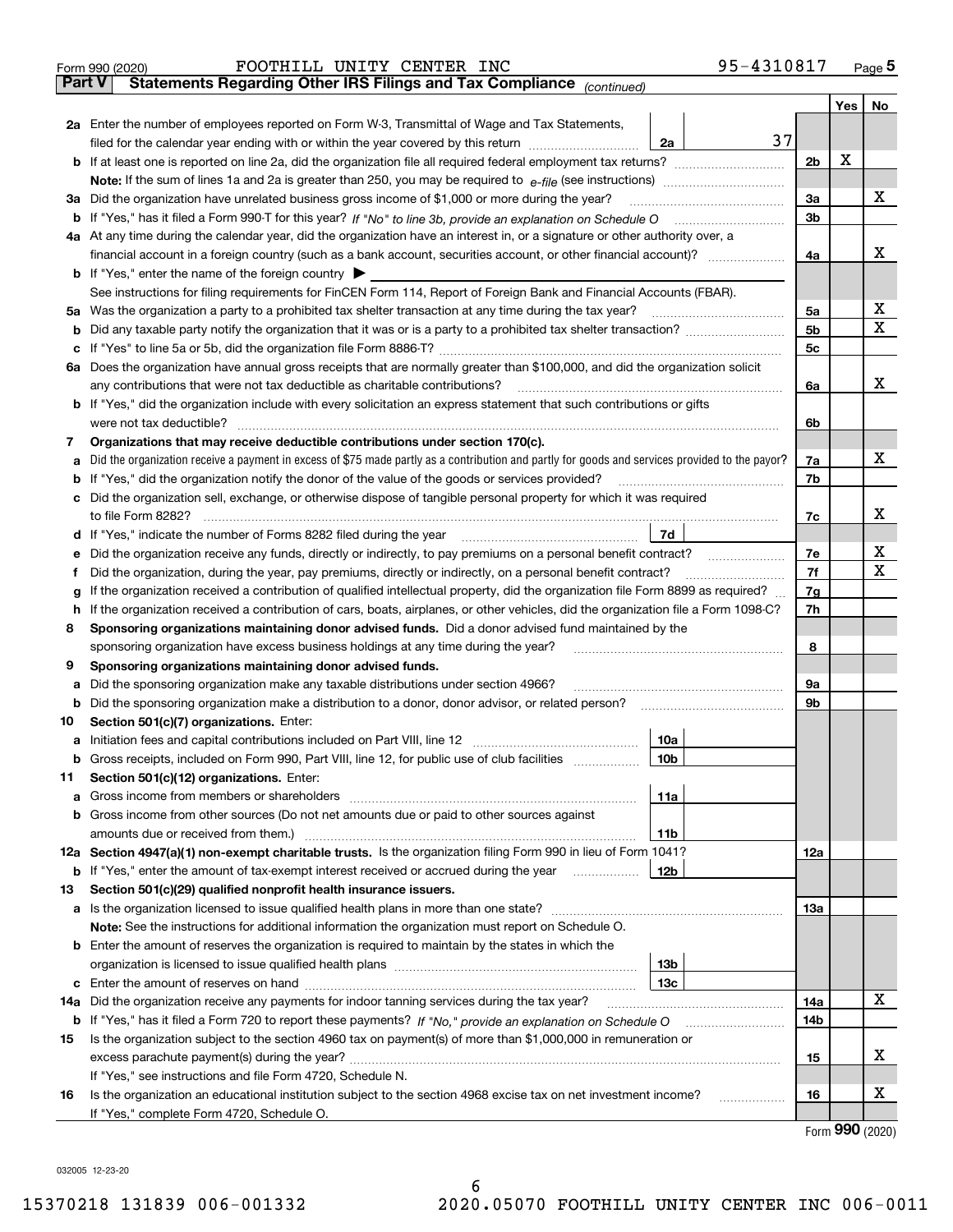Form 990 (2020) FOOTHILL UNITY CENTER INC 95-4310817 Page 5

## Part V Statements Regarding Other IRS Filings and Tax Compliance *(continued)*

| | | | | | Yes | No |
|---|---|---|---|---|---|---|
| **2a** | Enter the number of employees reported on Form W-3, Transmittal of Wage and Tax Statements, filed for the calendar year ending with or within the year covered by this return | 2a | 37 | | | |
| **b** | If at least one is reported on line 2a, did the organization file all required federal employment tax returns? | | | 2b | X | |
| | **Note:** If the sum of lines 1a and 2a is greater than 250, you may be required to *e-file* (see instructions) | | | | | |
| **3a** | Did the organization have unrelated business gross income of $1,000 or more during the year? | | | 3a | | X |
| **b** | If "Yes," has it filed a Form 990-T for this year? *If "No" to line 3b, provide an explanation on Schedule O* | | | 3b | | |
| **4a** | At any time during the calendar year, did the organization have an interest in, or a signature or other authority over, a financial account in a foreign country (such as a bank account, securities account, or other financial account)? | | | 4a | | X |
| **b** | If "Yes," enter the name of the foreign country ▶ | | | | | |
| | See instructions for filing requirements for FinCEN Form 114, Report of Foreign Bank and Financial Accounts (FBAR). | | | | | |
| **5a** | Was the organization a party to a prohibited tax shelter transaction at any time during the tax year? | | | 5a | | X |
| **b** | Did any taxable party notify the organization that it was or is a party to a prohibited tax shelter transaction? | | | 5b | | X |
| **c** | If "Yes" to line 5a or 5b, did the organization file Form 8886-T? | | | 5c | | |
| **6a** | Does the organization have annual gross receipts that are normally greater than $100,000, and did the organization solicit any contributions that were not tax deductible as charitable contributions? | | | 6a | | X |
| **b** | If "Yes," did the organization include with every solicitation an express statement that such contributions or gifts were not tax deductible? | | | 6b | | |
| **7** | **Organizations that may receive deductible contributions under section 170(c).** | | | | | |
| **a** | Did the organization receive a payment in excess of $75 made partly as a contribution and partly for goods and services provided to the payor? | | | 7a | | X |
| **b** | If "Yes," did the organization notify the donor of the value of the goods or services provided? | | | 7b | | |
| **c** | Did the organization sell, exchange, or otherwise dispose of tangible personal property for which it was required to file Form 8282? | | | 7c | | X |
| **d** | If "Yes," indicate the number of Forms 8282 filed during the year | 7d | | | | |
| **e** | Did the organization receive any funds, directly or indirectly, to pay premiums on a personal benefit contract? | | | 7e | | X |
| **f** | Did the organization, during the year, pay premiums, directly or indirectly, on a personal benefit contract? | | | 7f | | X |
| **g** | If the organization received a contribution of qualified intellectual property, did the organization file Form 8899 as required? | | | 7g | | |
| **h** | If the organization received a contribution of cars, boats, airplanes, or other vehicles, did the organization file a Form 1098-C? | | | 7h | | |
| **8** | **Sponsoring organizations maintaining donor advised funds.** Did a donor advised fund maintained by the sponsoring organization have excess business holdings at any time during the year? | | | 8 | | |
| **9** | **Sponsoring organizations maintaining donor advised funds.** | | | | | |
| **a** | Did the sponsoring organization make any taxable distributions under section 4966? | | | 9a | | |
| **b** | Did the sponsoring organization make a distribution to a donor, donor advisor, or related person? | | | 9b | | |
| **10** | **Section 501(c)(7) organizations.** Enter: | | | | | |
| **a** | Initiation fees and capital contributions included on Part VIII, line 12 | 10a | | | | |
| **b** | Gross receipts, included on Form 990, Part VIII, line 12, for public use of club facilities | 10b | | | | |
| **11** | **Section 501(c)(12) organizations.** Enter: | | | | | |
| **a** | Gross income from members or shareholders | 11a | | | | |
| **b** | Gross income from other sources (Do not net amounts due or paid to other sources against amounts due or received from them.) | 11b | | | | |
| **12a** | **Section 4947(a)(1) non-exempt charitable trusts.** Is the organization filing Form 990 in lieu of Form 1041? | | | 12a | | |
| **b** | If "Yes," enter the amount of tax-exempt interest received or accrued during the year | 12b | | | | |
| **13** | **Section 501(c)(29) qualified nonprofit health insurance issuers.** | | | | | |
| **a** | Is the organization licensed to issue qualified health plans in more than one state? | | | 13a | | |
| | **Note:** See the instructions for additional information the organization must report on Schedule O. | | | | | |
| **b** | Enter the amount of reserves the organization is required to maintain by the states in which the organization is licensed to issue qualified health plans | 13b | | | | |
| **c** | Enter the amount of reserves on hand | 13c | | | | |
| **14a** | Did the organization receive any payments for indoor tanning services during the tax year? | | | 14a | | X |
| **b** | If "Yes," has it filed a Form 720 to report these payments? *If "No," provide an explanation on Schedule O* | | | 14b | | |
| **15** | Is the organization subject to the section 4960 tax on payment(s) of more than $1,000,000 in remuneration or excess parachute payment(s) during the year? | | | 15 | | X |
| | If "Yes," see instructions and file Form 4720, Schedule N. | | | | | |
| **16** | Is the organization an educational institution subject to the section 4968 excise tax on net investment income? | | | 16 | | X |
| | If "Yes," complete Form 4720, Schedule O. | | | | | |

Form **990** (2020)

032005 12-23-20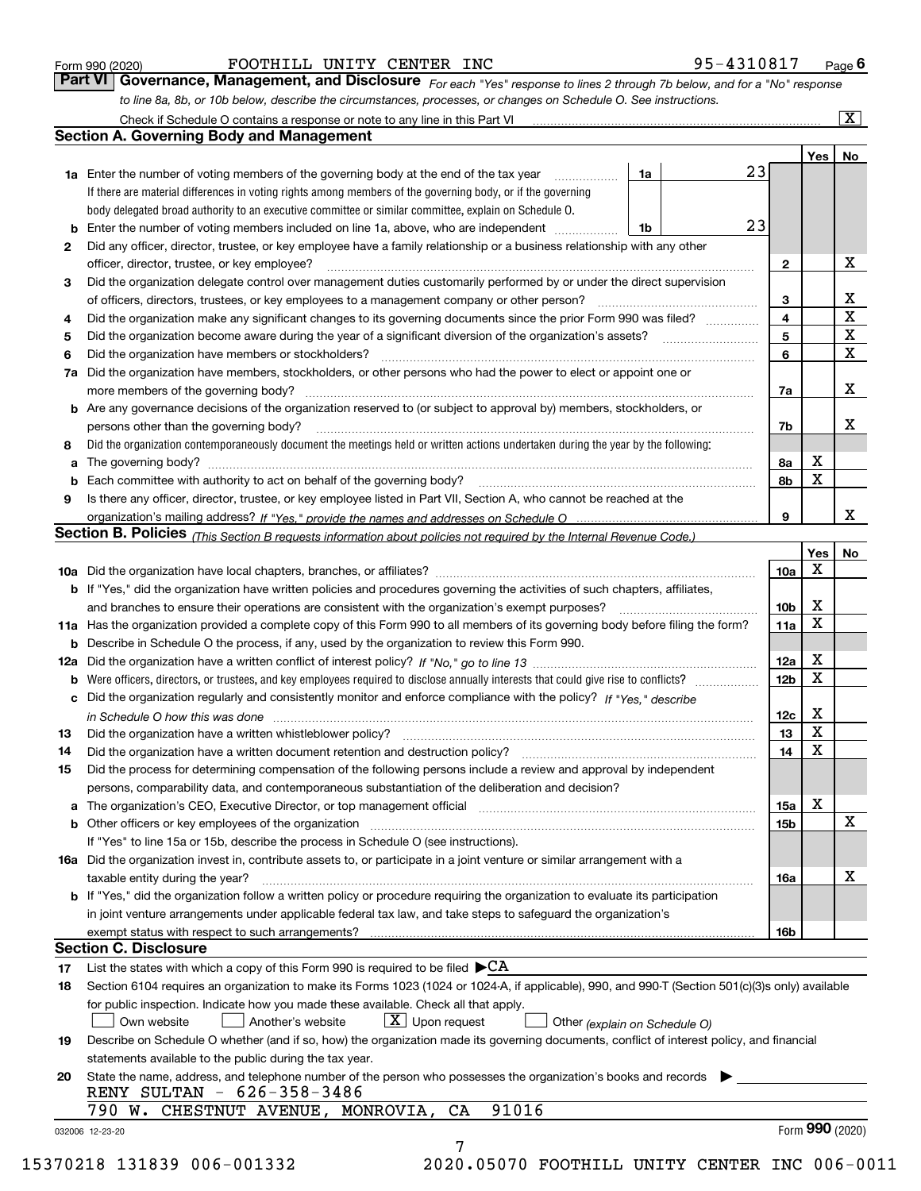Form 990 (2020) FOOTHILL UNITY CENTER INC 95-4310817 Page 6

**Part VI Governance, Management, and Disclosure** *For each "Yes" response to lines 2 through 7b below, and for a "No" response to line 8a, 8b, or 10b below, describe the circumstances, processes, or changes on Schedule O. See instructions.*

Check if Schedule O contains a response or note to any line in this Part VI ... [X]

## Section A. Governing Body and Management

| | | | | Yes | No |
|---|---|---|---|---|---|
| **1a** | Enter the number of voting members of the governing body at the end of the tax year. If there are material differences in voting rights among members of the governing body, or if the governing body delegated broad authority to an executive committee or similar committee, explain on Schedule O. | 1a: 23 | | | |
| **b** | Enter the number of voting members included on line 1a, above, who are independent | 1b: 23 | | | |
| **2** | Did any officer, director, trustee, or key employee have a family relationship or a business relationship with any other officer, director, trustee, or key employee? | | 2 | | X |
| **3** | Did the organization delegate control over management duties customarily performed by or under the direct supervision of officers, directors, trustees, or key employees to a management company or other person? | | 3 | | X |
| **4** | Did the organization make any significant changes to its governing documents since the prior Form 990 was filed? | | 4 | | X |
| **5** | Did the organization become aware during the year of a significant diversion of the organization's assets? | | 5 | | X |
| **6** | Did the organization have members or stockholders? | | 6 | | X |
| **7a** | Did the organization have members, stockholders, or other persons who had the power to elect or appoint one or more members of the governing body? | | 7a | | X |
| **b** | Are any governance decisions of the organization reserved to (or subject to approval by) members, stockholders, or persons other than the governing body? | | 7b | | X |
| **8** | Did the organization contemporaneously document the meetings held or written actions undertaken during the year by the following: | | | | |
| **a** | The governing body? | | 8a | X | |
| **b** | Each committee with authority to act on behalf of the governing body? | | 8b | X | |
| **9** | Is there any officer, director, trustee, or key employee listed in Part VII, Section A, who cannot be reached at the organization's mailing address? *If "Yes," provide the names and addresses on Schedule O* | | 9 | | X |

## Section B. Policies *(This Section B requests information about policies not required by the Internal Revenue Code.)*

| | | | Yes | No |
|---|---|---|---|---|
| **10a** | Did the organization have local chapters, branches, or affiliates? | 10a | X | |
| **b** | If "Yes," did the organization have written policies and procedures governing the activities of such chapters, affiliates, and branches to ensure their operations are consistent with the organization's exempt purposes? | 10b | X | |
| **11a** | Has the organization provided a complete copy of this Form 990 to all members of its governing body before filing the form? | 11a | X | |
| **b** | Describe in Schedule O the process, if any, used by the organization to review this Form 990. | | | |
| **12a** | Did the organization have a written conflict of interest policy? *If "No," go to line 13* | 12a | X | |
| **b** | Were officers, directors, or trustees, and key employees required to disclose annually interests that could give rise to conflicts? | 12b | X | |
| **c** | Did the organization regularly and consistently monitor and enforce compliance with the policy? *If "Yes," describe in Schedule O how this was done* | 12c | X | |
| **13** | Did the organization have a written whistleblower policy? | 13 | X | |
| **14** | Did the organization have a written document retention and destruction policy? | 14 | X | |
| **15** | Did the process for determining compensation of the following persons include a review and approval by independent persons, comparability data, and contemporaneous substantiation of the deliberation and decision? | | | |
| **a** | The organization's CEO, Executive Director, or top management official | 15a | X | |
| **b** | Other officers or key employees of the organization | 15b | | X |
| | If "Yes" to line 15a or 15b, describe the process in Schedule O (see instructions). | | | |
| **16a** | Did the organization invest in, contribute assets to, or participate in a joint venture or similar arrangement with a taxable entity during the year? | 16a | | X |
| **b** | If "Yes," did the organization follow a written policy or procedure requiring the organization to evaluate its participation in joint venture arrangements under applicable federal tax law, and take steps to safeguard the organization's exempt status with respect to such arrangements? | 16b | | |

## Section C. Disclosure

**17** List the states with which a copy of this Form 990 is required to be filed ▶CA

**18** Section 6104 requires an organization to make its Forms 1023 (1024 or 1024-A, if applicable), 990, and 990-T (Section 501(c)(3)s only) available for public inspection. Indicate how you made these available. Check all that apply.

[ ] Own website [ ] Another's website [X] Upon request [ ] Other *(explain on Schedule O)*

**19** Describe on Schedule O whether (and if so, how) the organization made its governing documents, conflict of interest policy, and financial statements available to the public during the tax year.

**20** State the name, address, and telephone number of the person who possesses the organization's books and records ▶

RENY SULTAN - 626-358-3486
790 W. CHESTNUT AVENUE, MONROVIA, CA 91016

032006 12-23-20 Form **990** (2020)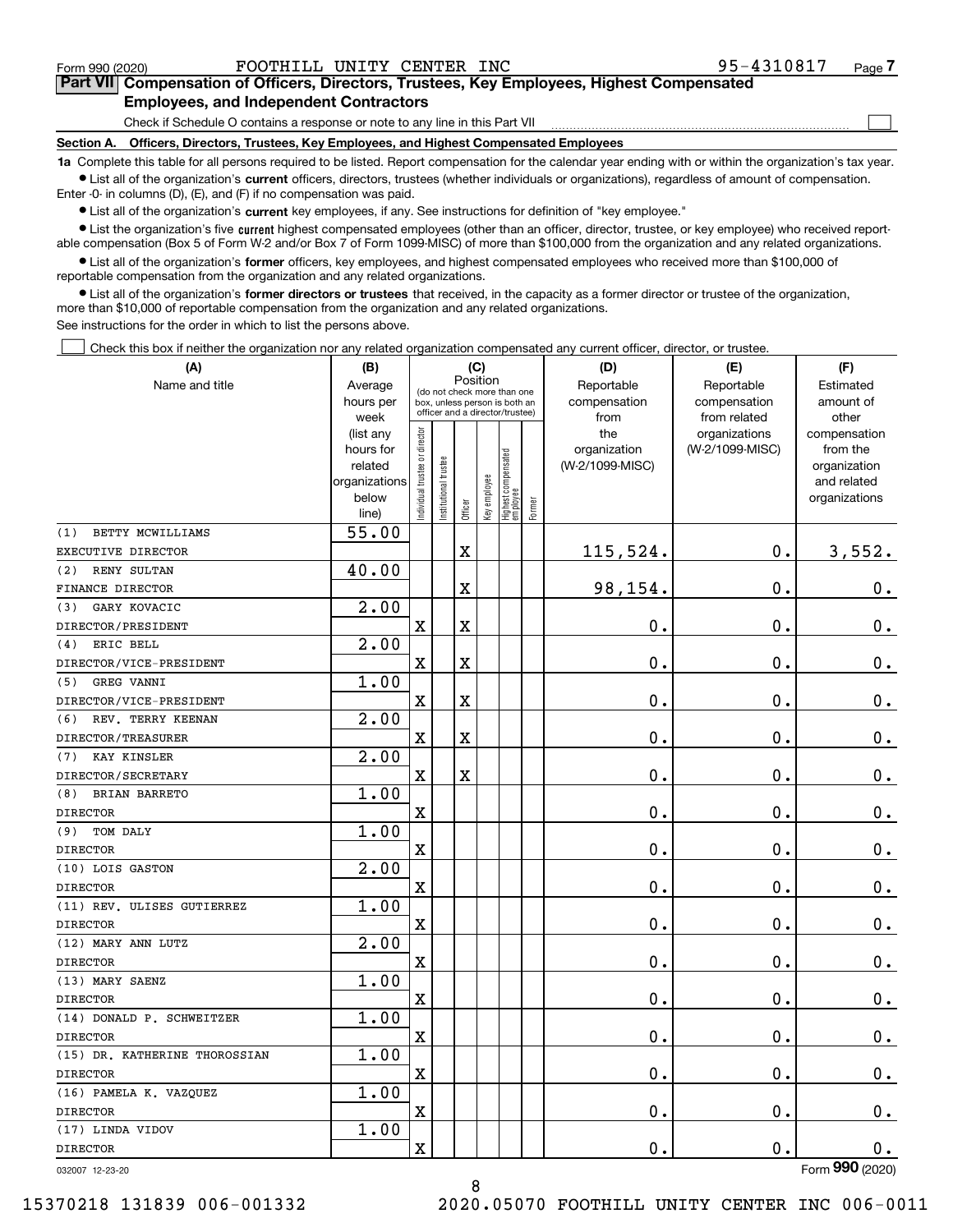Form 990 (2020) FOOTHILL UNITY CENTER INC 95-4310817 Page 7

## Part VII Compensation of Officers, Directors, Trustees, Key Employees, Highest Compensated Employees, and Independent Contractors

Check if Schedule O contains a response or note to any line in this Part VII ☐

### Section A. Officers, Directors, Trustees, Key Employees, and Highest Compensated Employees

**1a** Complete this table for all persons required to be listed. Report compensation for the calendar year ending with or within the organization's tax year.

- List all of the organization's **current** officers, directors, trustees (whether individuals or organizations), regardless of amount of compensation. Enter -0- in columns (D), (E), and (F) if no compensation was paid.
- List all of the organization's **current** key employees, if any. See instructions for definition of "key employee."
- List the organization's five **current** highest compensated employees (other than an officer, director, trustee, or key employee) who received reportable compensation (Box 5 of Form W-2 and/or Box 7 of Form 1099-MISC) of more than $100,000 from the organization and any related organizations.
- List all of the organization's **former** officers, key employees, and highest compensated employees who received more than $100,000 of reportable compensation from the organization and any related organizations.
- List all of the organization's **former directors or trustees** that received, in the capacity as a former director or trustee of the organization, more than $10,000 of reportable compensation from the organization and any related organizations.

See instructions for the order in which to list the persons above.

☐ Check this box if neither the organization nor any related organization compensated any current officer, director, or trustee.

| (A) Name and title | (B) Average hours per week (list any hours for related organizations below line) | (C) Position: Individual trustee or director | Institutional trustee | Officer | Key employee | Highest compensated employee | Former | (D) Reportable compensation from the organization (W-2/1099-MISC) | (E) Reportable compensation from related organizations (W-2/1099-MISC) | (F) Estimated amount of other compensation from the organization and related organizations |
|---|---|---|---|---|---|---|---|---|---|---|
| (1) BETTY MCWILLIAMS<br>EXECUTIVE DIRECTOR | 55.00 | | | X | | | | 115,524. | 0. | 3,552. |
| (2) RENY SULTAN<br>FINANCE DIRECTOR | 40.00 | | | X | | | | 98,154. | 0. | 0. |
| (3) GARY KOVACIC<br>DIRECTOR/PRESIDENT | 2.00 | X | | X | | | | 0. | 0. | 0. |
| (4) ERIC BELL<br>DIRECTOR/VICE-PRESIDENT | 2.00 | X | | X | | | | 0. | 0. | 0. |
| (5) GREG VANNI<br>DIRECTOR/VICE-PRESIDENT | 1.00 | X | | X | | | | 0. | 0. | 0. |
| (6) REV. TERRY KEENAN<br>DIRECTOR/TREASURER | 2.00 | X | | X | | | | 0. | 0. | 0. |
| (7) KAY KINSLER<br>DIRECTOR/SECRETARY | 2.00 | X | | X | | | | 0. | 0. | 0. |
| (8) BRIAN BARRETO<br>DIRECTOR | 1.00 | X | | | | | | 0. | 0. | 0. |
| (9) TOM DALY<br>DIRECTOR | 1.00 | X | | | | | | 0. | 0. | 0. |
| (10) LOIS GASTON<br>DIRECTOR | 2.00 | X | | | | | | 0. | 0. | 0. |
| (11) REV. ULISES GUTIERREZ<br>DIRECTOR | 1.00 | X | | | | | | 0. | 0. | 0. |
| (12) MARY ANN LUTZ<br>DIRECTOR | 2.00 | X | | | | | | 0. | 0. | 0. |
| (13) MARY SAENZ<br>DIRECTOR | 1.00 | X | | | | | | 0. | 0. | 0. |
| (14) DONALD P. SCHWEITZER<br>DIRECTOR | 1.00 | X | | | | | | 0. | 0. | 0. |
| (15) DR. KATHERINE THOROSSIAN<br>DIRECTOR | 1.00 | X | | | | | | 0. | 0. | 0. |
| (16) PAMELA K. VAZQUEZ<br>DIRECTOR | 1.00 | X | | | | | | 0. | 0. | 0. |
| (17) LINDA VIDOV<br>DIRECTOR | 1.00 | X | | | | | | 0. | 0. | 0. |

032007 12-23-20 Form 990 (2020)

15370218 131839 006-001332 2020.05070 FOOTHILL UNITY CENTER INC 006-0011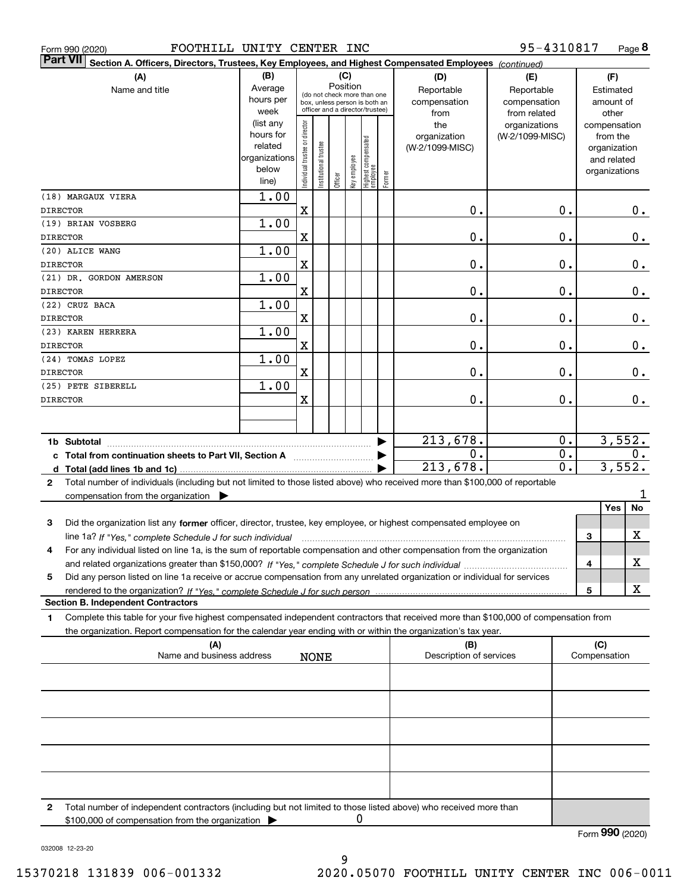Form 990 (2020) FOOTHILL UNITY CENTER INC 95-4310817

**Part VII** Section A. Officers, Directors, Trustees, Key Employees, and Highest Compensated Employees *(continued)*

| (A) Name and title | (B) Average hours per week (list any hours for related organizations below line) | (C) Position: Individual trustee or director | Institutional trustee | Officer | Key employee | Highest compensated employee | Former | (D) Reportable compensation from the organization (W-2/1099-MISC) | (E) Reportable compensation from related organizations (W-2/1099-MISC) | (F) Estimated amount of other compensation from the organization and related organizations |
|---|---|---|---|---|---|---|---|---|---|---|
| (18) MARGAUX VIERA<br>DIRECTOR | 1.00 | X | | | | | | 0. | 0. | 0. |
| (19) BRIAN VOSBERG<br>DIRECTOR | 1.00 | X | | | | | | 0. | 0. | 0. |
| (20) ALICE WANG<br>DIRECTOR | 1.00 | X | | | | | | 0. | 0. | 0. |
| (21) DR. GORDON AMERSON<br>DIRECTOR | 1.00 | X | | | | | | 0. | 0. | 0. |
| (22) CRUZ BACA<br>DIRECTOR | 1.00 | X | | | | | | 0. | 0. | 0. |
| (23) KAREN HERRERA<br>DIRECTOR | 1.00 | X | | | | | | 0. | 0. | 0. |
| (24) TOMAS LOPEZ<br>DIRECTOR | 1.00 | X | | | | | | 0. | 0. | 0. |
| (25) PETE SIBERELL<br>DIRECTOR | 1.00 | X | | | | | | 0. | 0. | 0. |
| 1b Subtotal | | | | | | | | 213,678. | 0. | 3,552. |
| c Total from continuation sheets to Part VII, Section A | | | | | | | | 0. | 0. | 0. |
| d Total (add lines 1b and 1c) | | | | | | | | 213,678. | 0. | 3,552. |

2 Total number of individuals (including but not limited to those listed above) who received more than $100,000 of reportable compensation from the organization ▶ 1

| | | Yes | No |
|---|---|---|---|
| 3 Did the organization list any **former** officer, director, trustee, key employee, or highest compensated employee on line 1a? *If "Yes," complete Schedule J for such individual* | 3 | | X |
| 4 For any individual listed on line 1a, is the sum of reportable compensation and other compensation from the organization and related organizations greater than $150,000? *If "Yes," complete Schedule J for such individual* | 4 | | X |
| 5 Did any person listed on line 1a receive or accrue compensation from any unrelated organization or individual for services rendered to the organization? *If "Yes," complete Schedule J for such person* | 5 | | X |

**Section B. Independent Contractors**

1 Complete this table for your five highest compensated independent contractors that received more than $100,000 of compensation from the organization. Report compensation for the calendar year ending with or within the organization's tax year.

| (A) Name and business address | (B) Description of services | (C) Compensation |
|---|---|---|
| NONE | | |
| | | |
| | | |
| | | |
| | | |

2 Total number of independent contractors (including but not limited to those listed above) who received more than $100,000 of compensation from the organization ▶ 0

Form **990** (2020)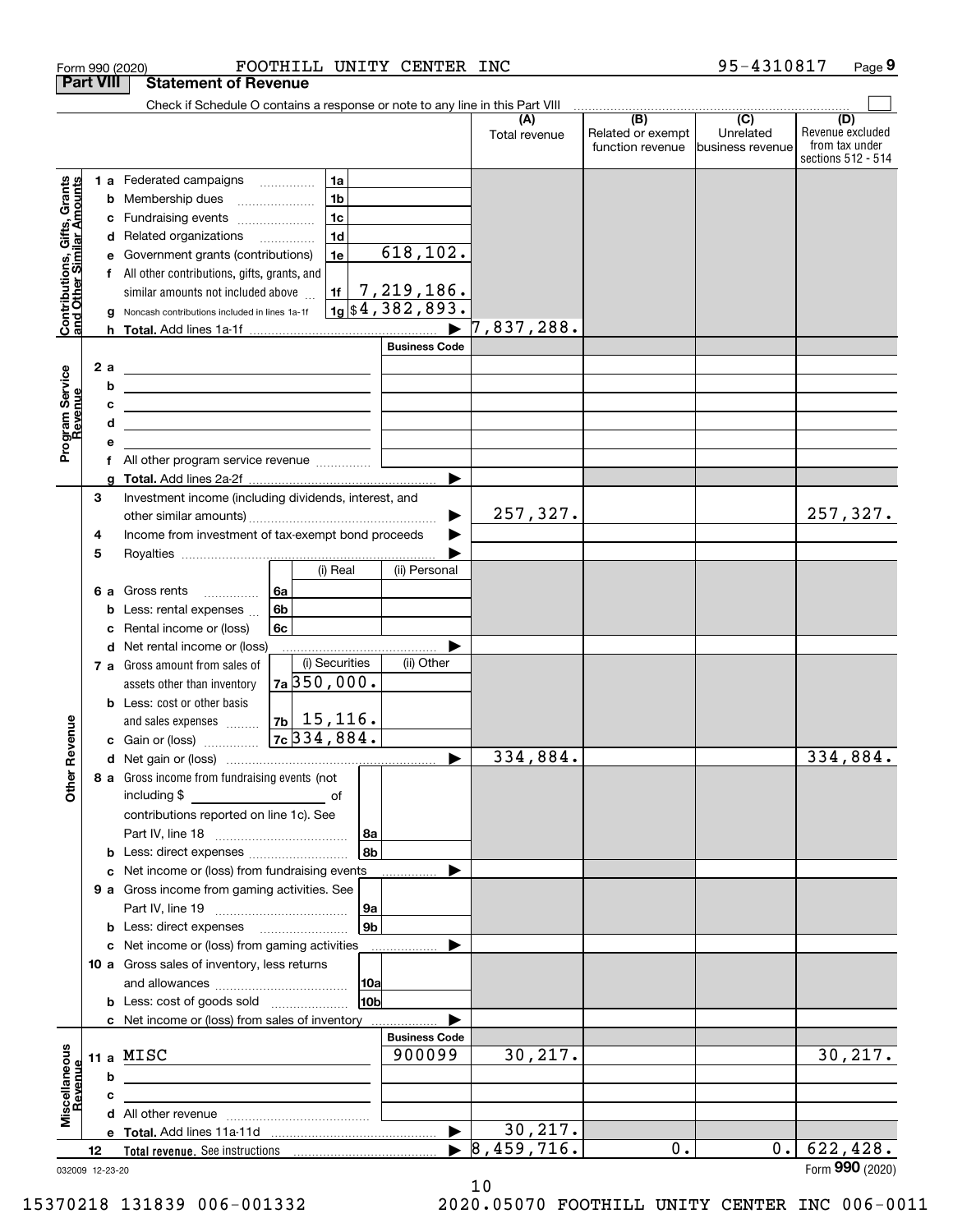Form 990 (2020) FOOTHILL UNITY CENTER INC 95-4310817 Page 9

**Part VIII Statement of Revenue**

Check if Schedule O contains a response or note to any line in this Part VIII

| | | | | (A) Total revenue | (B) Related or exempt function revenue | (C) Unrelated business revenue | (D) Revenue excluded from tax under sections 512 - 514 |
|---|---|---|---|---|---|---|---|
| **Contributions, Gifts, Grants and Other Similar Amounts** | 1 a Federated campaigns | 1a | | | | | |
| | b Membership dues | 1b | | | | | |
| | c Fundraising events | 1c | | | | | |
| | d Related organizations | 1d | | | | | |
| | e Government grants (contributions) | 1e | 618,102. | | | | |
| | f All other contributions, gifts, grants, and similar amounts not included above | 1f | 7,219,186. | | | | |
| | g Noncash contributions included in lines 1a-1f | 1g | $4,382,893. | | | | |
| | h **Total.** Add lines 1a-1f | | ▶ | 7,837,288. | | | |
| | | | **Business Code** | | | | |
| **Program Service Revenue** | 2 a | | | | | | |
| | b | | | | | | |
| | c | | | | | | |
| | d | | | | | | |
| | e | | | | | | |
| | f All other program service revenue | | | | | | |
| | g **Total.** Add lines 2a-2f | | ▶ | | | | |
| **Other Revenue** | 3 Investment income (including dividends, interest, and other similar amounts) | | ▶ | 257,327. | | | 257,327. |
| | 4 Income from investment of tax-exempt bond proceeds | | ▶ | | | | |
| | 5 Royalties | | ▶ | | | | |
| | | (i) Real | (ii) Personal | | | | |
| | 6 a Gross rents 6a | | | | | | |
| | b Less: rental expenses 6b | | | | | | |
| | c Rental income or (loss) 6c | | | | | | |
| | d Net rental income or (loss) | | ▶ | | | | |
| | | (i) Securities | (ii) Other | | | | |
| | 7 a Gross amount from sales of assets other than inventory 7a | 350,000. | | | | | |
| | b Less: cost or other basis and sales expenses 7b | 15,116. | | | | | |
| | c Gain or (loss) 7c | 334,884. | | | | | |
| | d Net gain or (loss) | | ▶ | 334,884. | | | 334,884. |
| | 8 a Gross income from fundraising events (not including $ ____ of contributions reported on line 1c). See Part IV, line 18 | 8a | | | | | |
| | b Less: direct expenses | 8b | | | | | |
| | c Net income or (loss) from fundraising events | | ▶ | | | | |
| | 9 a Gross income from gaming activities. See Part IV, line 19 | 9a | | | | | |
| | b Less: direct expenses | 9b | | | | | |
| | c Net income or (loss) from gaming activities | | ▶ | | | | |
| | 10 a Gross sales of inventory, less returns and allowances | 10a | | | | | |
| | b Less: cost of goods sold | 10b | | | | | |
| | c Net income or (loss) from sales of inventory | | ▶ | | | | |
| | | | **Business Code** | | | | |
| **Miscellaneous Revenue** | 11 a MISC | | 900099 | 30,217. | | | 30,217. |
| | b | | | | | | |
| | c | | | | | | |
| | d All other revenue | | | | | | |
| | e **Total.** Add lines 11a-11d | | ▶ | 30,217. | | | |
| | 12 **Total revenue.** See instructions | | ▶ | 8,459,716. | 0. | 0. | 622,428. |

032009 12-23-20 Form **990** (2020)

15370218 131839 006-001332 2020.05070 FOOTHILL UNITY CENTER INC 006-0011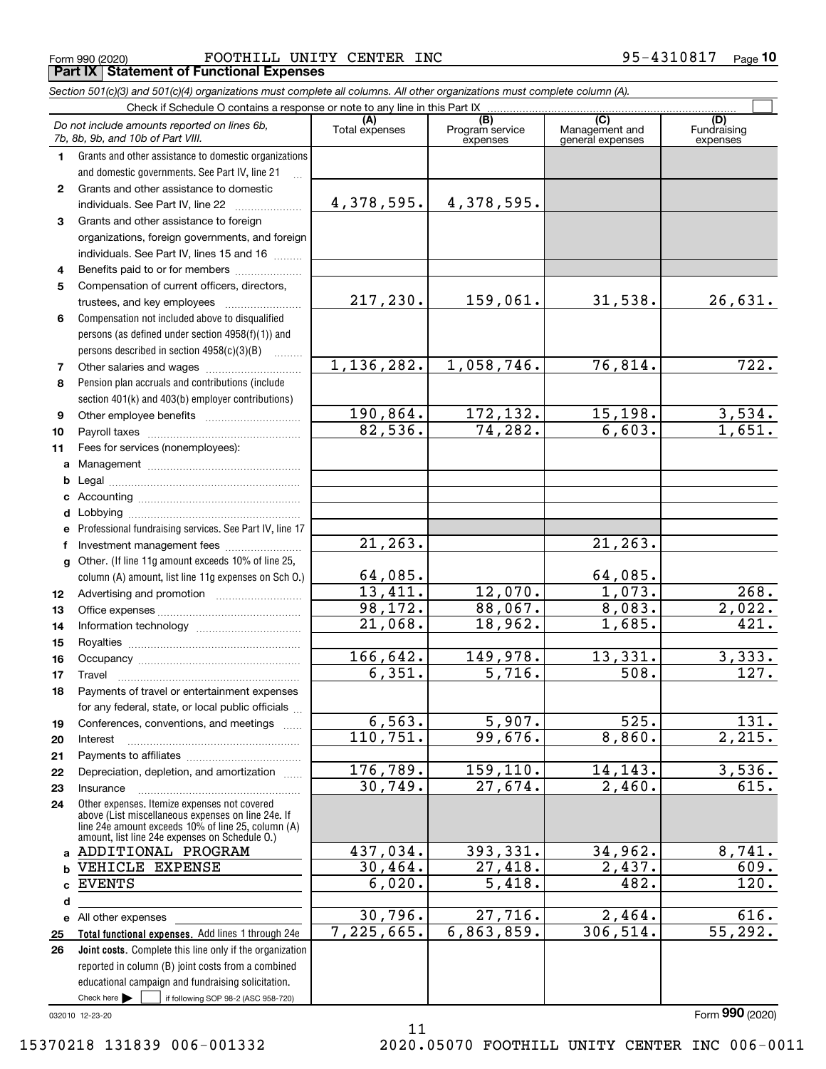Form 990 (2020) FOOTHILL UNITY CENTER INC 95-4310817

## Part IX Statement of Functional Expenses

*Section 501(c)(3) and 501(c)(4) organizations must complete all columns. All other organizations must complete column (A).*

Check if Schedule O contains a response or note to any line in this Part IX

| *Do not include amounts reported on lines 6b, 7b, 8b, 9b, and 10b of Part VIII.* | (A) Total expenses | (B) Program service expenses | (C) Management and general expenses | (D) Fundraising expenses |
|---|---|---|---|---|
| 1 Grants and other assistance to domestic organizations and domestic governments. See Part IV, line 21 | | | | |
| 2 Grants and other assistance to domestic individuals. See Part IV, line 22 | 4,378,595. | 4,378,595. | | |
| 3 Grants and other assistance to foreign organizations, foreign governments, and foreign individuals. See Part IV, lines 15 and 16 | | | | |
| 4 Benefits paid to or for members | | | | |
| 5 Compensation of current officers, directors, trustees, and key employees | 217,230. | 159,061. | 31,538. | 26,631. |
| 6 Compensation not included above to disqualified persons (as defined under section 4958(f)(1)) and persons described in section 4958(c)(3)(B) | | | | |
| 7 Other salaries and wages | 1,136,282. | 1,058,746. | 76,814. | 722. |
| 8 Pension plan accruals and contributions (include section 401(k) and 403(b) employer contributions) | | | | |
| 9 Other employee benefits | 190,864. | 172,132. | 15,198. | 3,534. |
| 10 Payroll taxes | 82,536. | 74,282. | 6,603. | 1,651. |
| 11 Fees for services (nonemployees): | | | | |
| a Management | | | | |
| b Legal | | | | |
| c Accounting | | | | |
| d Lobbying | | | | |
| e Professional fundraising services. See Part IV, line 17 | | | | |
| f Investment management fees | 21,263. | | 21,263. | |
| g Other. (If line 11g amount exceeds 10% of line 25, column (A) amount, list line 11g expenses on Sch O.) | 64,085. | | 64,085. | |
| 12 Advertising and promotion | 13,411. | 12,070. | 1,073. | 268. |
| 13 Office expenses | 98,172. | 88,067. | 8,083. | 2,022. |
| 14 Information technology | 21,068. | 18,962. | 1,685. | 421. |
| 15 Royalties | | | | |
| 16 Occupancy | 166,642. | 149,978. | 13,331. | 3,333. |
| 17 Travel | 6,351. | 5,716. | 508. | 127. |
| 18 Payments of travel or entertainment expenses for any federal, state, or local public officials | | | | |
| 19 Conferences, conventions, and meetings | 6,563. | 5,907. | 525. | 131. |
| 20 Interest | 110,751. | 99,676. | 8,860. | 2,215. |
| 21 Payments to affiliates | | | | |
| 22 Depreciation, depletion, and amortization | 176,789. | 159,110. | 14,143. | 3,536. |
| 23 Insurance | 30,749. | 27,674. | 2,460. | 615. |
| 24 Other expenses. Itemize expenses not covered above (List miscellaneous expenses on line 24e. If line 24e amount exceeds 10% of line 25, column (A) amount, list line 24e expenses on Schedule O.) | | | | |
| a ADDITIONAL PROGRAM | 437,034. | 393,331. | 34,962. | 8,741. |
| b VEHICLE EXPENSE | 30,464. | 27,418. | 2,437. | 609. |
| c EVENTS | 6,020. | 5,418. | 482. | 120. |
| d | | | | |
| e All other expenses | 30,796. | 27,716. | 2,464. | 616. |
| 25 **Total functional expenses.** Add lines 1 through 24e | 7,225,665. | 6,863,859. | 306,514. | 55,292. |
| 26 **Joint costs.** Complete this line only if the organization reported in column (B) joint costs from a combined educational campaign and fundraising solicitation. Check here ☐ if following SOP 98-2 (ASC 958-720) | | | | |

032010 12-23-20

Form **990** (2020)

15370218 131839 006-001332 2020.05070 FOOTHILL UNITY CENTER INC 006-0011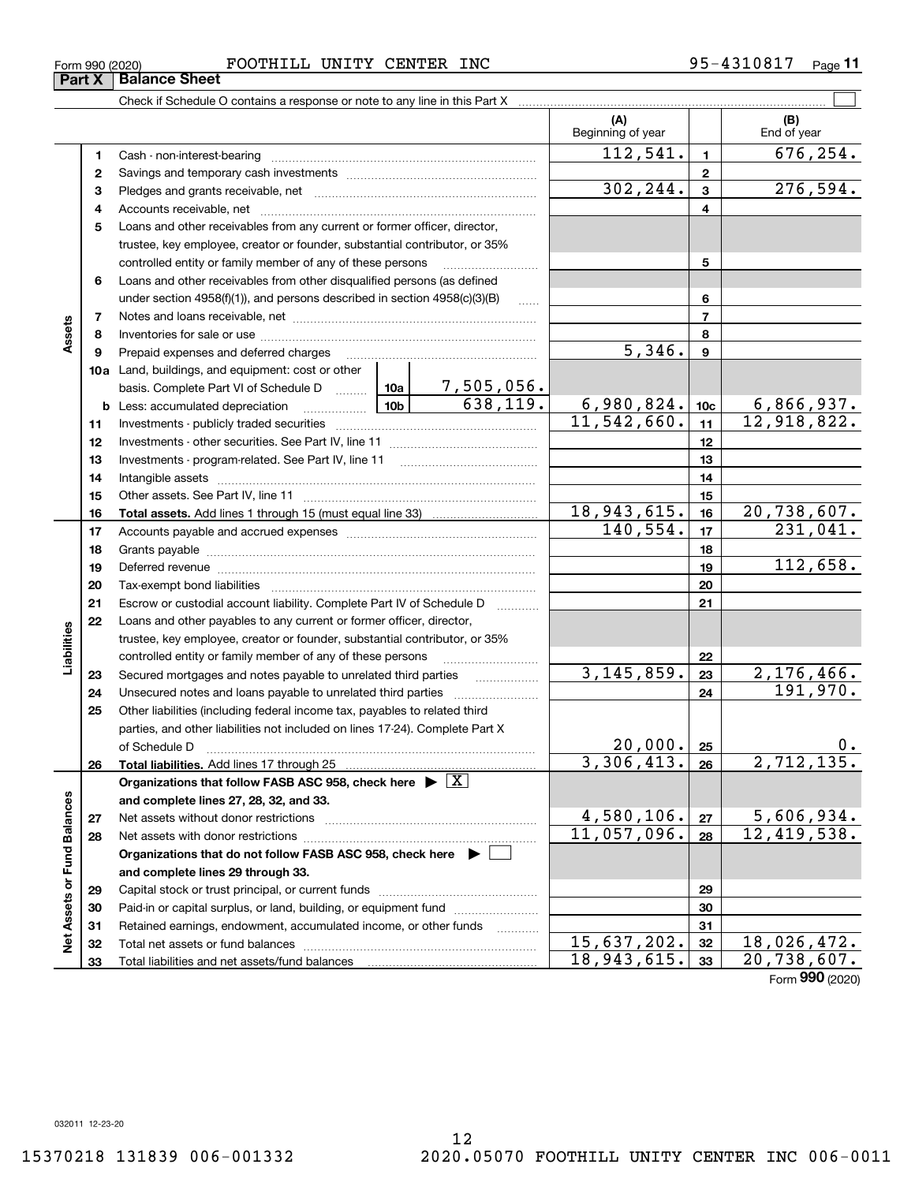Form 990 (2020) FOOTHILL UNITY CENTER INC 95-4310817

## Part X Balance Sheet

Check if Schedule O contains a response or note to any line in this Part X

| | | | | (A) Beginning of year | | (B) End of year |
|---|---|---|---|---|---|---|
| **Assets** | 1 | Cash - non-interest-bearing | | 112,541. | 1 | 676,254. |
| | 2 | Savings and temporary cash investments | | | 2 | |
| | 3 | Pledges and grants receivable, net | | 302,244. | 3 | 276,594. |
| | 4 | Accounts receivable, net | | | 4 | |
| | 5 | Loans and other receivables from any current or former officer, director, trustee, key employee, creator or founder, substantial contributor, or 35% controlled entity or family member of any of these persons | | | 5 | |
| | 6 | Loans and other receivables from other disqualified persons (as defined under section 4958(f)(1)), and persons described in section 4958(c)(3)(B) | | | 6 | |
| | 7 | Notes and loans receivable, net | | | 7 | |
| | 8 | Inventories for sale or use | | | 8 | |
| | 9 | Prepaid expenses and deferred charges | | 5,346. | 9 | |
| | 10a | Land, buildings, and equipment: cost or other basis. Complete Part VI of Schedule D | 10a 7,505,056. | | | |
| | b | Less: accumulated depreciation | 10b 638,119. | 6,980,824. | 10c | 6,866,937. |
| | 11 | Investments - publicly traded securities | | 11,542,660. | 11 | 12,918,822. |
| | 12 | Investments - other securities. See Part IV, line 11 | | | 12 | |
| | 13 | Investments - program-related. See Part IV, line 11 | | | 13 | |
| | 14 | Intangible assets | | | 14 | |
| | 15 | Other assets. See Part IV, line 11 | | | 15 | |
| | 16 | **Total assets.** Add lines 1 through 15 (must equal line 33) | | 18,943,615. | 16 | 20,738,607. |
| **Liabilities** | 17 | Accounts payable and accrued expenses | | 140,554. | 17 | 231,041. |
| | 18 | Grants payable | | | 18 | |
| | 19 | Deferred revenue | | | 19 | 112,658. |
| | 20 | Tax-exempt bond liabilities | | | 20 | |
| | 21 | Escrow or custodial account liability. Complete Part IV of Schedule D | | | 21 | |
| | 22 | Loans and other payables to any current or former officer, director, trustee, key employee, creator or founder, substantial contributor, or 35% controlled entity or family member of any of these persons | | | 22 | |
| | 23 | Secured mortgages and notes payable to unrelated third parties | | 3,145,859. | 23 | 2,176,466. |
| | 24 | Unsecured notes and loans payable to unrelated third parties | | | 24 | 191,970. |
| | 25 | Other liabilities (including federal income tax, payables to related third parties, and other liabilities not included on lines 17-24). Complete Part X of Schedule D | | 20,000. | 25 | 0. |
| | 26 | **Total liabilities.** Add lines 17 through 25 | | 3,306,413. | 26 | 2,712,135. |
| **Net Assets or Fund Balances** | | **Organizations that follow FASB ASC 958, check here ▶ [X] and complete lines 27, 28, 32, and 33.** | | | | |
| | 27 | Net assets without donor restrictions | | 4,580,106. | 27 | 5,606,934. |
| | 28 | Net assets with donor restrictions | | 11,057,096. | 28 | 12,419,538. |
| | | **Organizations that do not follow FASB ASC 958, check here ▶ [ ] and complete lines 29 through 33.** | | | | |
| | 29 | Capital stock or trust principal, or current funds | | | 29 | |
| | 30 | Paid-in or capital surplus, or land, building, or equipment fund | | | 30 | |
| | 31 | Retained earnings, endowment, accumulated income, or other funds | | | 31 | |
| | 32 | Total net assets or fund balances | | 15,637,202. | 32 | 18,026,472. |
| | 33 | Total liabilities and net assets/fund balances | | 18,943,615. | 33 | 20,738,607. |

Form **990** (2020)

032011 12-23-20

15370218 131839 006-001332 2020.05070 FOOTHILL UNITY CENTER INC 006-0011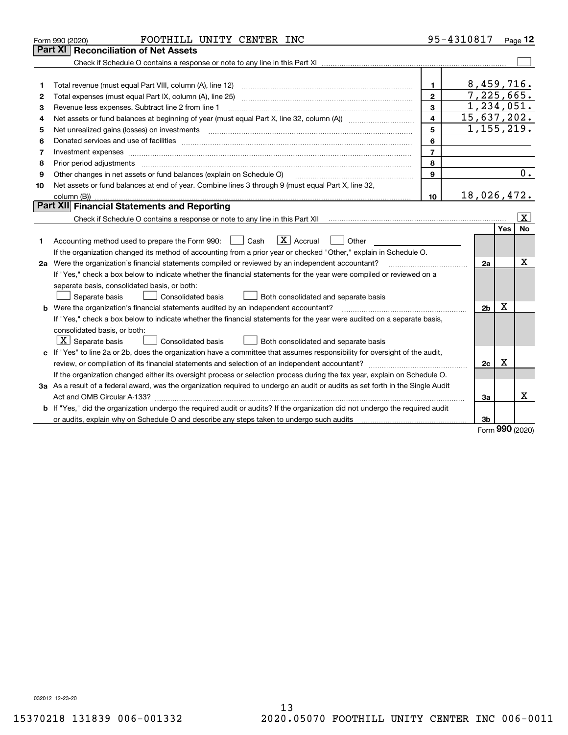Form 990 (2020) FOOTHILL UNITY CENTER INC 95-4310817 Page 12

## Part XI Reconciliation of Net Assets

Check if Schedule O contains a response or note to any line in this Part XI ☐

| | | | |
|---|---|---|---|
| 1 | Total revenue (must equal Part VIII, column (A), line 12) | 1 | 8,459,716. |
| 2 | Total expenses (must equal Part IX, column (A), line 25) | 2 | 7,225,665. |
| 3 | Revenue less expenses. Subtract line 2 from line 1 | 3 | 1,234,051. |
| 4 | Net assets or fund balances at beginning of year (must equal Part X, line 32, column (A)) | 4 | 15,637,202. |
| 5 | Net unrealized gains (losses) on investments | 5 | 1,155,219. |
| 6 | Donated services and use of facilities | 6 | |
| 7 | Investment expenses | 7 | |
| 8 | Prior period adjustments | 8 | |
| 9 | Other changes in net assets or fund balances (explain on Schedule O) | 9 | 0. |
| 10 | Net assets or fund balances at end of year. Combine lines 3 through 9 (must equal Part X, line 32, column (B)) | 10 | 18,026,472. |

## Part XII Financial Statements and Reporting

Check if Schedule O contains a response or note to any line in this Part XII ☒

| | | | Yes | No |
|---|---|---|---|---|
| 1 | Accounting method used to prepare the Form 990: ☐ Cash ☒ Accrual ☐ Other<br>If the organization changed its method of accounting from a prior year or checked "Other," explain in Schedule O. | | | |
| 2a | Were the organization's financial statements compiled or reviewed by an independent accountant?<br>If "Yes," check a box below to indicate whether the financial statements for the year were compiled or reviewed on a separate basis, consolidated basis, or both:<br>☐ Separate basis ☐ Consolidated basis ☐ Both consolidated and separate basis | 2a | | X |
| b | Were the organization's financial statements audited by an independent accountant?<br>If "Yes," check a box below to indicate whether the financial statements for the year were audited on a separate basis, consolidated basis, or both:<br>☒ Separate basis ☐ Consolidated basis ☐ Both consolidated and separate basis | 2b | X | |
| c | If "Yes" to line 2a or 2b, does the organization have a committee that assumes responsibility for oversight of the audit, review, or compilation of its financial statements and selection of an independent accountant?<br>If the organization changed either its oversight process or selection process during the tax year, explain on Schedule O. | 2c | X | |
| 3a | As a result of a federal award, was the organization required to undergo an audit or audits as set forth in the Single Audit Act and OMB Circular A-133? | 3a | | X |
| b | If "Yes," did the organization undergo the required audit or audits? If the organization did not undergo the required audit or audits, explain why on Schedule O and describe any steps taken to undergo such audits | 3b | | |

Form 990 (2020)

032012 12-23-20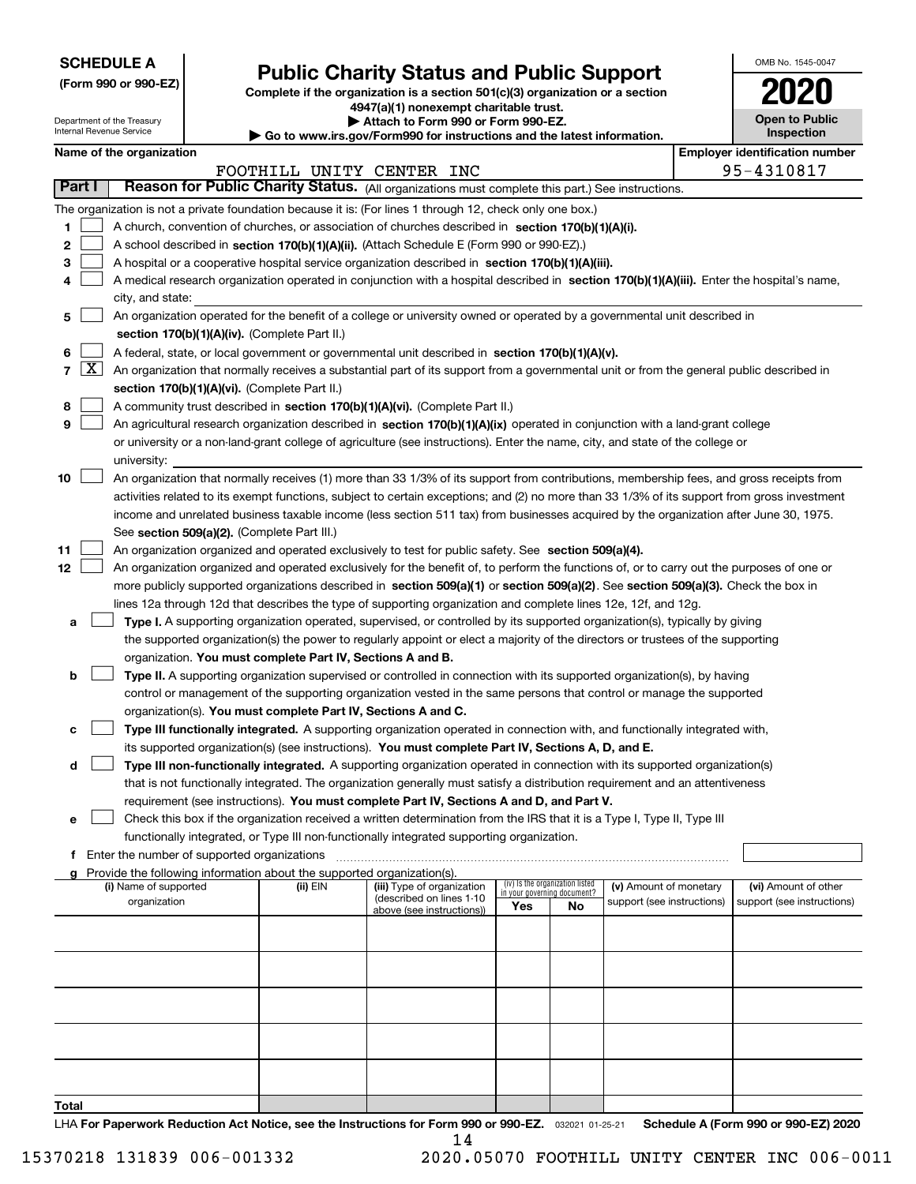**SCHEDULE A**
**(Form 990 or 990-EZ)**

Department of the Treasury
Internal Revenue Service

# Public Charity Status and Public Support

**Complete if the organization is a section 501(c)(3) organization or a section 4947(a)(1) nonexempt charitable trust.**
**▶ Attach to Form 990 or Form 990-EZ.**
**▶ Go to www.irs.gov/Form990 for instructions and the latest information.**

OMB No. 1545-0047

**2020**

**Open to Public Inspection**

**Name of the organization:** FOOTHILL UNITY CENTER INC

**Employer identification number:** 95-4310817

## Part I — Reason for Public Charity Status. (All organizations must complete this part.) See instructions.

The organization is not a private foundation because it is: (For lines 1 through 12, check only one box.)

1. ☐ A church, convention of churches, or association of churches described in **section 170(b)(1)(A)(i).**
2. ☐ A school described in **section 170(b)(1)(A)(ii).** (Attach Schedule E (Form 990 or 990-EZ).)
3. ☐ A hospital or a cooperative hospital service organization described in **section 170(b)(1)(A)(iii).**
4. ☐ A medical research organization operated in conjunction with a hospital described in **section 170(b)(1)(A)(iii).** Enter the hospital's name, city, and state: ______
5. ☐ An organization operated for the benefit of a college or university owned or operated by a governmental unit described in **section 170(b)(1)(A)(iv).** (Complete Part II.)
6. ☐ A federal, state, or local government or governmental unit described in **section 170(b)(1)(A)(v).**
7. ☒ An organization that normally receives a substantial part of its support from a governmental unit or from the general public described in **section 170(b)(1)(A)(vi).** (Complete Part II.)
8. ☐ A community trust described in **section 170(b)(1)(A)(vi).** (Complete Part II.)
9. ☐ An agricultural research organization described in **section 170(b)(1)(A)(ix)** operated in conjunction with a land-grant college or university or a non-land-grant college of agriculture (see instructions). Enter the name, city, and state of the college or university: ______
10. ☐ An organization that normally receives (1) more than 33 1/3% of its support from contributions, membership fees, and gross receipts from activities related to its exempt functions, subject to certain exceptions; and (2) no more than 33 1/3% of its support from gross investment income and unrelated business taxable income (less section 511 tax) from businesses acquired by the organization after June 30, 1975. See **section 509(a)(2).** (Complete Part III.)
11. ☐ An organization organized and operated exclusively to test for public safety. See **section 509(a)(4).**
12. ☐ An organization organized and operated exclusively for the benefit of, to perform the functions of, or to carry out the purposes of one or more publicly supported organizations described in **section 509(a)(1)** or **section 509(a)(2).** See **section 509(a)(3).** Check the box in lines 12a through 12d that describes the type of supporting organization and complete lines 12e, 12f, and 12g.
   - **a** ☐ **Type I.** A supporting organization operated, supervised, or controlled by its supported organization(s), typically by giving the supported organization(s) the power to regularly appoint or elect a majority of the directors or trustees of the supporting organization. **You must complete Part IV, Sections A and B.**
   - **b** ☐ **Type II.** A supporting organization supervised or controlled in connection with its supported organization(s), by having control or management of the supporting organization vested in the same persons that control or manage the supported organization(s). **You must complete Part IV, Sections A and C.**
   - **c** ☐ **Type III functionally integrated.** A supporting organization operated in connection with, and functionally integrated with, its supported organization(s) (see instructions). **You must complete Part IV, Sections A, D, and E.**
   - **d** ☐ **Type III non-functionally integrated.** A supporting organization operated in connection with its supported organization(s) that is not functionally integrated. The organization generally must satisfy a distribution requirement and an attentiveness requirement (see instructions). **You must complete Part IV, Sections A and D, and Part V.**
   - **e** ☐ Check this box if the organization received a written determination from the IRS that it is a Type I, Type II, Type III functionally integrated, or Type III non-functionally integrated supporting organization.
   - **f** Enter the number of supported organizations ______
   - **g** Provide the following information about the supported organization(s).

| (i) Name of supported organization | (ii) EIN | (iii) Type of organization (described on lines 1-10 above (see instructions)) | (iv) Is the organization listed in your governing document? Yes | No | (v) Amount of monetary support (see instructions) | (vi) Amount of other support (see instructions) |
|---|---|---|---|---|---|---|
| | | | | | | |
| | | | | | | |
| | | | | | | |
| | | | | | | |
| | | | | | | |
| **Total** | | | | | | |

LHA **For Paperwork Reduction Act Notice, see the Instructions for Form 990 or 990-EZ.** 032021 01-25-21 **Schedule A (Form 990 or 990-EZ) 2020**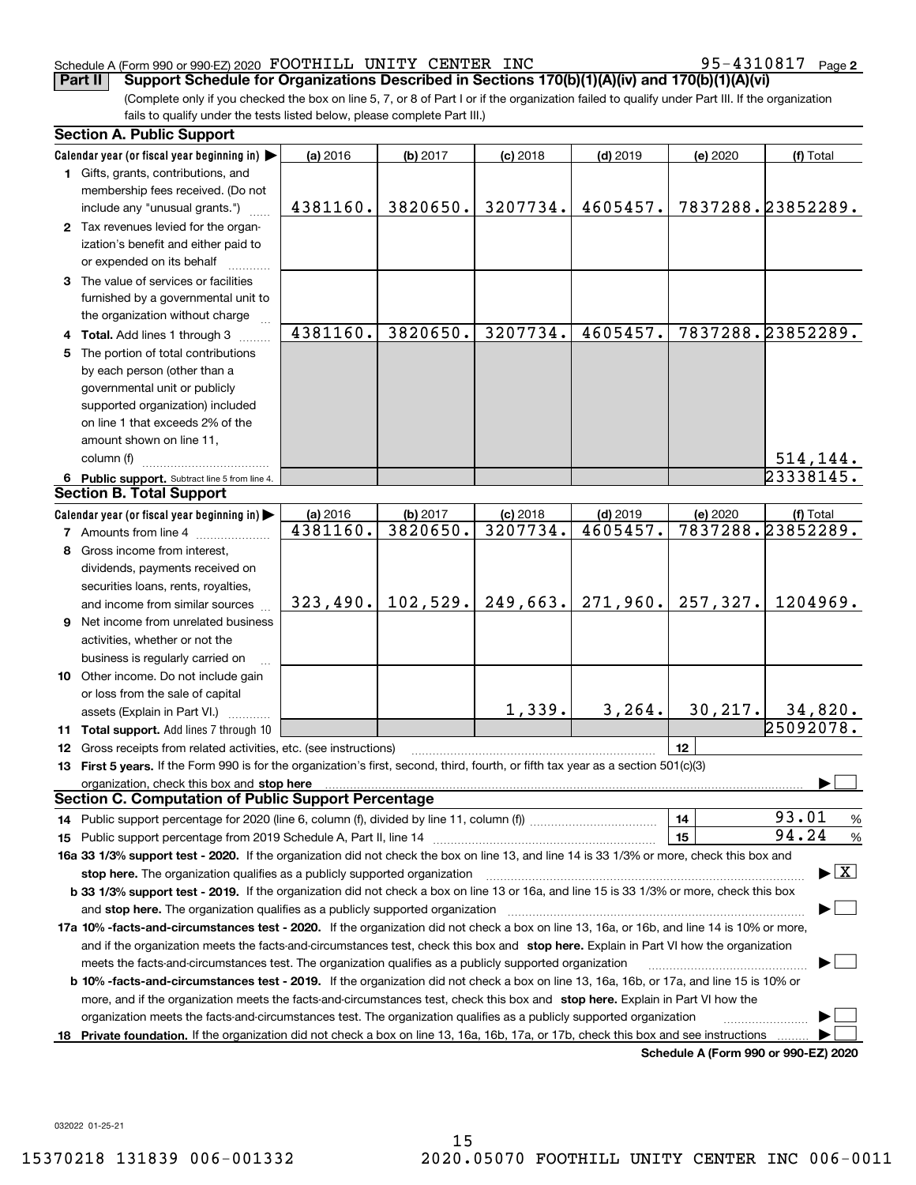Schedule A (Form 990 or 990-EZ) 2020 FOOTHILL UNITY CENTER INC 95-4310817 Page 2

**Part II Support Schedule for Organizations Described in Sections 170(b)(1)(A)(iv) and 170(b)(1)(A)(vi)**

(Complete only if you checked the box on line 5, 7, or 8 of Part I or if the organization failed to qualify under Part III. If the organization fails to qualify under the tests listed below, please complete Part III.)

## Section A. Public Support

| Calendar year (or fiscal year beginning in) | (a) 2016 | (b) 2017 | (c) 2018 | (d) 2019 | (e) 2020 | (f) Total |
|---|---|---|---|---|---|---|
| 1 Gifts, grants, contributions, and membership fees received. (Do not include any "unusual grants.") | 4381160. | 3820650. | 3207734. | 4605457. | 7837288. | 23852289. |
| 2 Tax revenues levied for the organization's benefit and either paid to or expended on its behalf | | | | | | |
| 3 The value of services or facilities furnished by a governmental unit to the organization without charge | | | | | | |
| 4 Total. Add lines 1 through 3 | 4381160. | 3820650. | 3207734. | 4605457. | 7837288. | 23852289. |
| 5 The portion of total contributions by each person (other than a governmental unit or publicly supported organization) included on line 1 that exceeds 2% of the amount shown on line 11, column (f) | | | | | | 514,144. |
| 6 Public support. Subtract line 5 from line 4. | | | | | | 23338145. |

## Section B. Total Support

| Calendar year (or fiscal year beginning in) | (a) 2016 | (b) 2017 | (c) 2018 | (d) 2019 | (e) 2020 | (f) Total |
|---|---|---|---|---|---|---|
| 7 Amounts from line 4 | 4381160. | 3820650. | 3207734. | 4605457. | 7837288. | 23852289. |
| 8 Gross income from interest, dividends, payments received on securities loans, rents, royalties, and income from similar sources | 323,490. | 102,529. | 249,663. | 271,960. | 257,327. | 1204969. |
| 9 Net income from unrelated business activities, whether or not the business is regularly carried on | | | | | | |
| 10 Other income. Do not include gain or loss from the sale of capital assets (Explain in Part VI.) | | | 1,339. | 3,264. | 30,217. | 34,820. |
| 11 Total support. Add lines 7 through 10 | | | | | | 25092078. |

12 Gross receipts from related activities, etc. (see instructions) | 12 |

13 **First 5 years.** If the Form 990 is for the organization's first, second, third, fourth, or fifth tax year as a section 501(c)(3) organization, check this box and **stop here** ☐

## Section C. Computation of Public Support Percentage

14 Public support percentage for 2020 (line 6, column (f), divided by line 11, column (f)) | 14 | 93.01 %

15 Public support percentage from 2019 Schedule A, Part II, line 14 | 15 | 94.24 %

**16a 33 1/3% support test - 2020.** If the organization did not check the box on line 13, and line 14 is 33 1/3% or more, check this box and **stop here.** The organization qualifies as a publicly supported organization ☒

**b 33 1/3% support test - 2019.** If the organization did not check a box on line 13 or 16a, and line 15 is 33 1/3% or more, check this box and **stop here.** The organization qualifies as a publicly supported organization ☐

**17a 10% -facts-and-circumstances test - 2020.** If the organization did not check a box on line 13, 16a, or 16b, and line 14 is 10% or more, and if the organization meets the facts-and-circumstances test, check this box and **stop here.** Explain in Part VI how the organization meets the facts-and-circumstances test. The organization qualifies as a publicly supported organization ☐

**b 10% -facts-and-circumstances test - 2019.** If the organization did not check a box on line 13, 16a, 16b, or 17a, and line 15 is 10% or more, and if the organization meets the facts-and-circumstances test, check this box and **stop here.** Explain in Part VI how the organization meets the facts-and-circumstances test. The organization qualifies as a publicly supported organization ☐

**18 Private foundation.** If the organization did not check a box on line 13, 16a, 16b, 17a, or 17b, check this box and see instructions ☐

**Schedule A (Form 990 or 990-EZ) 2020**

032022 01-25-21

15370218 131839 006-001332 2020.05070 FOOTHILL UNITY CENTER INC 006-0011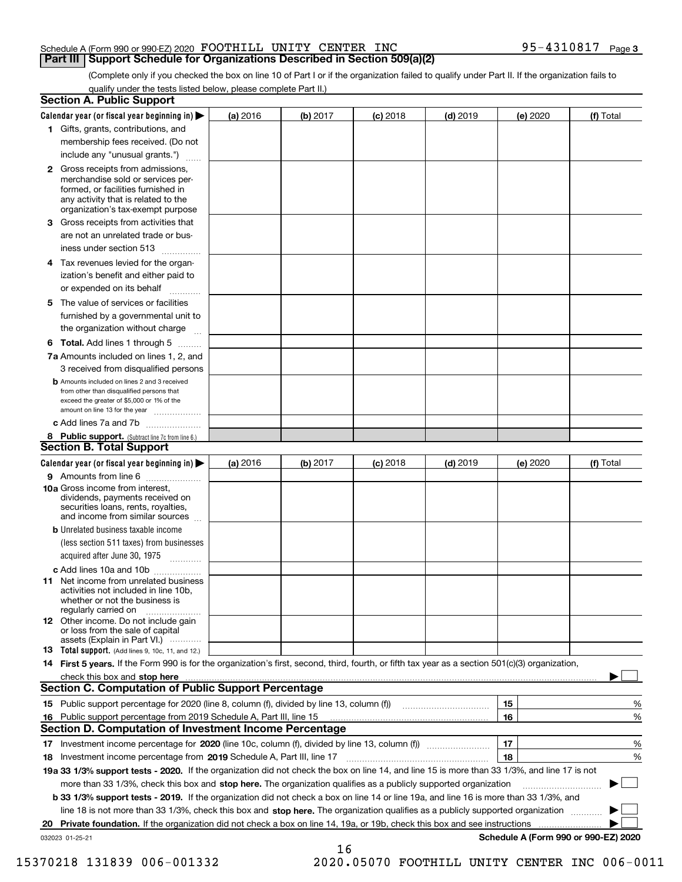Schedule A (Form 990 or 990-EZ) 2020 FOOTHILL UNITY CENTER INC 95-4310817 Page 3

## Part III Support Schedule for Organizations Described in Section 509(a)(2)

(Complete only if you checked the box on line 10 of Part I or if the organization failed to qualify under Part II. If the organization fails to qualify under the tests listed below, please complete Part II.)

### Section A. Public Support

| Calendar year (or fiscal year beginning in) ▶ | (a) 2016 | (b) 2017 | (c) 2018 | (d) 2019 | (e) 2020 | (f) Total |
|---|---|---|---|---|---|---|
| **1** Gifts, grants, contributions, and membership fees received. (Do not include any "unusual grants.") | | | | | | |
| **2** Gross receipts from admissions, merchandise sold or services performed, or facilities furnished in any activity that is related to the organization's tax-exempt purpose | | | | | | |
| **3** Gross receipts from activities that are not an unrelated trade or business under section 513 | | | | | | |
| **4** Tax revenues levied for the organization's benefit and either paid to or expended on its behalf | | | | | | |
| **5** The value of services or facilities furnished by a governmental unit to the organization without charge | | | | | | |
| **6 Total.** Add lines 1 through 5 | | | | | | |
| **7a** Amounts included on lines 1, 2, and 3 received from disqualified persons | | | | | | |
| **b** Amounts included on lines 2 and 3 received from other than disqualified persons that exceed the greater of $5,000 or 1% of the amount on line 13 for the year | | | | | | |
| **c** Add lines 7a and 7b | | | | | | |
| **8 Public support.** (Subtract line 7c from line 6.) | | | | | | |

### Section B. Total Support

| Calendar year (or fiscal year beginning in) ▶ | (a) 2016 | (b) 2017 | (c) 2018 | (d) 2019 | (e) 2020 | (f) Total |
|---|---|---|---|---|---|---|
| **9** Amounts from line 6 | | | | | | |
| **10a** Gross income from interest, dividends, payments received on securities loans, rents, royalties, and income from similar sources | | | | | | |
| **b** Unrelated business taxable income (less section 511 taxes) from businesses acquired after June 30, 1975 | | | | | | |
| **c** Add lines 10a and 10b | | | | | | |
| **11** Net income from unrelated business activities not included in line 10b, whether or not the business is regularly carried on | | | | | | |
| **12** Other income. Do not include gain or loss from the sale of capital assets (Explain in Part VI.) | | | | | | |
| **13 Total support.** (Add lines 9, 10c, 11, and 12.) | | | | | | |

**14 First 5 years.** If the Form 990 is for the organization's first, second, third, fourth, or fifth tax year as a section 501(c)(3) organization, check this box and **stop here** ▶ ☐

### Section C. Computation of Public Support Percentage

| | | | |
|---|---|---|---|
| **15** Public support percentage for 2020 (line 8, column (f), divided by line 13, column (f)) | 15 | | % |
| **16** Public support percentage from 2019 Schedule A, Part III, line 15 | 16 | | % |

### Section D. Computation of Investment Income Percentage

| | | | |
|---|---|---|---|
| **17** Investment income percentage for **2020** (line 10c, column (f), divided by line 13, column (f)) | 17 | | % |
| **18** Investment income percentage from **2019** Schedule A, Part III, line 17 | 18 | | % |

**19a 33 1/3% support tests - 2020.** If the organization did not check the box on line 14, and line 15 is more than 33 1/3%, and line 17 is not more than 33 1/3%, check this box and **stop here.** The organization qualifies as a publicly supported organization ▶ ☐

**b 33 1/3% support tests - 2019.** If the organization did not check a box on line 14 or line 19a, and line 16 is more than 33 1/3%, and line 18 is not more than 33 1/3%, check this box and **stop here.** The organization qualifies as a publicly supported organization ▶ ☐

**20 Private foundation.** If the organization did not check a box on line 14, 19a, or 19b, check this box and see instructions ▶ ☐

032023 01-25-21 **Schedule A (Form 990 or 990-EZ) 2020**

15370218 131839 006-001332 2020.05070 FOOTHILL UNITY CENTER INC 006-0011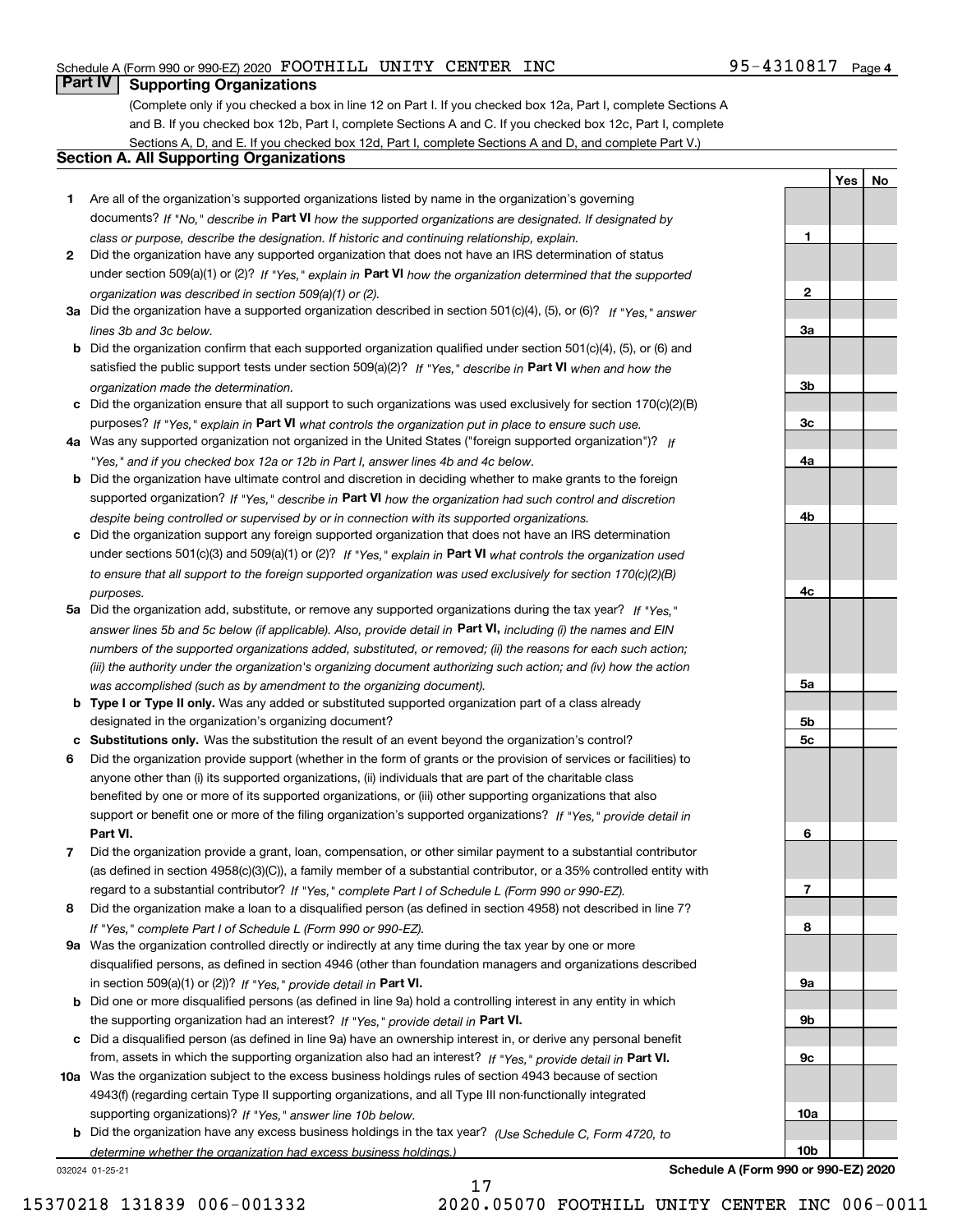Schedule A (Form 990 or 990-EZ) 2020 FOOTHILL UNITY CENTER INC 95-4310817 Page 4

## Part IV Supporting Organizations

(Complete only if you checked a box in line 12 on Part I. If you checked box 12a, Part I, complete Sections A and B. If you checked box 12b, Part I, complete Sections A and C. If you checked box 12c, Part I, complete Sections A, D, and E. If you checked box 12d, Part I, complete Sections A and D, and complete Part V.)

### Section A. All Supporting Organizations

| | | Line | Yes | No |
|---|---|---|---|---|
| **1** | Are all of the organization's supported organizations listed by name in the organization's governing documents? *If "No," describe in* **Part VI** *how the supported organizations are designated. If designated by class or purpose, describe the designation. If historic and continuing relationship, explain.* | 1 | | |
| **2** | Did the organization have any supported organization that does not have an IRS determination of status under section 509(a)(1) or (2)? *If "Yes," explain in* **Part VI** *how the organization determined that the supported organization was described in section 509(a)(1) or (2).* | 2 | | |
| **3a** | Did the organization have a supported organization described in section 501(c)(4), (5), or (6)? *If "Yes," answer lines 3b and 3c below.* | 3a | | |
| **b** | Did the organization confirm that each supported organization qualified under section 501(c)(4), (5), or (6) and satisfied the public support tests under section 509(a)(2)? *If "Yes," describe in* **Part VI** *when and how the organization made the determination.* | 3b | | |
| **c** | Did the organization ensure that all support to such organizations was used exclusively for section 170(c)(2)(B) purposes? *If "Yes," explain in* **Part VI** *what controls the organization put in place to ensure such use.* | 3c | | |
| **4a** | Was any supported organization not organized in the United States ("foreign supported organization")? *If "Yes," and if you checked box 12a or 12b in Part I, answer lines 4b and 4c below.* | 4a | | |
| **b** | Did the organization have ultimate control and discretion in deciding whether to make grants to the foreign supported organization? *If "Yes," describe in* **Part VI** *how the organization had such control and discretion despite being controlled or supervised by or in connection with its supported organizations.* | 4b | | |
| **c** | Did the organization support any foreign supported organization that does not have an IRS determination under sections 501(c)(3) and 509(a)(1) or (2)? *If "Yes," explain in* **Part VI** *what controls the organization used to ensure that all support to the foreign supported organization was used exclusively for section 170(c)(2)(B) purposes.* | 4c | | |
| **5a** | Did the organization add, substitute, or remove any supported organizations during the tax year? *If "Yes," answer lines 5b and 5c below (if applicable). Also, provide detail in* **Part VI,** *including (i) the names and EIN numbers of the supported organizations added, substituted, or removed; (ii) the reasons for each such action; (iii) the authority under the organization's organizing document authorizing such action; and (iv) how the action was accomplished (such as by amendment to the organizing document).* | 5a | | |
| **b** | **Type I or Type II only.** Was any added or substituted supported organization part of a class already designated in the organization's organizing document? | 5b | | |
| **c** | **Substitutions only.** Was the substitution the result of an event beyond the organization's control? | 5c | | |
| **6** | Did the organization provide support (whether in the form of grants or the provision of services or facilities) to anyone other than (i) its supported organizations, (ii) individuals that are part of the charitable class benefited by one or more of its supported organizations, or (iii) other supporting organizations that also support or benefit one or more of the filing organization's supported organizations? *If "Yes," provide detail in* **Part VI.** | 6 | | |
| **7** | Did the organization provide a grant, loan, compensation, or other similar payment to a substantial contributor (as defined in section 4958(c)(3)(C)), a family member of a substantial contributor, or a 35% controlled entity with regard to a substantial contributor? *If "Yes," complete Part I of Schedule L (Form 990 or 990-EZ).* | 7 | | |
| **8** | Did the organization make a loan to a disqualified person (as defined in section 4958) not described in line 7? *If "Yes," complete Part I of Schedule L (Form 990 or 990-EZ).* | 8 | | |
| **9a** | Was the organization controlled directly or indirectly at any time during the tax year by one or more disqualified persons, as defined in section 4946 (other than foundation managers and organizations described in section 509(a)(1) or (2))? *If "Yes," provide detail in* **Part VI.** | 9a | | |
| **b** | Did one or more disqualified persons (as defined in line 9a) hold a controlling interest in any entity in which the supporting organization had an interest? *If "Yes," provide detail in* **Part VI.** | 9b | | |
| **c** | Did a disqualified person (as defined in line 9a) have an ownership interest in, or derive any personal benefit from, assets in which the supporting organization also had an interest? *If "Yes," provide detail in* **Part VI.** | 9c | | |
| **10a** | Was the organization subject to the excess business holdings rules of section 4943 because of section 4943(f) (regarding certain Type II supporting organizations, and all Type III non-functionally integrated supporting organizations)? *If "Yes," answer line 10b below.* | 10a | | |
| **b** | Did the organization have any excess business holdings in the tax year? *(Use Schedule C, Form 4720, to determine whether the organization had excess business holdings.)* | 10b | | |

032024 01-25-21 **Schedule A (Form 990 or 990-EZ) 2020**

15370218 131839 006-001332 2020.05070 FOOTHILL UNITY CENTER INC 006-0011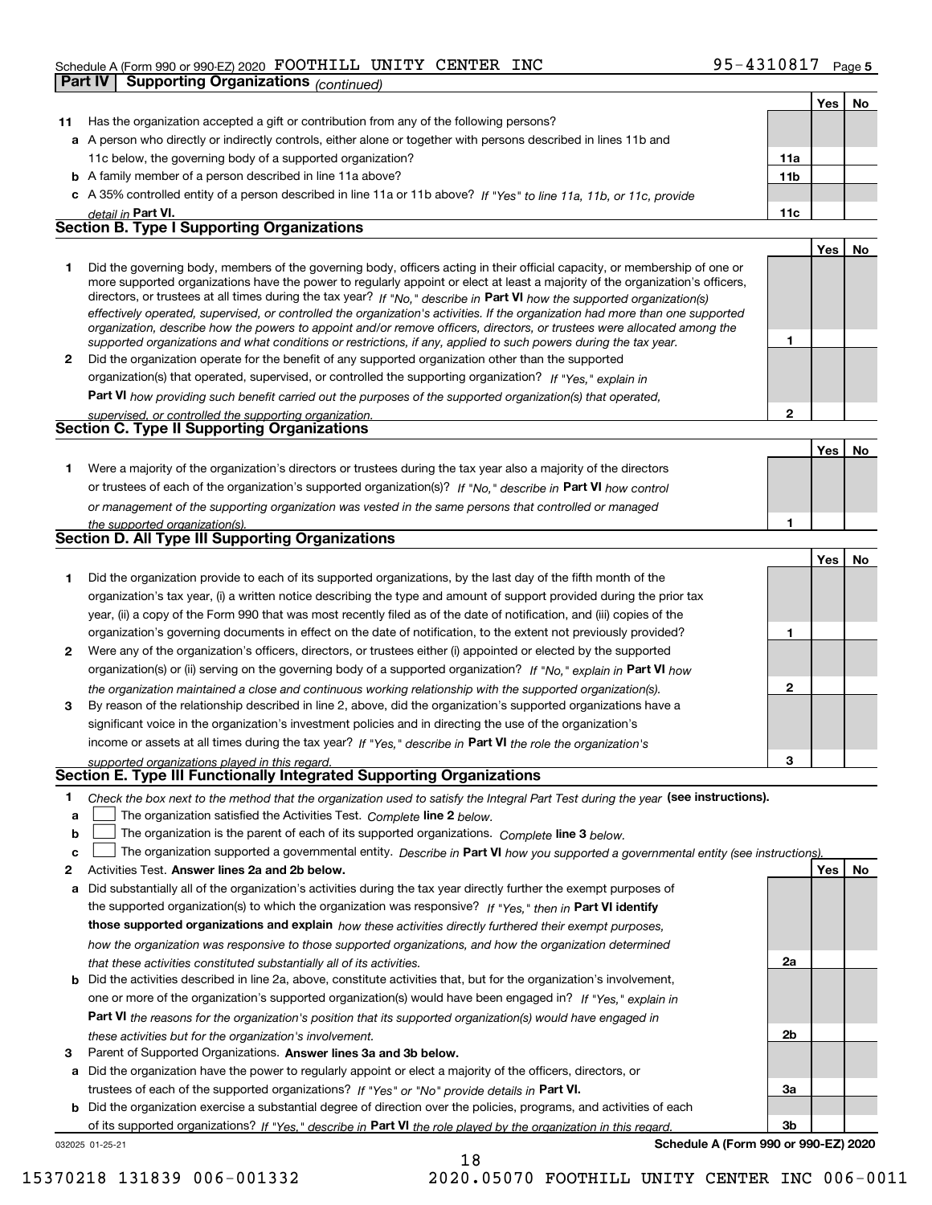Schedule A (Form 990 or 990-EZ) 2020 FOOTHILL UNITY CENTER INC 95-4310817 Page 5

**Part IV | Supporting Organizations** *(continued)*

| | | | Yes | No |
|---|---|---|---|---|
| **11** | Has the organization accepted a gift or contribution from any of the following persons? | | | |
| **a** | A person who directly or indirectly controls, either alone or together with persons described in lines 11b and 11c below, the governing body of a supported organization? | **11a** | | |
| **b** | A family member of a person described in line 11a above? | **11b** | | |
| **c** | A 35% controlled entity of a person described in line 11a or 11b above? *If "Yes" to line 11a, 11b, or 11c, provide detail in* **Part VI.** | **11c** | | |

## Section B. Type I Supporting Organizations

| | | | Yes | No |
|---|---|---|---|---|
| **1** | Did the governing body, members of the governing body, officers acting in their official capacity, or membership of one or more supported organizations have the power to regularly appoint or elect at least a majority of the organization's officers, directors, or trustees at all times during the tax year? *If "No," describe in* **Part VI** *how the supported organization(s) effectively operated, supervised, or controlled the organization's activities. If the organization had more than one supported organization, describe how the powers to appoint and/or remove officers, directors, or trustees were allocated among the supported organizations and what conditions or restrictions, if any, applied to such powers during the tax year.* | **1** | | |
| **2** | Did the organization operate for the benefit of any supported organization other than the supported organization(s) that operated, supervised, or controlled the supporting organization? *If "Yes," explain in* **Part VI** *how providing such benefit carried out the purposes of the supported organization(s) that operated, supervised, or controlled the supporting organization.* | **2** | | |

## Section C. Type II Supporting Organizations

| | | | Yes | No |
|---|---|---|---|---|
| **1** | Were a majority of the organization's directors or trustees during the tax year also a majority of the directors or trustees of each of the organization's supported organization(s)? *If "No," describe in* **Part VI** *how control or management of the supporting organization was vested in the same persons that controlled or managed the supported organization(s).* | **1** | | |

## Section D. All Type III Supporting Organizations

| | | | Yes | No |
|---|---|---|---|---|
| **1** | Did the organization provide to each of its supported organizations, by the last day of the fifth month of the organization's tax year, (i) a written notice describing the type and amount of support provided during the prior tax year, (ii) a copy of the Form 990 that was most recently filed as of the date of notification, and (iii) copies of the organization's governing documents in effect on the date of notification, to the extent not previously provided? | **1** | | |
| **2** | Were any of the organization's officers, directors, or trustees either (i) appointed or elected by the supported organization(s) or (ii) serving on the governing body of a supported organization? *If "No," explain in* **Part VI** *how the organization maintained a close and continuous working relationship with the supported organization(s).* | **2** | | |
| **3** | By reason of the relationship described in line 2, above, did the organization's supported organizations have a significant voice in the organization's investment policies and in directing the use of the organization's income or assets at all times during the tax year? *If "Yes," describe in* **Part VI** *the role the organization's supported organizations played in this regard.* | **3** | | |

## Section E. Type III Functionally Integrated Supporting Organizations

**1** *Check the box next to the method that the organization used to satisfy the Integral Part Test during the year* **(see instructions).**

- **a** ☐ The organization satisfied the Activities Test. *Complete* **line 2** *below.*
- **b** ☐ The organization is the parent of each of its supported organizations. *Complete* **line 3** *below.*
- **c** ☐ The organization supported a governmental entity. *Describe in* **Part VI** *how you supported a governmental entity (see instructions).*

| | | | Yes | No |
|---|---|---|---|---|
| **2** | Activities Test. **Answer lines 2a and 2b below.** | | | |
| **a** | Did substantially all of the organization's activities during the tax year directly further the exempt purposes of the supported organization(s) to which the organization was responsive? *If "Yes," then in* **Part VI identify those supported organizations and explain** *how these activities directly furthered their exempt purposes, how the organization was responsive to those supported organizations, and how the organization determined that these activities constituted substantially all of its activities.* | **2a** | | |
| **b** | Did the activities described in line 2a, above, constitute activities that, but for the organization's involvement, one or more of the organization's supported organization(s) would have been engaged in? *If "Yes," explain in* **Part VI** *the reasons for the organization's position that its supported organization(s) would have engaged in these activities but for the organization's involvement.* | **2b** | | |
| **3** | Parent of Supported Organizations. **Answer lines 3a and 3b below.** | | | |
| **a** | Did the organization have the power to regularly appoint or elect a majority of the officers, directors, or trustees of each of the supported organizations? *If "Yes" or "No" provide details in* **Part VI.** | **3a** | | |
| **b** | Did the organization exercise a substantial degree of direction over the policies, programs, and activities of each of its supported organizations? *If "Yes," describe in* **Part VI** *the role played by the organization in this regard.* | **3b** | | |

032025 01-25-21 **Schedule A (Form 990 or 990-EZ) 2020**

15370218 131839 006-001332 2020.05070 FOOTHILL UNITY CENTER INC 006-0011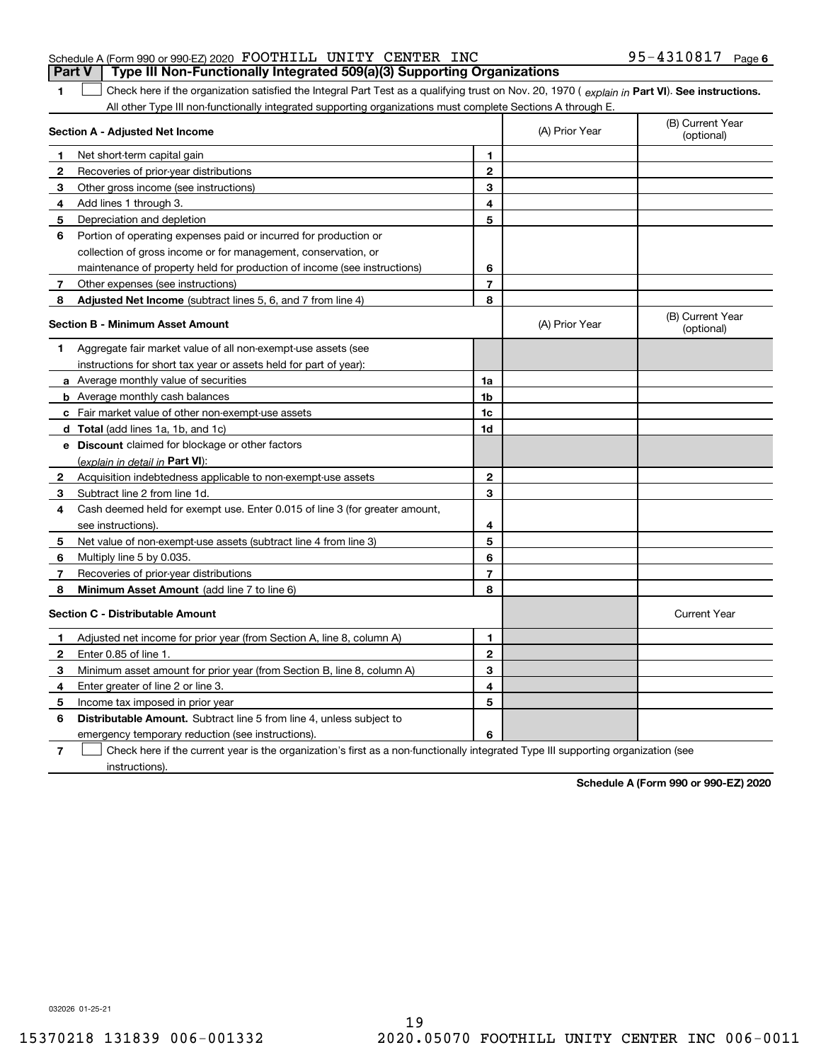Schedule A (Form 990 or 990-EZ) 2020 FOOTHILL UNITY CENTER INC 95-4310817 Page 6

## Part V Type III Non-Functionally Integrated 509(a)(3) Supporting Organizations

1 ☐ Check here if the organization satisfied the Integral Part Test as a qualifying trust on Nov. 20, 1970 ( *explain in* **Part VI**). **See instructions.** All other Type III non-functionally integrated supporting organizations must complete Sections A through E.

| **Section A - Adjusted Net Income** | | (A) Prior Year | (B) Current Year (optional) |
|---|---|---|---|
| **1** Net short-term capital gain | 1 | | |
| **2** Recoveries of prior-year distributions | 2 | | |
| **3** Other gross income (see instructions) | 3 | | |
| **4** Add lines 1 through 3. | 4 | | |
| **5** Depreciation and depletion | 5 | | |
| **6** Portion of operating expenses paid or incurred for production or collection of gross income or for management, conservation, or maintenance of property held for production of income (see instructions) | 6 | | |
| **7** Other expenses (see instructions) | 7 | | |
| **8** **Adjusted Net Income** (subtract lines 5, 6, and 7 from line 4) | 8 | | |

| **Section B - Minimum Asset Amount** | | (A) Prior Year | (B) Current Year (optional) |
|---|---|---|---|
| **1** Aggregate fair market value of all non-exempt-use assets (see instructions for short tax year or assets held for part of year): | | | |
| **a** Average monthly value of securities | 1a | | |
| **b** Average monthly cash balances | 1b | | |
| **c** Fair market value of other non-exempt-use assets | 1c | | |
| **d** **Total** (add lines 1a, 1b, and 1c) | 1d | | |
| **e** **Discount** claimed for blockage or other factors (*explain in detail in* **Part VI**): | | | |
| **2** Acquisition indebtedness applicable to non-exempt-use assets | 2 | | |
| **3** Subtract line 2 from line 1d. | 3 | | |
| **4** Cash deemed held for exempt use. Enter 0.015 of line 3 (for greater amount, see instructions). | 4 | | |
| **5** Net value of non-exempt-use assets (subtract line 4 from line 3) | 5 | | |
| **6** Multiply line 5 by 0.035. | 6 | | |
| **7** Recoveries of prior-year distributions | 7 | | |
| **8** **Minimum Asset Amount** (add line 7 to line 6) | 8 | | |

| **Section C - Distributable Amount** | | | Current Year |
|---|---|---|---|
| **1** Adjusted net income for prior year (from Section A, line 8, column A) | 1 | | |
| **2** Enter 0.85 of line 1. | 2 | | |
| **3** Minimum asset amount for prior year (from Section B, line 8, column A) | 3 | | |
| **4** Enter greater of line 2 or line 3. | 4 | | |
| **5** Income tax imposed in prior year | 5 | | |
| **6** **Distributable Amount.** Subtract line 5 from line 4, unless subject to emergency temporary reduction (see instructions). | 6 | | |

7 ☐ Check here if the current year is the organization's first as a non-functionally integrated Type III supporting organization (see instructions).

**Schedule A (Form 990 or 990-EZ) 2020**

032026 01-25-21

15370218 131839 006-001332 2020.05070 FOOTHILL UNITY CENTER INC 006-0011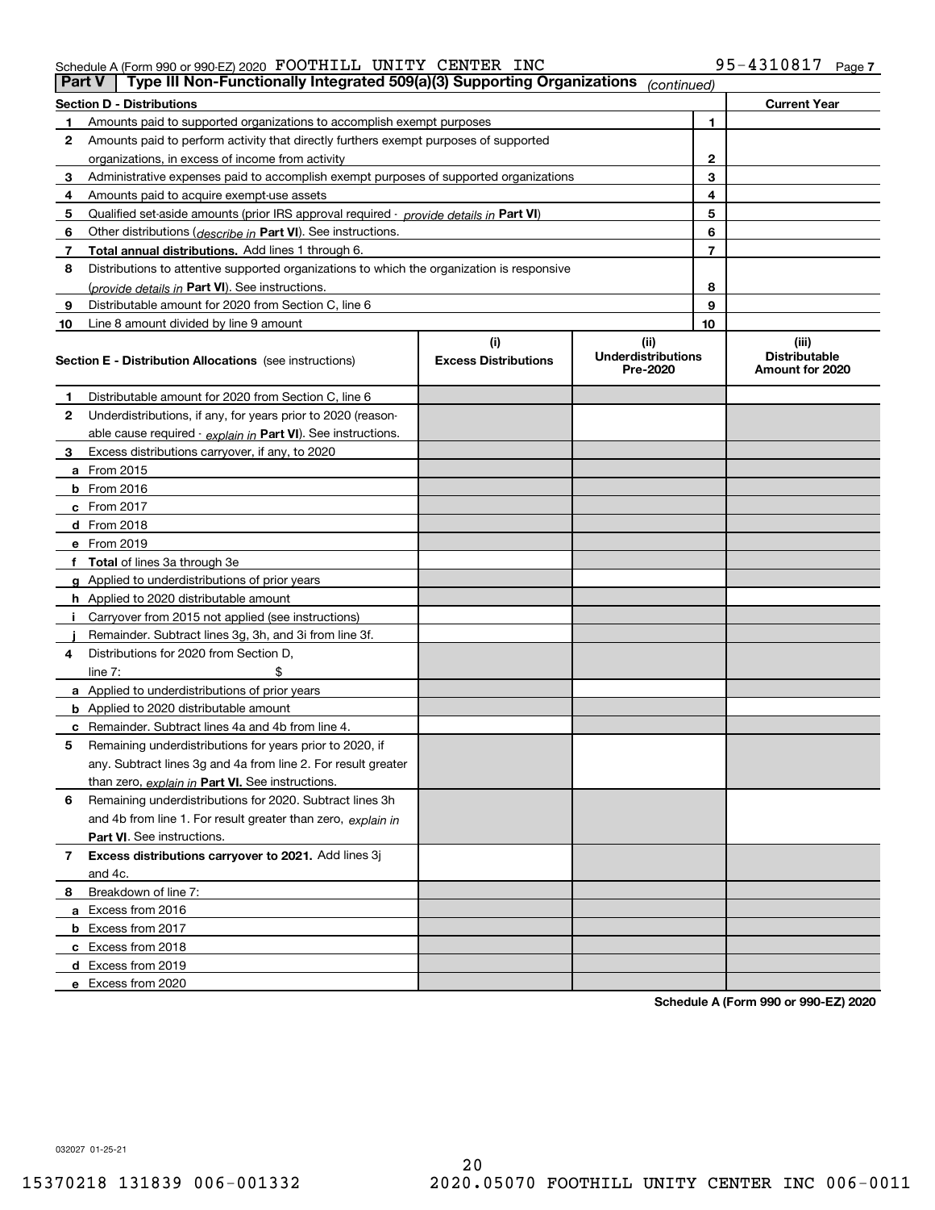Schedule A (Form 990 or 990-EZ) 2020 FOOTHILL UNITY CENTER INC 95-4310817

**Part V | Type III Non-Functionally Integrated 509(a)(3) Supporting Organizations** *(continued)*

| Section D - Distributions | | | Current Year |
|---|---|---|---|
| 1 | Amounts paid to supported organizations to accomplish exempt purposes | 1 | |
| 2 | Amounts paid to perform activity that directly furthers exempt purposes of supported organizations, in excess of income from activity | 2 | |
| 3 | Administrative expenses paid to accomplish exempt purposes of supported organizations | 3 | |
| 4 | Amounts paid to acquire exempt-use assets | 4 | |
| 5 | Qualified set-aside amounts (prior IRS approval required - *provide details in* **Part VI**) | 5 | |
| 6 | Other distributions (*describe in* **Part VI**). See instructions. | 6 | |
| 7 | **Total annual distributions.** Add lines 1 through 6. | 7 | |
| 8 | Distributions to attentive supported organizations to which the organization is responsive (*provide details in* **Part VI**). See instructions. | 8 | |
| 9 | Distributable amount for 2020 from Section C, line 6 | 9 | |
| 10 | Line 8 amount divided by line 9 amount | 10 | |

| Section E - Distribution Allocations (see instructions) | (i) Excess Distributions | (ii) Underdistributions Pre-2020 | (iii) Distributable Amount for 2020 |
|---|---|---|---|
| 1 Distributable amount for 2020 from Section C, line 6 | | | |
| 2 Underdistributions, if any, for years prior to 2020 (reasonable cause required - *explain in* **Part VI**). See instructions. | | | |
| 3 Excess distributions carryover, if any, to 2020 | | | |
| a From 2015 | | | |
| b From 2016 | | | |
| c From 2017 | | | |
| d From 2018 | | | |
| e From 2019 | | | |
| f **Total** of lines 3a through 3e | | | |
| g Applied to underdistributions of prior years | | | |
| h Applied to 2020 distributable amount | | | |
| i Carryover from 2015 not applied (see instructions) | | | |
| j Remainder. Subtract lines 3g, 3h, and 3i from line 3f. | | | |
| 4 Distributions for 2020 from Section D, line 7: $ | | | |
| a Applied to underdistributions of prior years | | | |
| b Applied to 2020 distributable amount | | | |
| c Remainder. Subtract lines 4a and 4b from line 4. | | | |
| 5 Remaining underdistributions for years prior to 2020, if any. Subtract lines 3g and 4a from line 2. For result greater than zero, *explain in* **Part VI.** See instructions. | | | |
| 6 Remaining underdistributions for 2020. Subtract lines 3h and 4b from line 1. For result greater than zero, *explain in* **Part VI**. See instructions. | | | |
| 7 **Excess distributions carryover to 2021.** Add lines 3j and 4c. | | | |
| 8 Breakdown of line 7: | | | |
| a Excess from 2016 | | | |
| b Excess from 2017 | | | |
| c Excess from 2018 | | | |
| d Excess from 2019 | | | |
| e Excess from 2020 | | | |

**Schedule A (Form 990 or 990-EZ) 2020**

032027 01-25-21

15370218 131839 006-001332 2020.05070 FOOTHILL UNITY CENTER INC 006-0011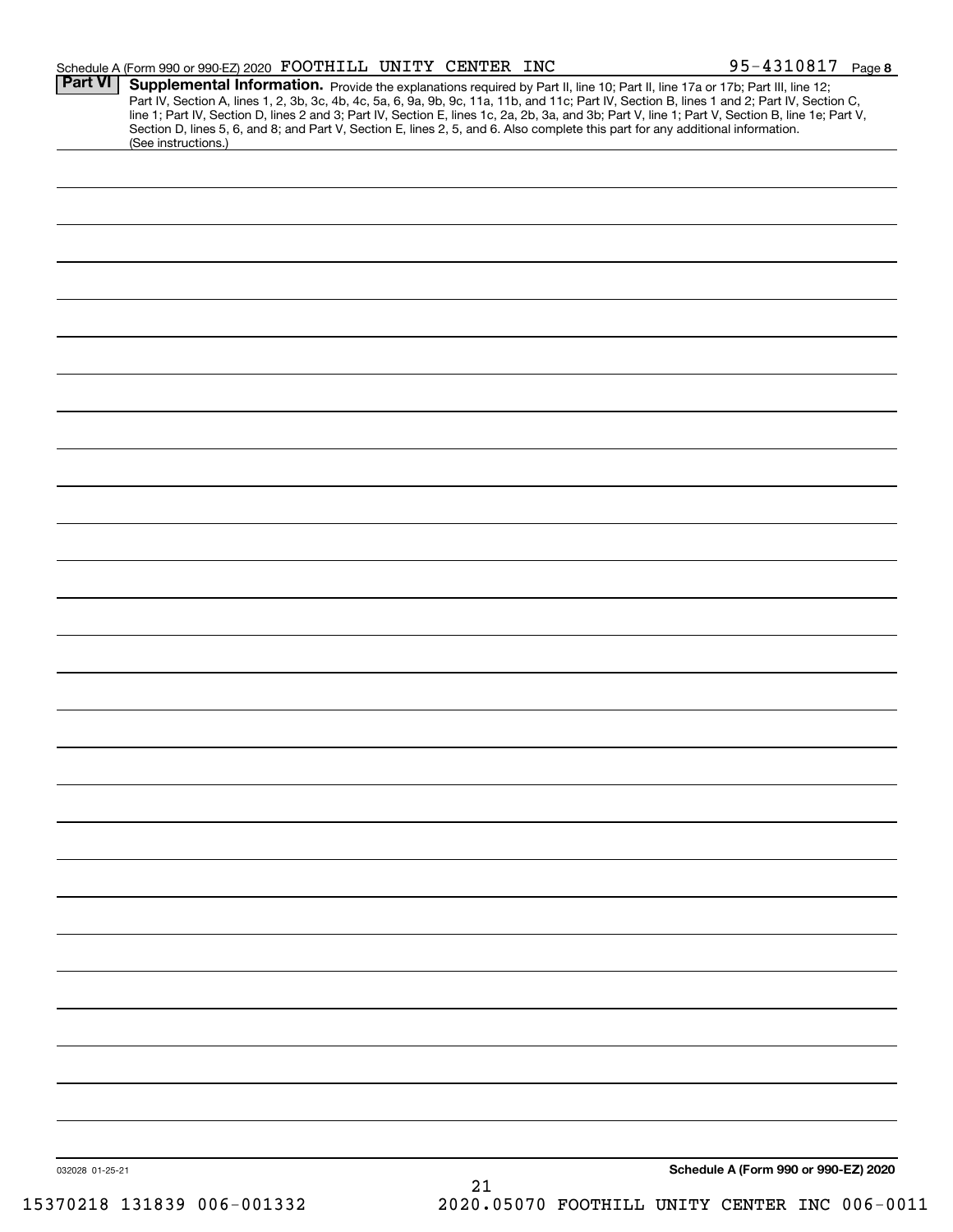## Part VI Supplemental Information.

Provide the explanations required by Part II, line 10; Part II, line 17a or 17b; Part III, line 12; Part IV, Section A, lines 1, 2, 3b, 3c, 4b, 4c, 5a, 6, 9a, 9b, 9c, 11a, 11b, and 11c; Part IV, Section B, lines 1 and 2; Part IV, Section C, line 1; Part IV, Section D, lines 2 and 3; Part IV, Section E, lines 1c, 2a, 2b, 3a, and 3b; Part V, line 1; Part V, Section B, line 1e; Part V, Section D, lines 5, 6, and 8; and Part V, Section E, lines 2, 5, and 6. Also complete this part for any additional information. (See instructions.)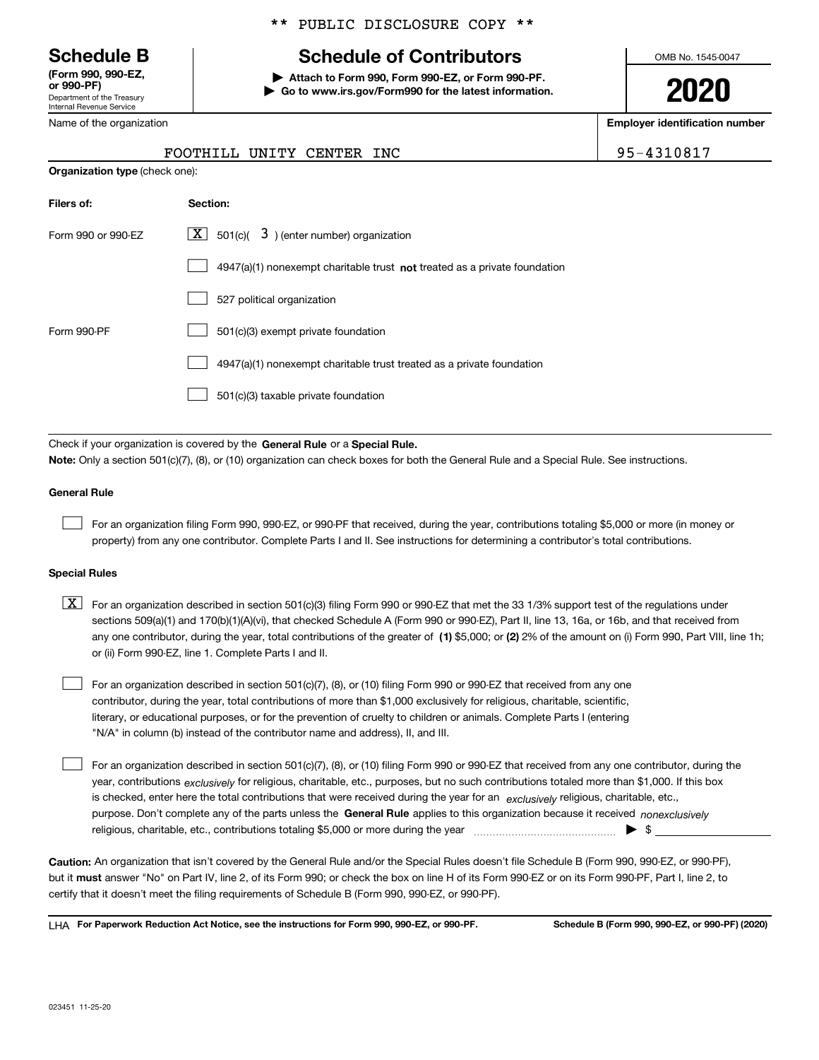** PUBLIC DISCLOSURE COPY **

# Schedule B

**(Form 990, 990-EZ, or 990-PF)**
Department of the Treasury
Internal Revenue Service

## Schedule of Contributors

▶ **Attach to Form 990, Form 990-EZ, or Form 990-PF.**
▶ **Go to www.irs.gov/Form990 for the latest information.**

OMB No. 1545-0047

**2020**

Name of the organization: FOOTHILL UNITY CENTER INC

**Employer identification number:** 95-4310817

**Organization type** (check one):

| Filers of: | Section: |
|---|---|
| Form 990 or 990-EZ | [X] 501(c)( 3 ) (enter number) organization |
| | [ ] 4947(a)(1) nonexempt charitable trust **not** treated as a private foundation |
| | [ ] 527 political organization |
| Form 990-PF | [ ] 501(c)(3) exempt private foundation |
| | [ ] 4947(a)(1) nonexempt charitable trust treated as a private foundation |
| | [ ] 501(c)(3) taxable private foundation |

Check if your organization is covered by the **General Rule** or a **Special Rule.**

**Note:** Only a section 501(c)(7), (8), or (10) organization can check boxes for both the General Rule and a Special Rule. See instructions.

**General Rule**

[ ] For an organization filing Form 990, 990-EZ, or 990-PF that received, during the year, contributions totaling $5,000 or more (in money or property) from any one contributor. Complete Parts I and II. See instructions for determining a contributor's total contributions.

**Special Rules**

[X] For an organization described in section 501(c)(3) filing Form 990 or 990-EZ that met the 33 1/3% support test of the regulations under sections 509(a)(1) and 170(b)(1)(A)(vi), that checked Schedule A (Form 990 or 990-EZ), Part II, line 13, 16a, or 16b, and that received from any one contributor, during the year, total contributions of the greater of **(1)** $5,000; or **(2)** 2% of the amount on (i) Form 990, Part VIII, line 1h; or (ii) Form 990-EZ, line 1. Complete Parts I and II.

[ ] For an organization described in section 501(c)(7), (8), or (10) filing Form 990 or 990-EZ that received from any one contributor, during the year, total contributions of more than $1,000 exclusively for religious, charitable, scientific, literary, or educational purposes, or for the prevention of cruelty to children or animals. Complete Parts I (entering "N/A" in column (b) instead of the contributor name and address), II, and III.

[ ] For an organization described in section 501(c)(7), (8), or (10) filing Form 990 or 990-EZ that received from any one contributor, during the year, contributions *exclusively* for religious, charitable, etc., purposes, but no such contributions totaled more than $1,000. If this box is checked, enter here the total contributions that were received during the year for an *exclusively* religious, charitable, etc., purpose. Don't complete any of the parts unless the **General Rule** applies to this organization because it received *nonexclusively* religious, charitable, etc., contributions totaling $5,000 or more during the year ▶ $

**Caution:** An organization that isn't covered by the General Rule and/or the Special Rules doesn't file Schedule B (Form 990, 990-EZ, or 990-PF), but it **must** answer "No" on Part IV, line 2, of its Form 990; or check the box on line H of its Form 990-EZ or on its Form 990-PF, Part I, line 2, to certify that it doesn't meet the filing requirements of Schedule B (Form 990, 990-EZ, or 990-PF).

LHA **For Paperwork Reduction Act Notice, see the instructions for Form 990, 990-EZ, or 990-PF.** **Schedule B (Form 990, 990-EZ, or 990-PF) (2020)**

023451 11-25-20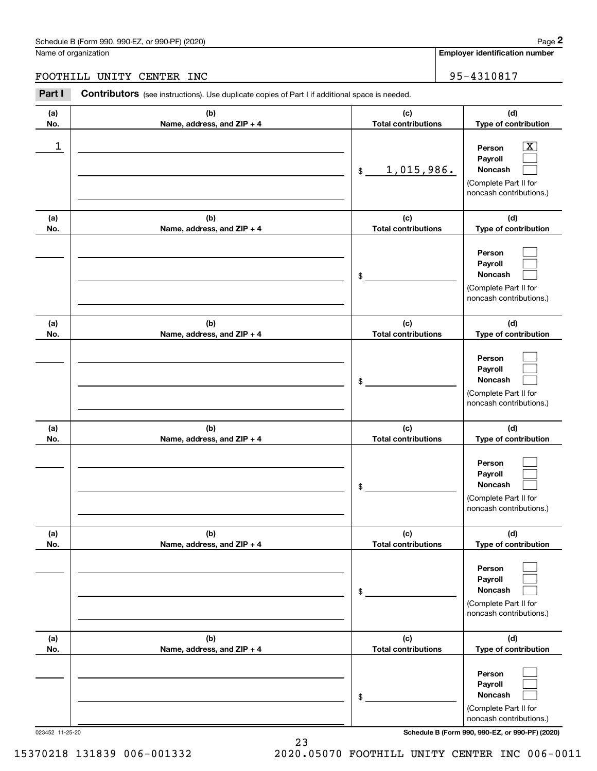Schedule B (Form 990, 990-EZ, or 990-PF) (2020)

Name of organization: FOOTHILL UNITY CENTER INC

Employer identification number: 95-4310817

## Part I Contributors

(see instructions). Use duplicate copies of Part I if additional space is needed.

| (a) No. | (b) Name, address, and ZIP + 4 | (c) Total contributions | (d) Type of contribution |
|---|---|---|---|
| 1 | | $ 1,015,986. | Person [X] Payroll [ ] Noncash [ ] (Complete Part II for noncash contributions.) |
| | | $ | Person [ ] Payroll [ ] Noncash [ ] (Complete Part II for noncash contributions.) |
| | | $ | Person [ ] Payroll [ ] Noncash [ ] (Complete Part II for noncash contributions.) |
| | | $ | Person [ ] Payroll [ ] Noncash [ ] (Complete Part II for noncash contributions.) |
| | | $ | Person [ ] Payroll [ ] Noncash [ ] (Complete Part II for noncash contributions.) |
| | | $ | Person [ ] Payroll [ ] Noncash [ ] (Complete Part II for noncash contributions.) |

023452 11-25-20

Schedule B (Form 990, 990-EZ, or 990-PF) (2020)

15370218 131839 006-001332 2020.05070 FOOTHILL UNITY CENTER INC 006-0011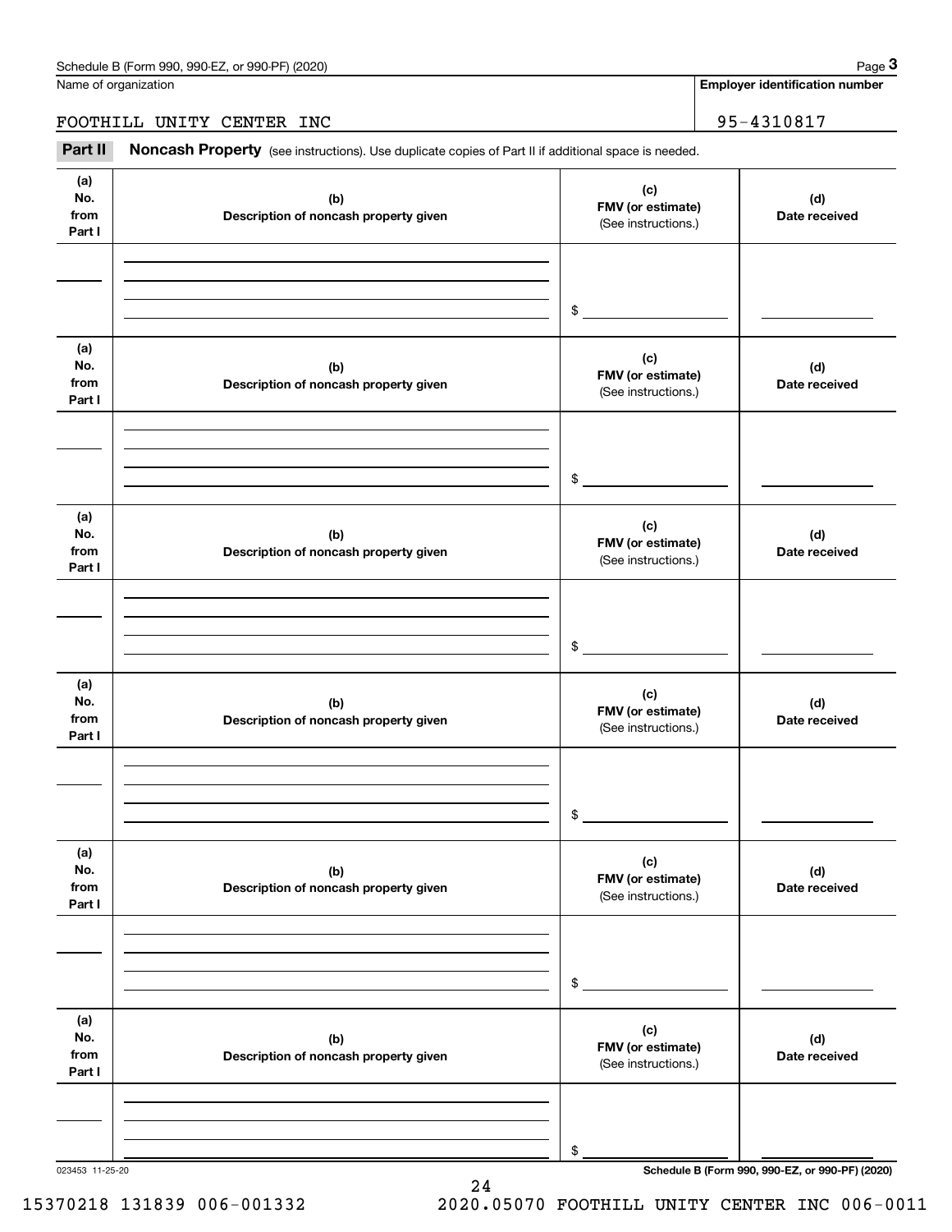Name of organization

**Employer identification number**

FOOTHILL UNITY CENTER INC

95-4310817

**Part II** **Noncash Property** (see instructions). Use duplicate copies of Part II if additional space is needed.

| (a) No. from Part I | (b) Description of noncash property given | (c) FMV (or estimate) (See instructions.) | (d) Date received |
|---|---|---|---|
| | | $ | |

| (a) No. from Part I | (b) Description of noncash property given | (c) FMV (or estimate) (See instructions.) | (d) Date received |
|---|---|---|---|
| | | $ | |

| (a) No. from Part I | (b) Description of noncash property given | (c) FMV (or estimate) (See instructions.) | (d) Date received |
|---|---|---|---|
| | | $ | |

| (a) No. from Part I | (b) Description of noncash property given | (c) FMV (or estimate) (See instructions.) | (d) Date received |
|---|---|---|---|
| | | $ | |

| (a) No. from Part I | (b) Description of noncash property given | (c) FMV (or estimate) (See instructions.) | (d) Date received |
|---|---|---|---|
| | | $ | |

| (a) No. from Part I | (b) Description of noncash property given | (c) FMV (or estimate) (See instructions.) | (d) Date received |
|---|---|---|---|
| | | $ | |

023453 11-25-20

**Schedule B (Form 990, 990-EZ, or 990-PF) (2020)**

15370218 131839 006-001332 2020.05070 FOOTHILL UNITY CENTER INC 006-0011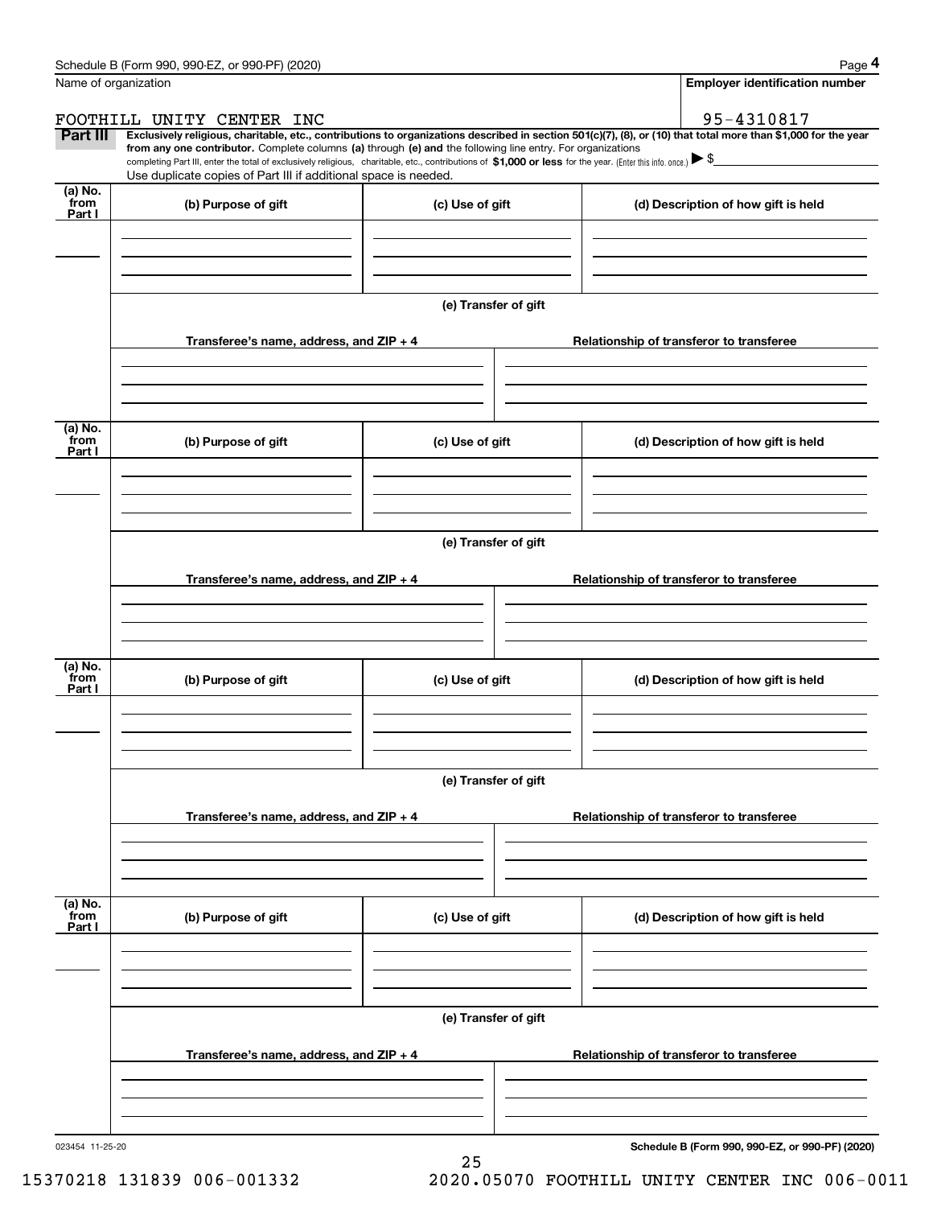Schedule B (Form 990, 990-EZ, or 990-PF) (2020)

Name of organization: FOOTHILL UNITY CENTER INC

Employer identification number: 95-4310817

**Part III** **Exclusively religious, charitable, etc., contributions to organizations described in section 501(c)(7), (8), or (10) that total more than $1,000 for the year from any one contributor.** Complete columns **(a)** through **(e)** and the following line entry. For organizations completing Part III, enter the total of exclusively religious, charitable, etc., contributions of **$1,000 or less** for the year. (Enter this info. once.) ▶ $

Use duplicate copies of Part III if additional space is needed.

| (a) No. from Part I | (b) Purpose of gift | (c) Use of gift | (d) Description of how gift is held |
|---|---|---|---|
| | | | |

**(e) Transfer of gift**

| Transferee's name, address, and ZIP + 4 | Relationship of transferor to transferee |
|---|---|
| | |

| (a) No. from Part I | (b) Purpose of gift | (c) Use of gift | (d) Description of how gift is held |
|---|---|---|---|
| | | | |

**(e) Transfer of gift**

| Transferee's name, address, and ZIP + 4 | Relationship of transferor to transferee |
|---|---|
| | |

| (a) No. from Part I | (b) Purpose of gift | (c) Use of gift | (d) Description of how gift is held |
|---|---|---|---|
| | | | |

**(e) Transfer of gift**

| Transferee's name, address, and ZIP + 4 | Relationship of transferor to transferee |
|---|---|
| | |

| (a) No. from Part I | (b) Purpose of gift | (c) Use of gift | (d) Description of how gift is held |
|---|---|---|---|
| | | | |

**(e) Transfer of gift**

| Transferee's name, address, and ZIP + 4 | Relationship of transferor to transferee |
|---|---|
| | |

023454 11-25-20

**Schedule B (Form 990, 990-EZ, or 990-PF) (2020)**

15370218 131839 006-001332 2020.05070 FOOTHILL UNITY CENTER INC 006-0011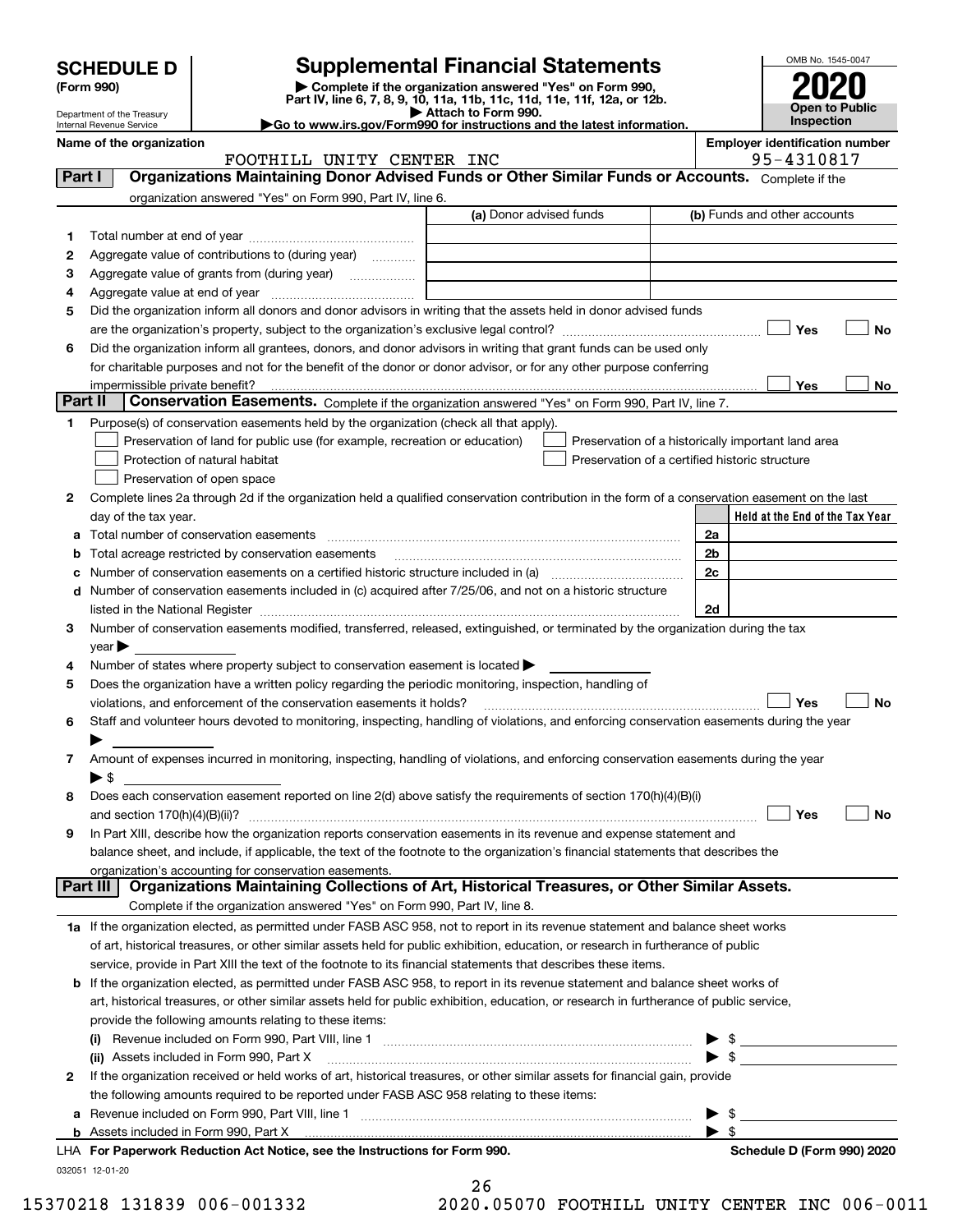# SCHEDULE D (Form 990)

Department of the Treasury
Internal Revenue Service

## Supplemental Financial Statements

▶ Complete if the organization answered "Yes" on Form 990, Part IV, line 6, 7, 8, 9, 10, 11a, 11b, 11c, 11d, 11e, 11f, 12a, or 12b.
▶ Attach to Form 990.
▶Go to www.irs.gov/Form990 for instructions and the latest information.

OMB No. 1545-0047

**2020**

**Open to Public Inspection**

**Name of the organization**: FOOTHILL UNITY CENTER INC

**Employer identification number**: 95-4310817

### Part I — Organizations Maintaining Donor Advised Funds or Other Similar Funds or Accounts.
Complete if the organization answered "Yes" on Form 990, Part IV, line 6.

| | | (a) Donor advised funds | (b) Funds and other accounts |
|---|---|---|---|
| 1 | Total number at end of year | | |
| 2 | Aggregate value of contributions to (during year) | | |
| 3 | Aggregate value of grants from (during year) | | |
| 4 | Aggregate value at end of year | | |

5 Did the organization inform all donors and donor advisors in writing that the assets held in donor advised funds are the organization's property, subject to the organization's exclusive legal control? ☐ Yes ☐ No

6 Did the organization inform all grantees, donors, and donor advisors in writing that grant funds can be used only for charitable purposes and not for the benefit of the donor or donor advisor, or for any other purpose conferring impermissible private benefit? ☐ Yes ☐ No

### Part II — Conservation Easements.
Complete if the organization answered "Yes" on Form 990, Part IV, line 7.

1 Purpose(s) of conservation easements held by the organization (check all that apply).

- ☐ Preservation of land for public use (for example, recreation or education)
- ☐ Protection of natural habitat
- ☐ Preservation of open space
- ☐ Preservation of a historically important land area
- ☐ Preservation of a certified historic structure

2 Complete lines 2a through 2d if the organization held a qualified conservation contribution in the form of a conservation easement on the last day of the tax year.

| | | | Held at the End of the Tax Year |
|---|---|---|---|
| a | Total number of conservation easements | 2a | |
| b | Total acreage restricted by conservation easements | 2b | |
| c | Number of conservation easements on a certified historic structure included in (a) | 2c | |
| d | Number of conservation easements included in (c) acquired after 7/25/06, and not on a historic structure listed in the National Register | 2d | |

3 Number of conservation easements modified, transferred, released, extinguished, or terminated by the organization during the tax year ▶

4 Number of states where property subject to conservation easement is located ▶

5 Does the organization have a written policy regarding the periodic monitoring, inspection, handling of violations, and enforcement of the conservation easements it holds? ☐ Yes ☐ No

6 Staff and volunteer hours devoted to monitoring, inspecting, handling of violations, and enforcing conservation easements during the year ▶

7 Amount of expenses incurred in monitoring, inspecting, handling of violations, and enforcing conservation easements during the year ▶ $

8 Does each conservation easement reported on line 2(d) above satisfy the requirements of section 170(h)(4)(B)(i) and section 170(h)(4)(B)(ii)? ☐ Yes ☐ No

9 In Part XIII, describe how the organization reports conservation easements in its revenue and expense statement and balance sheet, and include, if applicable, the text of the footnote to the organization's financial statements that describes the organization's accounting for conservation easements.

### Part III — Organizations Maintaining Collections of Art, Historical Treasures, or Other Similar Assets.
Complete if the organization answered "Yes" on Form 990, Part IV, line 8.

1a If the organization elected, as permitted under FASB ASC 958, not to report in its revenue statement and balance sheet works of art, historical treasures, or other similar assets held for public exhibition, education, or research in furtherance of public service, provide in Part XIII the text of the footnote to its financial statements that describes these items.

b If the organization elected, as permitted under FASB ASC 958, to report in its revenue statement and balance sheet works of art, historical treasures, or other similar assets held for public exhibition, education, or research in furtherance of public service, provide the following amounts relating to these items:

(i) Revenue included on Form 990, Part VIII, line 1 ▶ $

(ii) Assets included in Form 990, Part X ▶ $

2 If the organization received or held works of art, historical treasures, or other similar assets for financial gain, provide the following amounts required to be reported under FASB ASC 958 relating to these items:

a Revenue included on Form 990, Part VIII, line 1 ▶ $

b Assets included in Form 990, Part X ▶ $

LHA **For Paperwork Reduction Act Notice, see the Instructions for Form 990.** **Schedule D (Form 990) 2020**

032051 12-01-20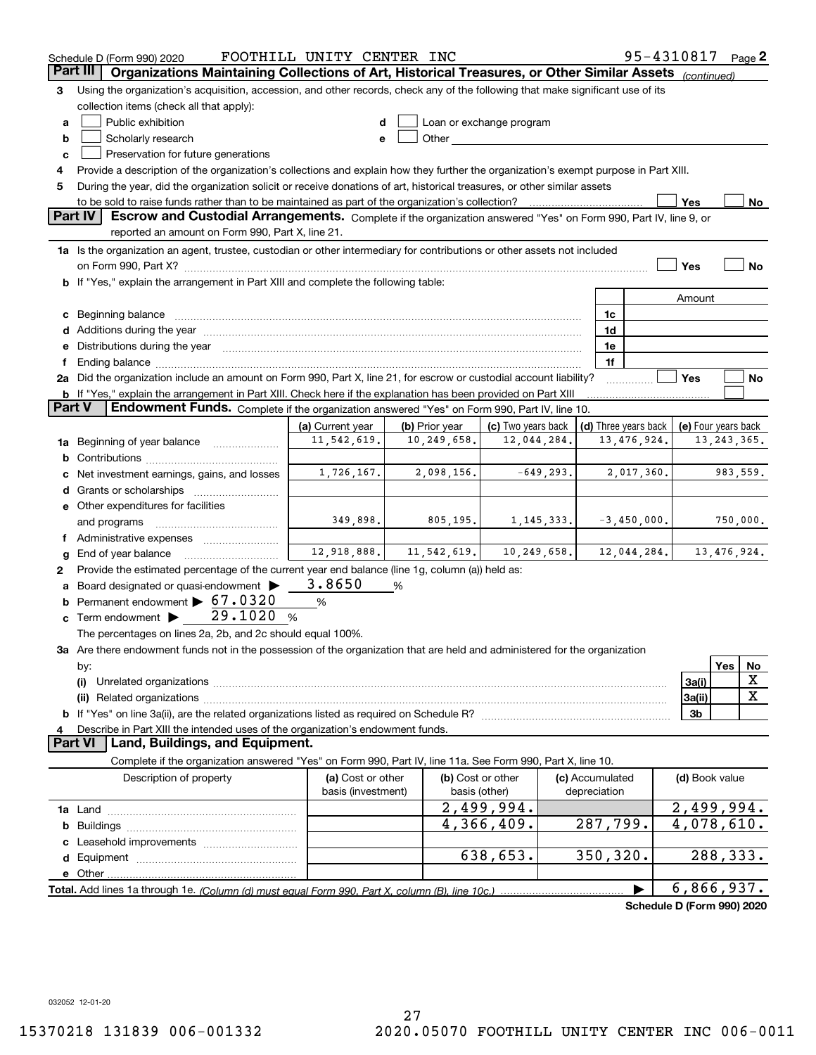Schedule D (Form 990) 2020 FOOTHILL UNITY CENTER INC 95-4310817 Page 2

## Part III Organizations Maintaining Collections of Art, Historical Treasures, or Other Similar Assets *(continued)*

**3** Using the organization's acquisition, accession, and other records, check any of the following that make significant use of its collection items (check all that apply):

- **a** ☐ Public exhibition
- **b** ☐ Scholarly research
- **c** ☐ Preservation for future generations
- **d** ☐ Loan or exchange program
- **e** ☐ Other

**4** Provide a description of the organization's collections and explain how they further the organization's exempt purpose in Part XIII.

**5** During the year, did the organization solicit or receive donations of art, historical treasures, or other similar assets to be sold to raise funds rather than to be maintained as part of the organization's collection? ☐ Yes ☐ No

## Part IV Escrow and Custodial Arrangements.

Complete if the organization answered "Yes" on Form 990, Part IV, line 9, or reported an amount on Form 990, Part X, line 21.

**1a** Is the organization an agent, trustee, custodian or other intermediary for contributions or other assets not included on Form 990, Part X? ☐ Yes ☐ No

**b** If "Yes," explain the arrangement in Part XIII and complete the following table:

| | | Amount |
|---|---|---|
| **c** Beginning balance | 1c | |
| **d** Additions during the year | 1d | |
| **e** Distributions during the year | 1e | |
| **f** Ending balance | 1f | |

**2a** Did the organization include an amount on Form 990, Part X, line 21, for escrow or custodial account liability? ☐ Yes ☐ No

**b** If "Yes," explain the arrangement in Part XIII. Check here if the explanation has been provided on Part XIII ☐

## Part V Endowment Funds.

Complete if the organization answered "Yes" on Form 990, Part IV, line 10.

| | (a) Current year | (b) Prior year | (c) Two years back | (d) Three years back | (e) Four years back |
|---|---|---|---|---|---|
| **1a** Beginning of year balance | 11,542,619. | 10,249,658. | 12,044,284. | 13,476,924. | 13,243,365. |
| **b** Contributions | | | | | |
| **c** Net investment earnings, gains, and losses | 1,726,167. | 2,098,156. | -649,293. | 2,017,360. | 983,559. |
| **d** Grants or scholarships | | | | | |
| **e** Other expenditures for facilities and programs | 349,898. | 805,195. | 1,145,333. | -3,450,000. | 750,000. |
| **f** Administrative expenses | | | | | |
| **g** End of year balance | 12,918,888. | 11,542,619. | 10,249,658. | 12,044,284. | 13,476,924. |

**2** Provide the estimated percentage of the current year end balance (line 1g, column (a)) held as:

- **a** Board designated or quasi-endowment ▶ 3.8650 %
- **b** Permanent endowment ▶ 67.0320 %
- **c** Term endowment ▶ 29.1020 %

The percentages on lines 2a, 2b, and 2c should equal 100%.

**3a** Are there endowment funds not in the possession of the organization that are held and administered for the organization by:

| | | Yes | No |
|---|---|---|---|
| **(i)** Unrelated organizations | 3a(i) | | X |
| **(ii)** Related organizations | 3a(ii) | | X |
| **b** If "Yes" on line 3a(ii), are the related organizations listed as required on Schedule R? | 3b | | |

**4** Describe in Part XIII the intended uses of the organization's endowment funds.

## Part VI Land, Buildings, and Equipment.

Complete if the organization answered "Yes" on Form 990, Part IV, line 11a. See Form 990, Part X, line 10.

| Description of property | (a) Cost or other basis (investment) | (b) Cost or other basis (other) | (c) Accumulated depreciation | (d) Book value |
|---|---|---|---|---|
| **1a** Land | | 2,499,994. | | 2,499,994. |
| **b** Buildings | | 4,366,409. | 287,799. | 4,078,610. |
| **c** Leasehold improvements | | | | |
| **d** Equipment | | 638,653. | 350,320. | 288,333. |
| **e** Other | | | | |
| **Total.** Add lines 1a through 1e. *(Column (d) must equal Form 990, Part X, column (B), line 10c.)* | | | ▶ | 6,866,937. |

**Schedule D (Form 990) 2020**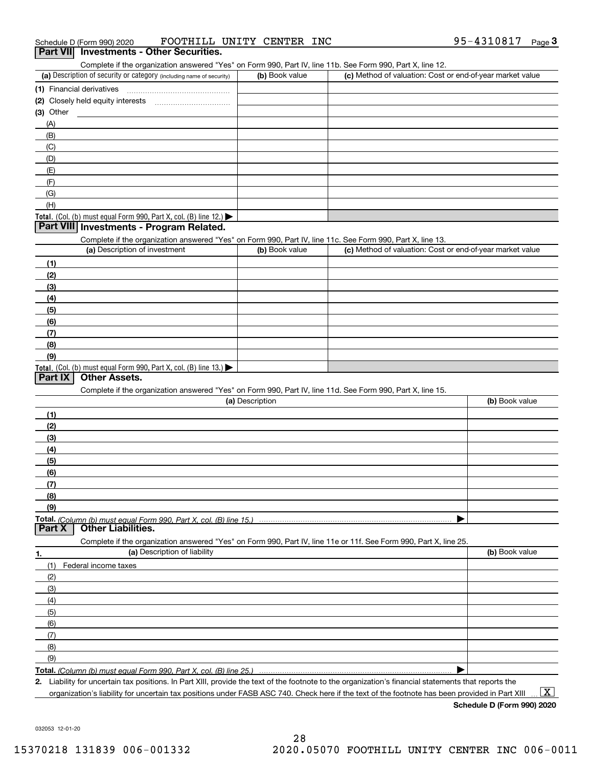Schedule D (Form 990) 2020 FOOTHILL UNITY CENTER INC 95-4310817

## Part VII Investments - Other Securities.

Complete if the organization answered "Yes" on Form 990, Part IV, line 11b. See Form 990, Part X, line 12.

| (a) Description of security or category (including name of security) | (b) Book value | (c) Method of valuation: Cost or end-of-year market value |
|---|---|---|
| (1) Financial derivatives | | |
| (2) Closely held equity interests | | |
| (3) Other | | |
| (A) | | |
| (B) | | |
| (C) | | |
| (D) | | |
| (E) | | |
| (F) | | |
| (G) | | |
| (H) | | |
| **Total.** (Col. (b) must equal Form 990, Part X, col. (B) line 12.) ▶ | | |

## Part VIII Investments - Program Related.

Complete if the organization answered "Yes" on Form 990, Part IV, line 11c. See Form 990, Part X, line 13.

| (a) Description of investment | (b) Book value | (c) Method of valuation: Cost or end-of-year market value |
|---|---|---|
| (1) | | |
| (2) | | |
| (3) | | |
| (4) | | |
| (5) | | |
| (6) | | |
| (7) | | |
| (8) | | |
| (9) | | |
| **Total.** (Col. (b) must equal Form 990, Part X, col. (B) line 13.) ▶ | | |

## Part IX Other Assets.

Complete if the organization answered "Yes" on Form 990, Part IV, line 11d. See Form 990, Part X, line 15.

| (a) Description | (b) Book value |
|---|---|
| (1) | |
| (2) | |
| (3) | |
| (4) | |
| (5) | |
| (6) | |
| (7) | |
| (8) | |
| (9) | |
| **Total.** *(Column (b) must equal Form 990, Part X, col. (B) line 15.)* ▶ | |

## Part X Other Liabilities.

Complete if the organization answered "Yes" on Form 990, Part IV, line 11e or 11f. See Form 990, Part X, line 25.

| 1. (a) Description of liability | (b) Book value |
|---|---|
| (1) Federal income taxes | |
| (2) | |
| (3) | |
| (4) | |
| (5) | |
| (6) | |
| (7) | |
| (8) | |
| (9) | |
| **Total.** *(Column (b) must equal Form 990, Part X, col. (B) line 25.)* ▶ | |

2. Liability for uncertain tax positions. In Part XIII, provide the text of the footnote to the organization's financial statements that reports the organization's liability for uncertain tax positions under FASB ASC 740. Check here if the text of the footnote has been provided in Part XIII ... [X]

**Schedule D (Form 990) 2020**

032053 12-01-20

15370218 131839 006-001332 2020.05070 FOOTHILL UNITY CENTER INC 006-0011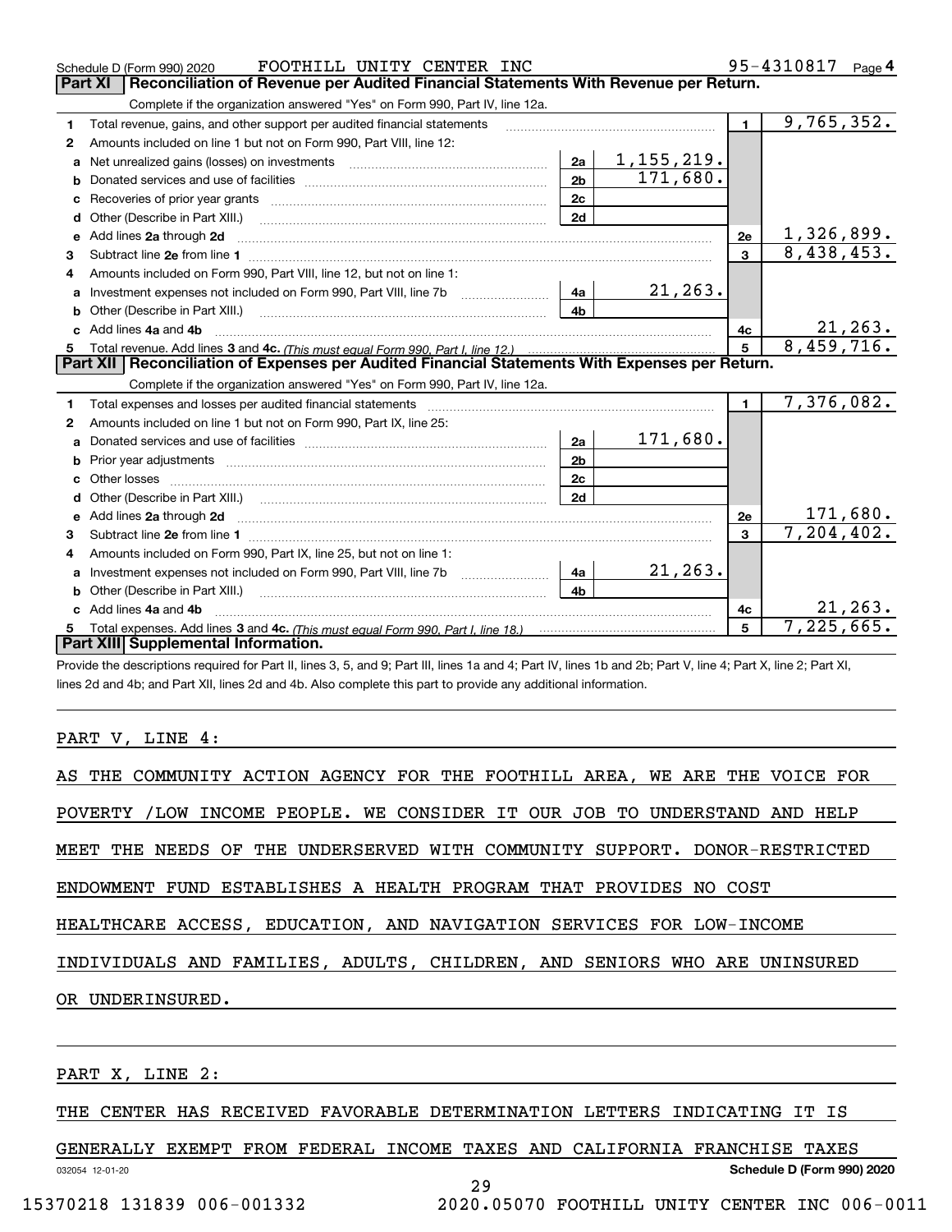Schedule D (Form 990) 2020 FOOTHILL UNITY CENTER INC 95-4310817

## Part XI Reconciliation of Revenue per Audited Financial Statements With Revenue per Return.

Complete if the organization answered "Yes" on Form 990, Part IV, line 12a.

| | | | | | |
|---|---|---|---|---|---|
| 1 | Total revenue, gains, and other support per audited financial statements | | | 1 | 9,765,352. |
| 2 | Amounts included on line 1 but not on Form 990, Part VIII, line 12: | | | | |
| a | Net unrealized gains (losses) on investments | 2a | 1,155,219. | | |
| b | Donated services and use of facilities | 2b | 171,680. | | |
| c | Recoveries of prior year grants | 2c | | | |
| d | Other (Describe in Part XIII.) | 2d | | | |
| e | Add lines 2a through 2d | | | 2e | 1,326,899. |
| 3 | Subtract line 2e from line 1 | | | 3 | 8,438,453. |
| 4 | Amounts included on Form 990, Part VIII, line 12, but not on line 1: | | | | |
| a | Investment expenses not included on Form 990, Part VIII, line 7b | 4a | 21,263. | | |
| b | Other (Describe in Part XIII.) | 4b | | | |
| c | Add lines 4a and 4b | | | 4c | 21,263. |
| 5 | Total revenue. Add lines 3 and 4c. *(This must equal Form 990, Part I, line 12.)* | | | 5 | 8,459,716. |

## Part XII Reconciliation of Expenses per Audited Financial Statements With Expenses per Return.

Complete if the organization answered "Yes" on Form 990, Part IV, line 12a.

| | | | | | |
|---|---|---|---|---|---|
| 1 | Total expenses and losses per audited financial statements | | | 1 | 7,376,082. |
| 2 | Amounts included on line 1 but not on Form 990, Part IX, line 25: | | | | |
| a | Donated services and use of facilities | 2a | 171,680. | | |
| b | Prior year adjustments | 2b | | | |
| c | Other losses | 2c | | | |
| d | Other (Describe in Part XIII.) | 2d | | | |
| e | Add lines 2a through 2d | | | 2e | 171,680. |
| 3 | Subtract line 2e from line 1 | | | 3 | 7,204,402. |
| 4 | Amounts included on Form 990, Part IX, line 25, but not on line 1: | | | | |
| a | Investment expenses not included on Form 990, Part VIII, line 7b | 4a | 21,263. | | |
| b | Other (Describe in Part XIII.) | 4b | | | |
| c | Add lines 4a and 4b | | | 4c | 21,263. |
| 5 | Total expenses. Add lines 3 and 4c. *(This must equal Form 990, Part I, line 18.)* | | | 5 | 7,225,665. |

## Part XIII Supplemental Information.

Provide the descriptions required for Part II, lines 3, 5, and 9; Part III, lines 1a and 4; Part IV, lines 1b and 2b; Part V, line 4; Part X, line 2; Part XI, lines 2d and 4b; and Part XII, lines 2d and 4b. Also complete this part to provide any additional information.

PART V, LINE 4:

AS THE COMMUNITY ACTION AGENCY FOR THE FOOTHILL AREA, WE ARE THE VOICE FOR POVERTY /LOW INCOME PEOPLE. WE CONSIDER IT OUR JOB TO UNDERSTAND AND HELP MEET THE NEEDS OF THE UNDERSERVED WITH COMMUNITY SUPPORT. DONOR-RESTRICTED ENDOWMENT FUND ESTABLISHES A HEALTH PROGRAM THAT PROVIDES NO COST HEALTHCARE ACCESS, EDUCATION, AND NAVIGATION SERVICES FOR LOW-INCOME INDIVIDUALS AND FAMILIES, ADULTS, CHILDREN, AND SENIORS WHO ARE UNINSURED OR UNDERINSURED.

PART X, LINE 2:

THE CENTER HAS RECEIVED FAVORABLE DETERMINATION LETTERS INDICATING IT IS GENERALLY EXEMPT FROM FEDERAL INCOME TAXES AND CALIFORNIA FRANCHISE TAXES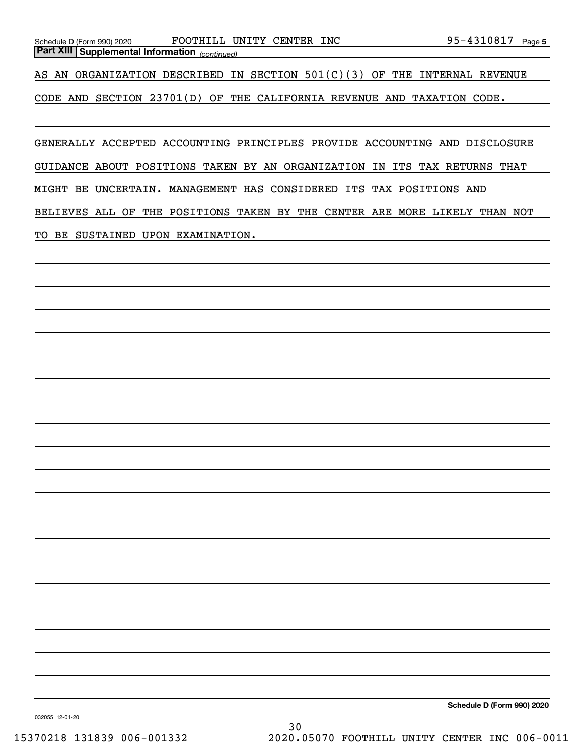**Part XIII** **Supplemental Information** *(continued)*

AS AN ORGANIZATION DESCRIBED IN SECTION 501(C)(3) OF THE INTERNAL REVENUE CODE AND SECTION 23701(D) OF THE CALIFORNIA REVENUE AND TAXATION CODE.

GENERALLY ACCEPTED ACCOUNTING PRINCIPLES PROVIDE ACCOUNTING AND DISCLOSURE GUIDANCE ABOUT POSITIONS TAKEN BY AN ORGANIZATION IN ITS TAX RETURNS THAT MIGHT BE UNCERTAIN. MANAGEMENT HAS CONSIDERED ITS TAX POSITIONS AND BELIEVES ALL OF THE POSITIONS TAKEN BY THE CENTER ARE MORE LIKELY THAN NOT TO BE SUSTAINED UPON EXAMINATION.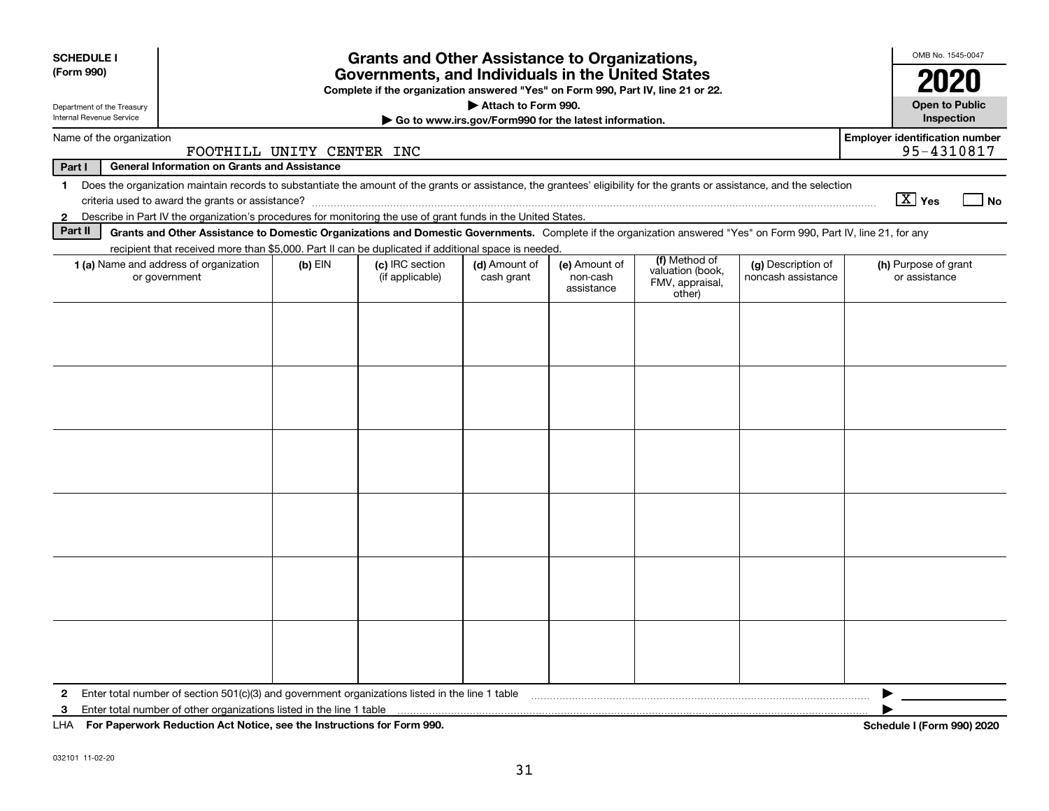**SCHEDULE I (Form 990)**

Department of the Treasury Internal Revenue Service

# Grants and Other Assistance to Organizations, Governments, and Individuals in the United States

**Complete if the organization answered "Yes" on Form 990, Part IV, line 21 or 22.**

**▶ Attach to Form 990.**

**▶ Go to www.irs.gov/Form990 for the latest information.**

OMB No. 1545-0047

**2020**

**Open to Public Inspection**

Name of the organization: FOOTHILL UNITY CENTER INC

Employer identification number: 95-4310817

**Part I General Information on Grants and Assistance**

1 Does the organization maintain records to substantiate the amount of the grants or assistance, the grantees' eligibility for the grants or assistance, and the selection criteria used to award the grants or assistance? [X] Yes [ ] No

2 Describe in Part IV the organization's procedures for monitoring the use of grant funds in the United States.

**Part II Grants and Other Assistance to Domestic Organizations and Domestic Governments.** Complete if the organization answered "Yes" on Form 990, Part IV, line 21, for any recipient that received more than $5,000. Part II can be duplicated if additional space is needed.

| 1 (a) Name and address of organization or government | (b) EIN | (c) IRC section (if applicable) | (d) Amount of cash grant | (e) Amount of non-cash assistance | (f) Method of valuation (book, FMV, appraisal, other) | (g) Description of noncash assistance | (h) Purpose of grant or assistance |
|---|---|---|---|---|---|---|---|
| | | | | | | | |
| | | | | | | | |
| | | | | | | | |
| | | | | | | | |
| | | | | | | | |
| | | | | | | | |

2 Enter total number of section 501(c)(3) and government organizations listed in the line 1 table ▶

3 Enter total number of other organizations listed in the line 1 table ▶

LHA **For Paperwork Reduction Act Notice, see the Instructions for Form 990.** **Schedule I (Form 990) 2020**

032101 11-02-20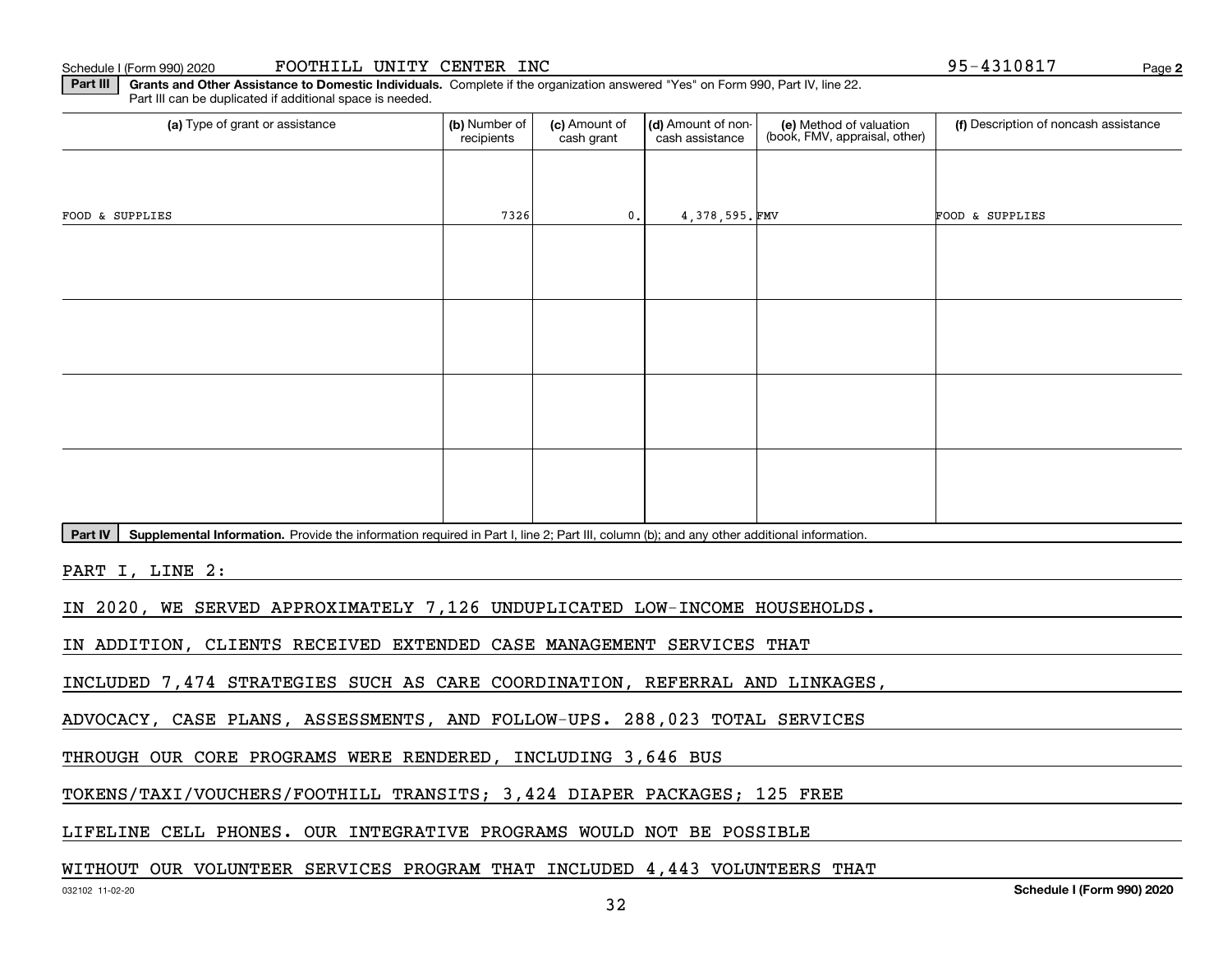Schedule I (Form 990) 2020 FOOTHILL UNITY CENTER INC 95-4310817

**Part III** **Grants and Other Assistance to Domestic Individuals.** Complete if the organization answered "Yes" on Form 990, Part IV, line 22. Part III can be duplicated if additional space is needed.

| (a) Type of grant or assistance | (b) Number of recipients | (c) Amount of cash grant | (d) Amount of non-cash assistance | (e) Method of valuation (book, FMV, appraisal, other) | (f) Description of noncash assistance |
|---|---|---|---|---|---|
| FOOD & SUPPLIES | 7326 | 0. | 4,378,595. | FMV | FOOD & SUPPLIES |
| | | | | | |
| | | | | | |
| | | | | | |
| | | | | | |

**Part IV** **Supplemental Information.** Provide the information required in Part I, line 2; Part III, column (b); and any other additional information.

PART I, LINE 2:

IN 2020, WE SERVED APPROXIMATELY 7,126 UNDUPLICATED LOW-INCOME HOUSEHOLDS.

IN ADDITION, CLIENTS RECEIVED EXTENDED CASE MANAGEMENT SERVICES THAT INCLUDED 7,474 STRATEGIES SUCH AS CARE COORDINATION, REFERRAL AND LINKAGES, ADVOCACY, CASE PLANS, ASSESSMENTS, AND FOLLOW-UPS. 288,023 TOTAL SERVICES THROUGH OUR CORE PROGRAMS WERE RENDERED, INCLUDING 3,646 BUS TOKENS/TAXI/VOUCHERS/FOOTHILL TRANSITS; 3,424 DIAPER PACKAGES; 125 FREE LIFELINE CELL PHONES. OUR INTEGRATIVE PROGRAMS WOULD NOT BE POSSIBLE WITHOUT OUR VOLUNTEER SERVICES PROGRAM THAT INCLUDED 4,443 VOLUNTEERS THAT

032102 11-02-20 Schedule I (Form 990) 2020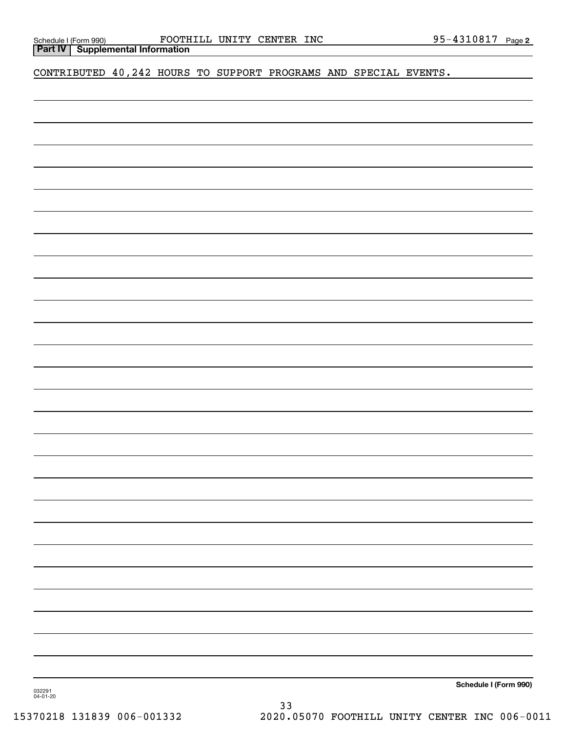## Part IV Supplemental Information

CONTRIBUTED 40,242 HOURS TO SUPPORT PROGRAMS AND SPECIAL EVENTS.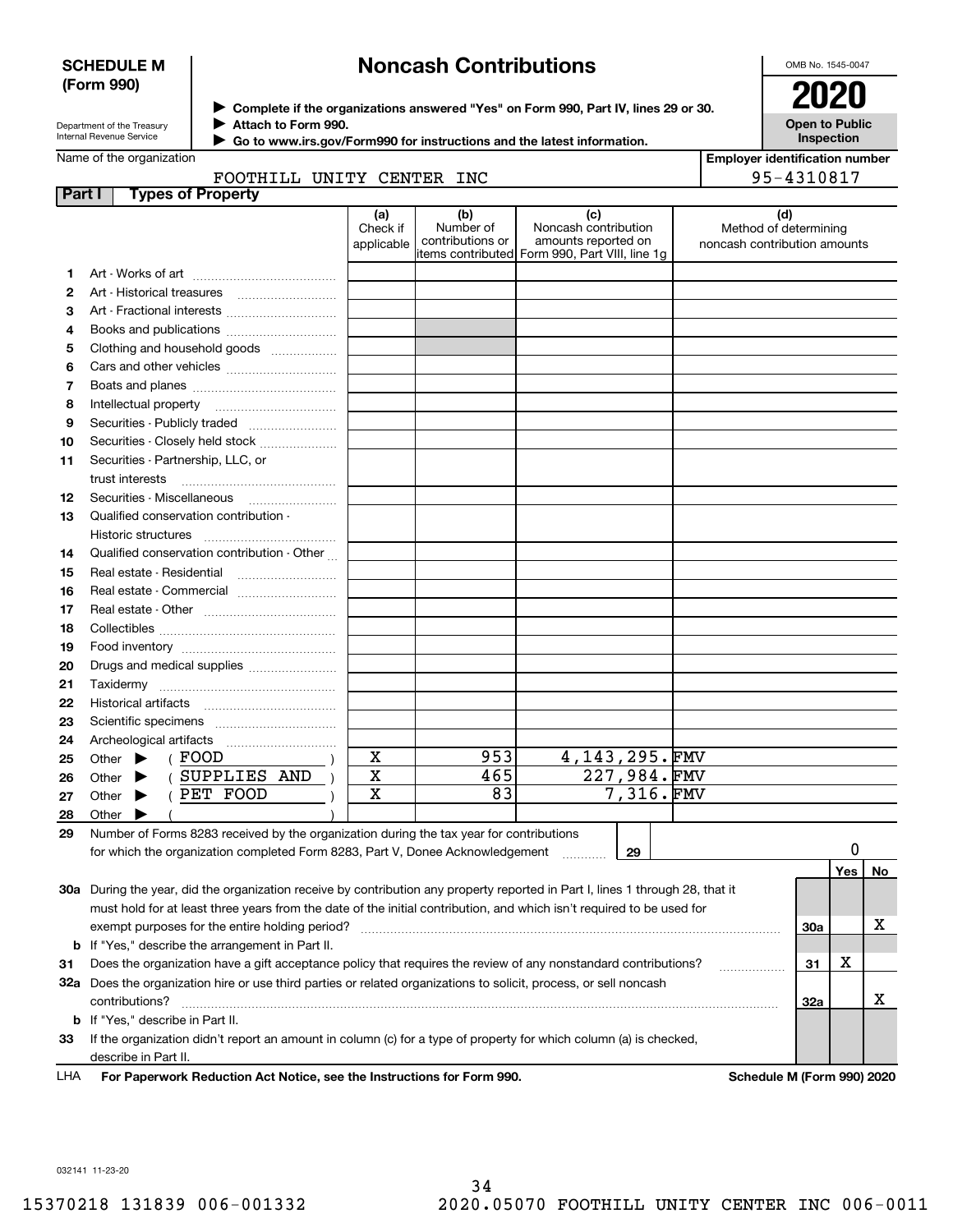**SCHEDULE M (Form 990)**

Department of the Treasury
Internal Revenue Service

# Noncash Contributions

▶ Complete if the organizations answered "Yes" on Form 990, Part IV, lines 29 or 30.
▶ Attach to Form 990.
▶ Go to www.irs.gov/Form990 for instructions and the latest information.

OMB No. 1545-0047

**2020**

**Open to Public Inspection**

Name of the organization: FOOTHILL UNITY CENTER INC

Employer identification number: 95-4310817

## Part I Types of Property

| | | (a) Check if applicable | (b) Number of contributions or items contributed | (c) Noncash contribution amounts reported on Form 990, Part VIII, line 1g | (d) Method of determining noncash contribution amounts |
|---|---|---|---|---|---|
| 1 | Art - Works of art | | | | |
| 2 | Art - Historical treasures | | | | |
| 3 | Art - Fractional interests | | | | |
| 4 | Books and publications | | | | |
| 5 | Clothing and household goods | | | | |
| 6 | Cars and other vehicles | | | | |
| 7 | Boats and planes | | | | |
| 8 | Intellectual property | | | | |
| 9 | Securities - Publicly traded | | | | |
| 10 | Securities - Closely held stock | | | | |
| 11 | Securities - Partnership, LLC, or trust interests | | | | |
| 12 | Securities - Miscellaneous | | | | |
| 13 | Qualified conservation contribution - Historic structures | | | | |
| 14 | Qualified conservation contribution - Other | | | | |
| 15 | Real estate - Residential | | | | |
| 16 | Real estate - Commercial | | | | |
| 17 | Real estate - Other | | | | |
| 18 | Collectibles | | | | |
| 19 | Food inventory | | | | |
| 20 | Drugs and medical supplies | | | | |
| 21 | Taxidermy | | | | |
| 22 | Historical artifacts | | | | |
| 23 | Scientific specimens | | | | |
| 24 | Archeological artifacts | | | | |
| 25 | Other ▶ ( FOOD ) | X | 953 | 4,143,295. | FMV |
| 26 | Other ▶ ( SUPPLIES AND ) | X | 465 | 227,984. | FMV |
| 27 | Other ▶ ( PET FOOD ) | X | 83 | 7,316. | FMV |
| 28 | Other ▶ ( ) | | | | |

**29** Number of Forms 8283 received by the organization during the tax year for contributions for which the organization completed Form 8283, Part V, Donee Acknowledgement ..... **29** | 0

| | | | Yes | No |
|---|---|---|---|---|
| **30a** | During the year, did the organization receive by contribution any property reported in Part I, lines 1 through 28, that it must hold for at least three years from the date of the initial contribution, and which isn't required to be used for exempt purposes for the entire holding period? | 30a | | X |
| **b** | If "Yes," describe the arrangement in Part II. | | | |
| **31** | Does the organization have a gift acceptance policy that requires the review of any nonstandard contributions? | 31 | X | |
| **32a** | Does the organization hire or use third parties or related organizations to solicit, process, or sell noncash contributions? | 32a | | X |
| **b** | If "Yes," describe in Part II. | | | |
| **33** | If the organization didn't report an amount in column (c) for a type of property for which column (a) is checked, describe in Part II. | | | |

LHA **For Paperwork Reduction Act Notice, see the Instructions for Form 990.** **Schedule M (Form 990) 2020**

032141 11-23-20

15370218 131839 006-001332 2020.05070 FOOTHILL UNITY CENTER INC 006-0011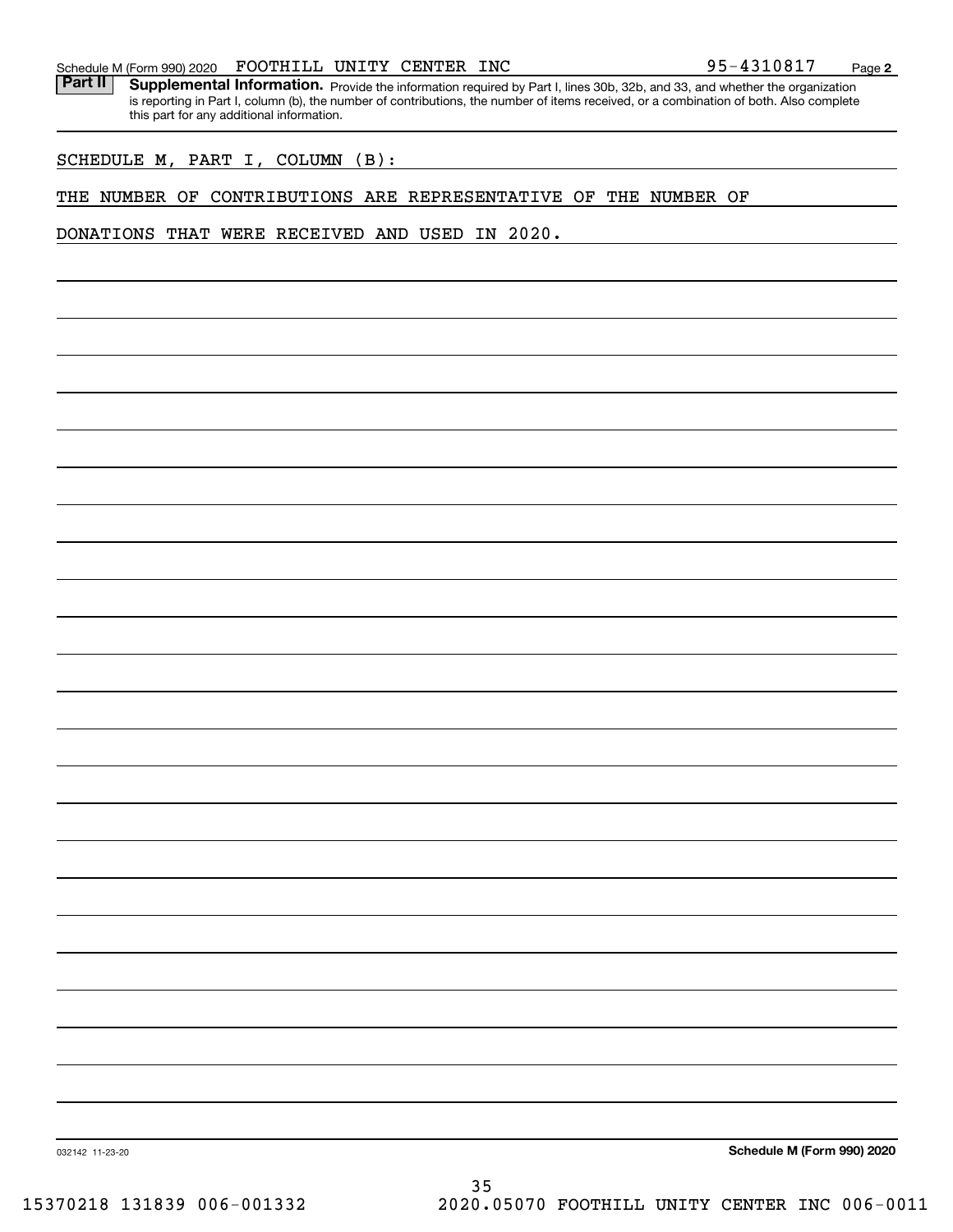Schedule M (Form 990) 2020 FOOTHILL UNITY CENTER INC 95-4310817

**Part II** **Supplemental Information.** Provide the information required by Part I, lines 30b, 32b, and 33, and whether the organization is reporting in Part I, column (b), the number of contributions, the number of items received, or a combination of both. Also complete this part for any additional information.

SCHEDULE M, PART I, COLUMN (B):

THE NUMBER OF CONTRIBUTIONS ARE REPRESENTATIVE OF THE NUMBER OF DONATIONS THAT WERE RECEIVED AND USED IN 2020.

032142 11-23-20

**Schedule M (Form 990) 2020**

15370218 131839 006-001332 2020.05070 FOOTHILL UNITY CENTER INC 006-0011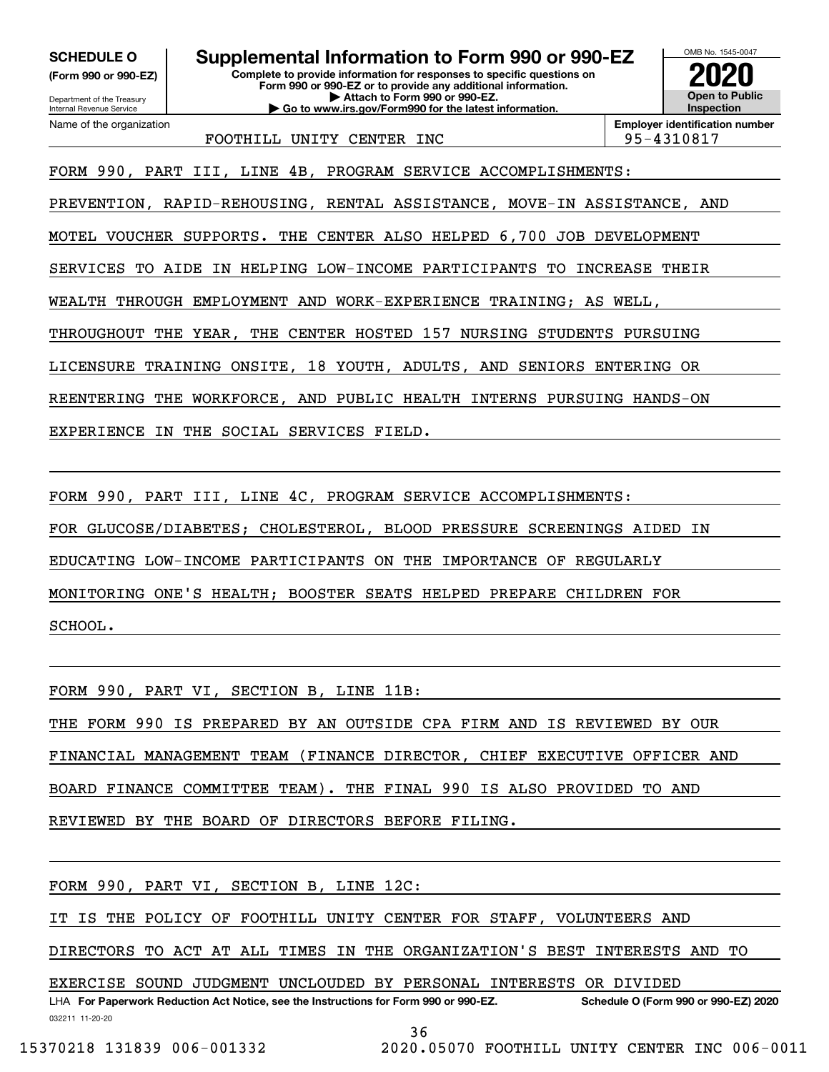**SCHEDULE O**
**(Form 990 or 990-EZ)**

Department of the Treasury
Internal Revenue Service

# Supplemental Information to Form 990 or 990-EZ

**Complete to provide information for responses to specific questions on Form 990 or 990-EZ or to provide any additional information.**
**▶ Attach to Form 990 or 990-EZ.**
**▶ Go to www.irs.gov/Form990 for the latest information.**

OMB No. 1545-0047
**2020**
**Open to Public Inspection**

Name of the organization: FOOTHILL UNITY CENTER INC

**Employer identification number:** 95-4310817

FORM 990, PART III, LINE 4B, PROGRAM SERVICE ACCOMPLISHMENTS:

PREVENTION, RAPID-REHOUSING, RENTAL ASSISTANCE, MOVE-IN ASSISTANCE, AND MOTEL VOUCHER SUPPORTS. THE CENTER ALSO HELPED 6,700 JOB DEVELOPMENT SERVICES TO AIDE IN HELPING LOW-INCOME PARTICIPANTS TO INCREASE THEIR WEALTH THROUGH EMPLOYMENT AND WORK-EXPERIENCE TRAINING; AS WELL, THROUGHOUT THE YEAR, THE CENTER HOSTED 157 NURSING STUDENTS PURSUING LICENSURE TRAINING ONSITE, 18 YOUTH, ADULTS, AND SENIORS ENTERING OR REENTERING THE WORKFORCE, AND PUBLIC HEALTH INTERNS PURSUING HANDS-ON EXPERIENCE IN THE SOCIAL SERVICES FIELD.

FORM 990, PART III, LINE 4C, PROGRAM SERVICE ACCOMPLISHMENTS:

FOR GLUCOSE/DIABETES; CHOLESTEROL, BLOOD PRESSURE SCREENINGS AIDED IN EDUCATING LOW-INCOME PARTICIPANTS ON THE IMPORTANCE OF REGULARLY MONITORING ONE'S HEALTH; BOOSTER SEATS HELPED PREPARE CHILDREN FOR SCHOOL.

FORM 990, PART VI, SECTION B, LINE 11B:

THE FORM 990 IS PREPARED BY AN OUTSIDE CPA FIRM AND IS REVIEWED BY OUR FINANCIAL MANAGEMENT TEAM (FINANCE DIRECTOR, CHIEF EXECUTIVE OFFICER AND BOARD FINANCE COMMITTEE TEAM). THE FINAL 990 IS ALSO PROVIDED TO AND REVIEWED BY THE BOARD OF DIRECTORS BEFORE FILING.

FORM 990, PART VI, SECTION B, LINE 12C:

IT IS THE POLICY OF FOOTHILL UNITY CENTER FOR STAFF, VOLUNTEERS AND DIRECTORS TO ACT AT ALL TIMES IN THE ORGANIZATION'S BEST INTERESTS AND TO EXERCISE SOUND JUDGMENT UNCLOUDED BY PERSONAL INTERESTS OR DIVIDED

LHA **For Paperwork Reduction Act Notice, see the Instructions for Form 990 or 990-EZ.** **Schedule O (Form 990 or 990-EZ) 2020**

032211 11-20-20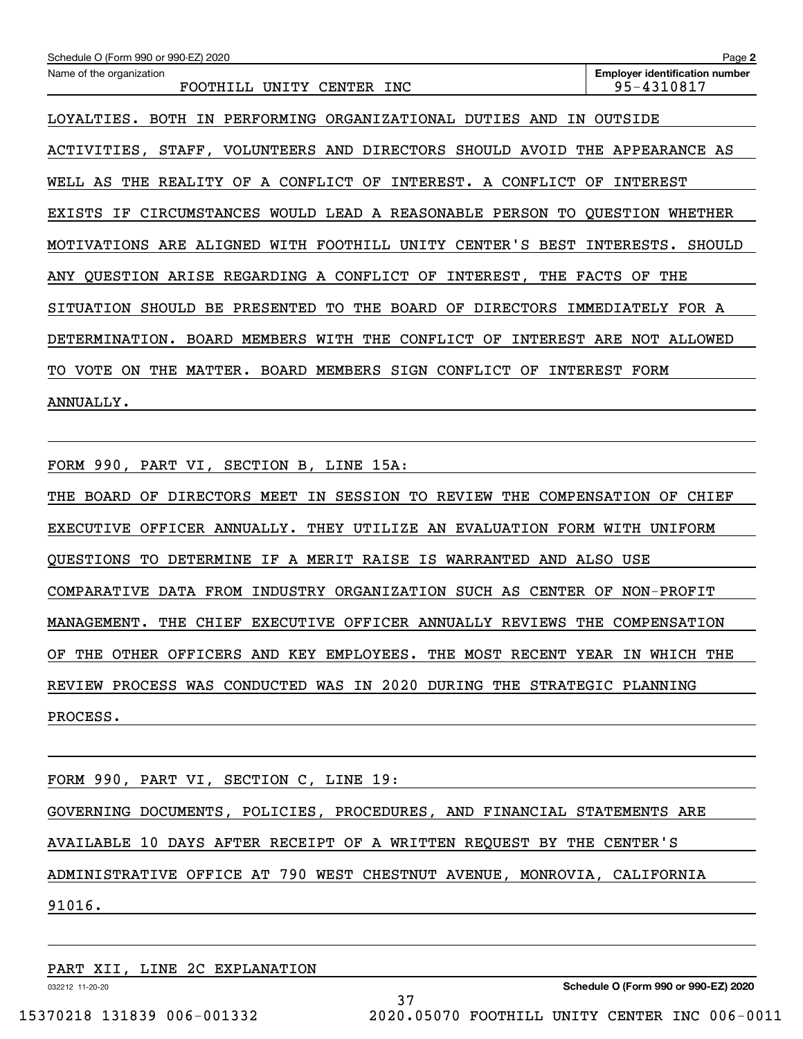Schedule O (Form 990 or 990-EZ) 2020

Name of the organization: FOOTHILL UNITY CENTER INC

Employer identification number: 95-4310817

LOYALTIES. BOTH IN PERFORMING ORGANIZATIONAL DUTIES AND IN OUTSIDE ACTIVITIES, STAFF, VOLUNTEERS AND DIRECTORS SHOULD AVOID THE APPEARANCE AS WELL AS THE REALITY OF A CONFLICT OF INTEREST. A CONFLICT OF INTEREST EXISTS IF CIRCUMSTANCES WOULD LEAD A REASONABLE PERSON TO QUESTION WHETHER MOTIVATIONS ARE ALIGNED WITH FOOTHILL UNITY CENTER'S BEST INTERESTS. SHOULD ANY QUESTION ARISE REGARDING A CONFLICT OF INTEREST, THE FACTS OF THE SITUATION SHOULD BE PRESENTED TO THE BOARD OF DIRECTORS IMMEDIATELY FOR A DETERMINATION. BOARD MEMBERS WITH THE CONFLICT OF INTEREST ARE NOT ALLOWED TO VOTE ON THE MATTER. BOARD MEMBERS SIGN CONFLICT OF INTEREST FORM ANNUALLY.

FORM 990, PART VI, SECTION B, LINE 15A:

THE BOARD OF DIRECTORS MEET IN SESSION TO REVIEW THE COMPENSATION OF CHIEF EXECUTIVE OFFICER ANNUALLY. THEY UTILIZE AN EVALUATION FORM WITH UNIFORM QUESTIONS TO DETERMINE IF A MERIT RAISE IS WARRANTED AND ALSO USE COMPARATIVE DATA FROM INDUSTRY ORGANIZATION SUCH AS CENTER OF NON-PROFIT MANAGEMENT. THE CHIEF EXECUTIVE OFFICER ANNUALLY REVIEWS THE COMPENSATION OF THE OTHER OFFICERS AND KEY EMPLOYEES. THE MOST RECENT YEAR IN WHICH THE REVIEW PROCESS WAS CONDUCTED WAS IN 2020 DURING THE STRATEGIC PLANNING PROCESS.

FORM 990, PART VI, SECTION C, LINE 19:

GOVERNING DOCUMENTS, POLICIES, PROCEDURES, AND FINANCIAL STATEMENTS ARE AVAILABLE 10 DAYS AFTER RECEIPT OF A WRITTEN REQUEST BY THE CENTER'S ADMINISTRATIVE OFFICE AT 790 WEST CHESTNUT AVENUE, MONROVIA, CALIFORNIA 91016.

PART XII, LINE 2C EXPLANATION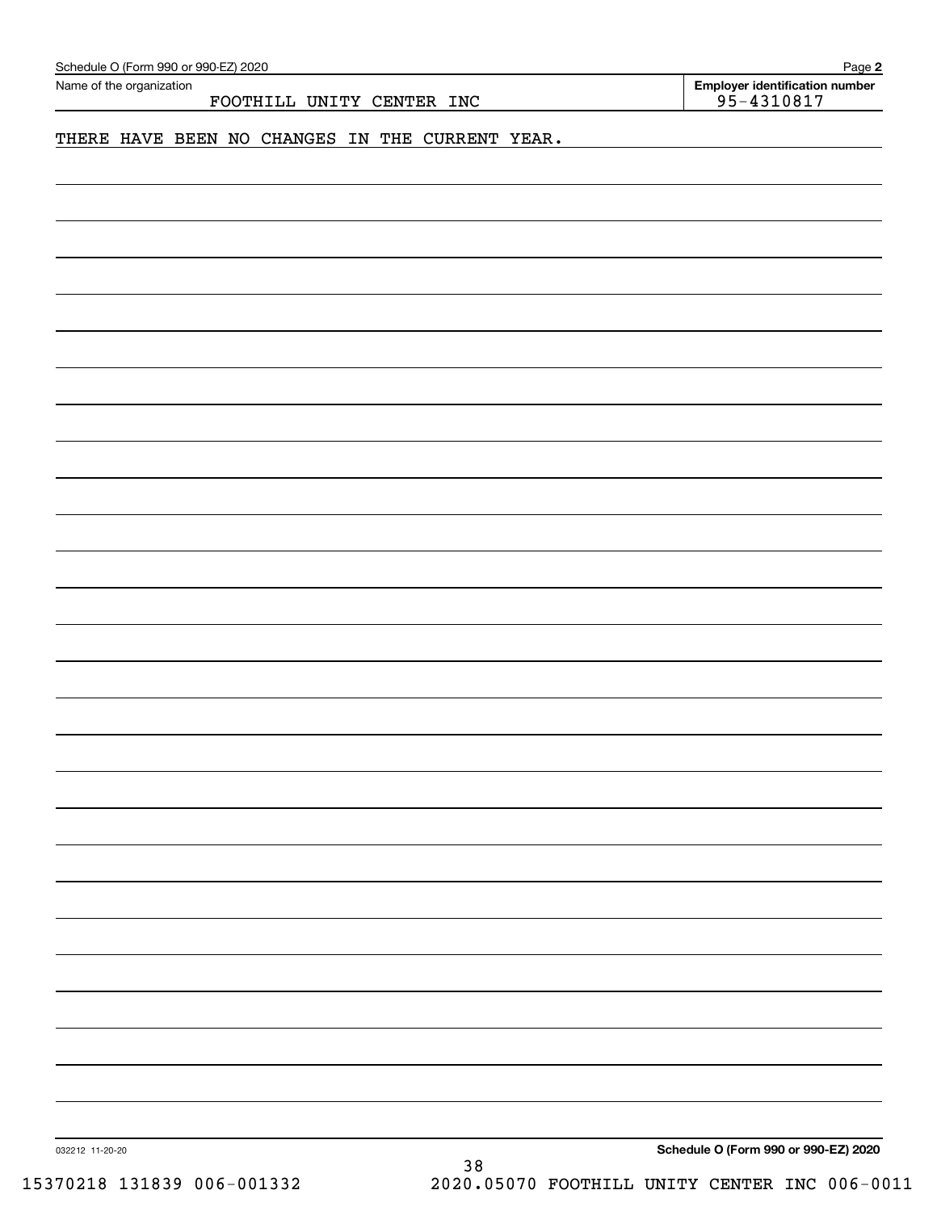Schedule O (Form 990 or 990-EZ) 2020

Name of the organization: FOOTHILL UNITY CENTER INC

**Employer identification number** 95-4310817

THERE HAVE BEEN NO CHANGES IN THE CURRENT YEAR.

032212 11-20-20

**Schedule O (Form 990 or 990-EZ) 2020**

15370218 131839 006-001332   2020.05070 FOOTHILL UNITY CENTER INC 006-0011